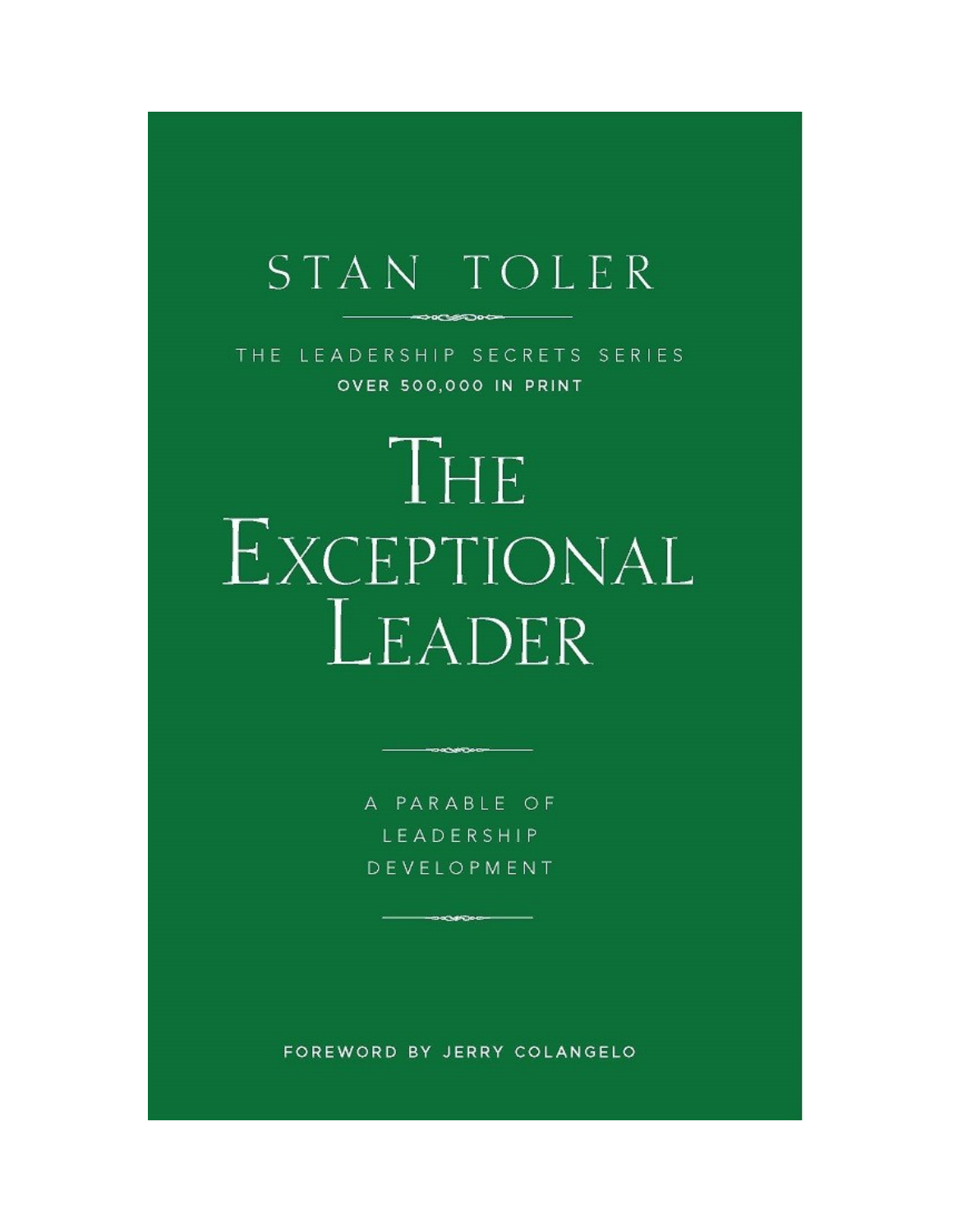STAN TOLER

THE LEADERSHIP SECRETS SERIES

**OVER 500,000 IN PRINT**

# THE EXCEPTIONAL LEADER

A PARABLE OF LEADERSHIP DEVELOPMENT

FOREWORD BY JERRY COLANGELO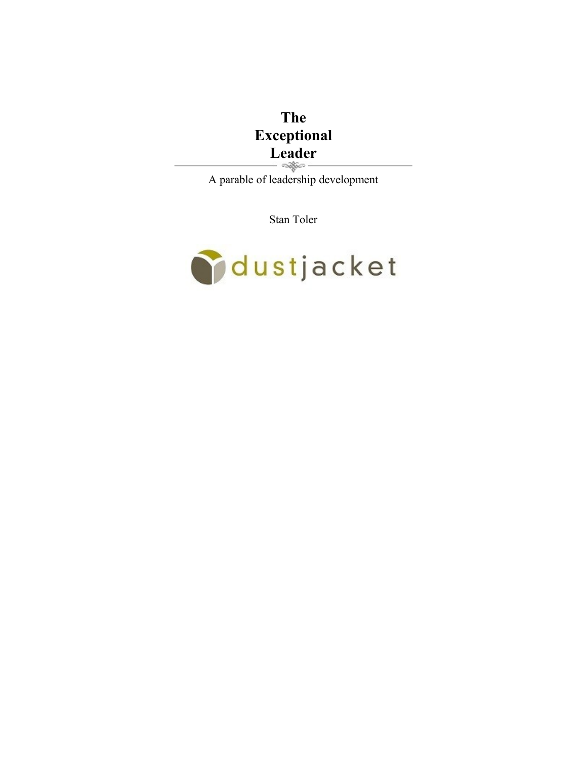# The Exceptional Leader

A parable of leadership development

Stan Toler

dustjacket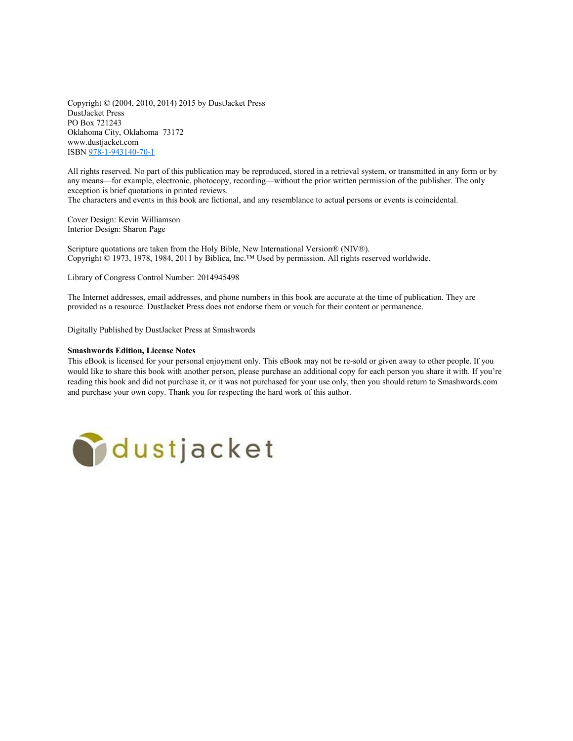Copyright © (2004, 2010, 2014) 2015 by DustJacket Press
DustJacket Press
PO Box 721243
Oklahoma City, Oklahoma 73172
www.dustjacket.com
ISBN 978-1-943140-70-1

All rights reserved. No part of this publication may be reproduced, stored in a retrieval system, or transmitted in any form or by any means—for example, electronic, photocopy, recording—without the prior written permission of the publisher. The only exception is brief quotations in printed reviews.
The characters and events in this book are fictional, and any resemblance to actual persons or events is coincidental.

Cover Design: Kevin Williamson
Interior Design: Sharon Page

Scripture quotations are taken from the Holy Bible, New International Version® (NIV®).
Copyright © 1973, 1978, 1984, 2011 by Biblica, Inc.™ Used by permission. All rights reserved worldwide.

Library of Congress Control Number: 2014945498

The Internet addresses, email addresses, and phone numbers in this book are accurate at the time of publication. They are provided as a resource. DustJacket Press does not endorse them or vouch for their content or permanence.

Digitally Published by DustJacket Press at Smashwords

**Smashwords Edition, License Notes**
This eBook is licensed for your personal enjoyment only. This eBook may not be re-sold or given away to other people. If you would like to share this book with another person, please purchase an additional copy for each person you share it with. If you're reading this book and did not purchase it, or it was not purchased for your use only, then you should return to Smashwords.com and purchase your own copy. Thank you for respecting the hard work of this author.

dustjacket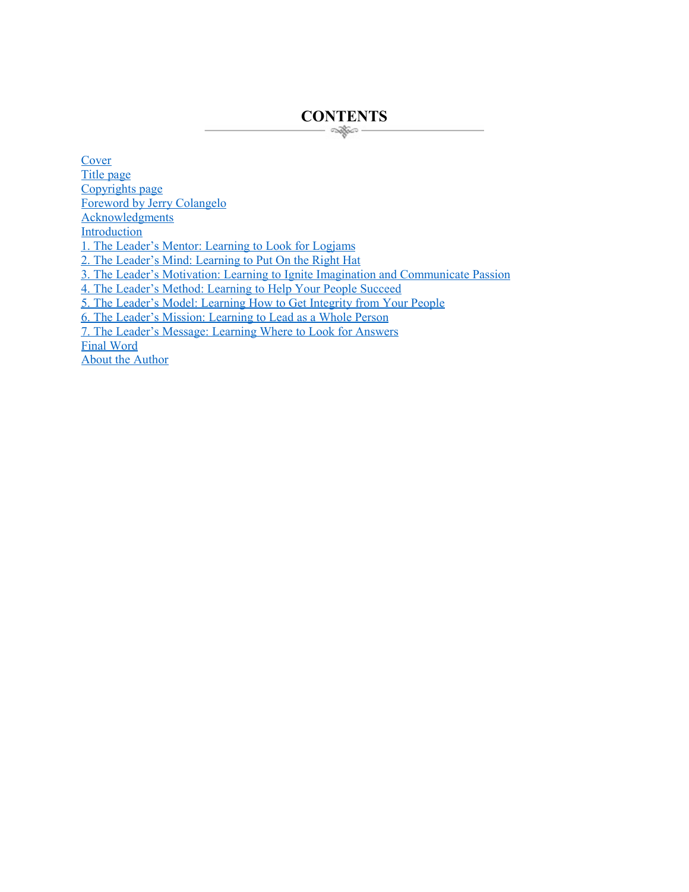# CONTENTS

Cover
Title page
Copyrights page
Foreword by Jerry Colangelo
Acknowledgments
Introduction
1. The Leader's Mentor: Learning to Look for Logjams
2. The Leader's Mind: Learning to Put On the Right Hat
3. The Leader's Motivation: Learning to Ignite Imagination and Communicate Passion
4. The Leader's Method: Learning to Help Your People Succeed
5. The Leader's Model: Learning How to Get Integrity from Your People
6. The Leader's Mission: Learning to Lead as a Whole Person
7. The Leader's Message: Learning Where to Look for Answers
Final Word
About the Author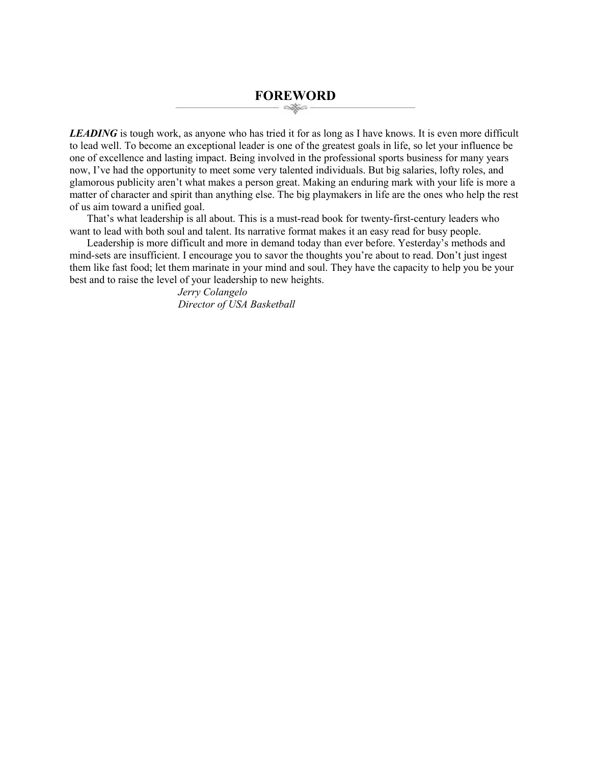# FOREWORD

***LEADING*** is tough work, as anyone who has tried it for as long as I have knows. It is even more difficult to lead well. To become an exceptional leader is one of the greatest goals in life, so let your influence be one of excellence and lasting impact. Being involved in the professional sports business for many years now, I've had the opportunity to meet some very talented individuals. But big salaries, lofty roles, and glamorous publicity aren't what makes a person great. Making an enduring mark with your life is more a matter of character and spirit than anything else. The big playmakers in life are the ones who help the rest of us aim toward a unified goal.

That's what leadership is all about. This is a must-read book for twenty-first-century leaders who want to lead with both soul and talent. Its narrative format makes it an easy read for busy people.

Leadership is more difficult and more in demand today than ever before. Yesterday's methods and mind-sets are insufficient. I encourage you to savor the thoughts you're about to read. Don't just ingest them like fast food; let them marinate in your mind and soul. They have the capacity to help you be your best and to raise the level of your leadership to new heights.

*Jerry Colangelo*
*Director of USA Basketball*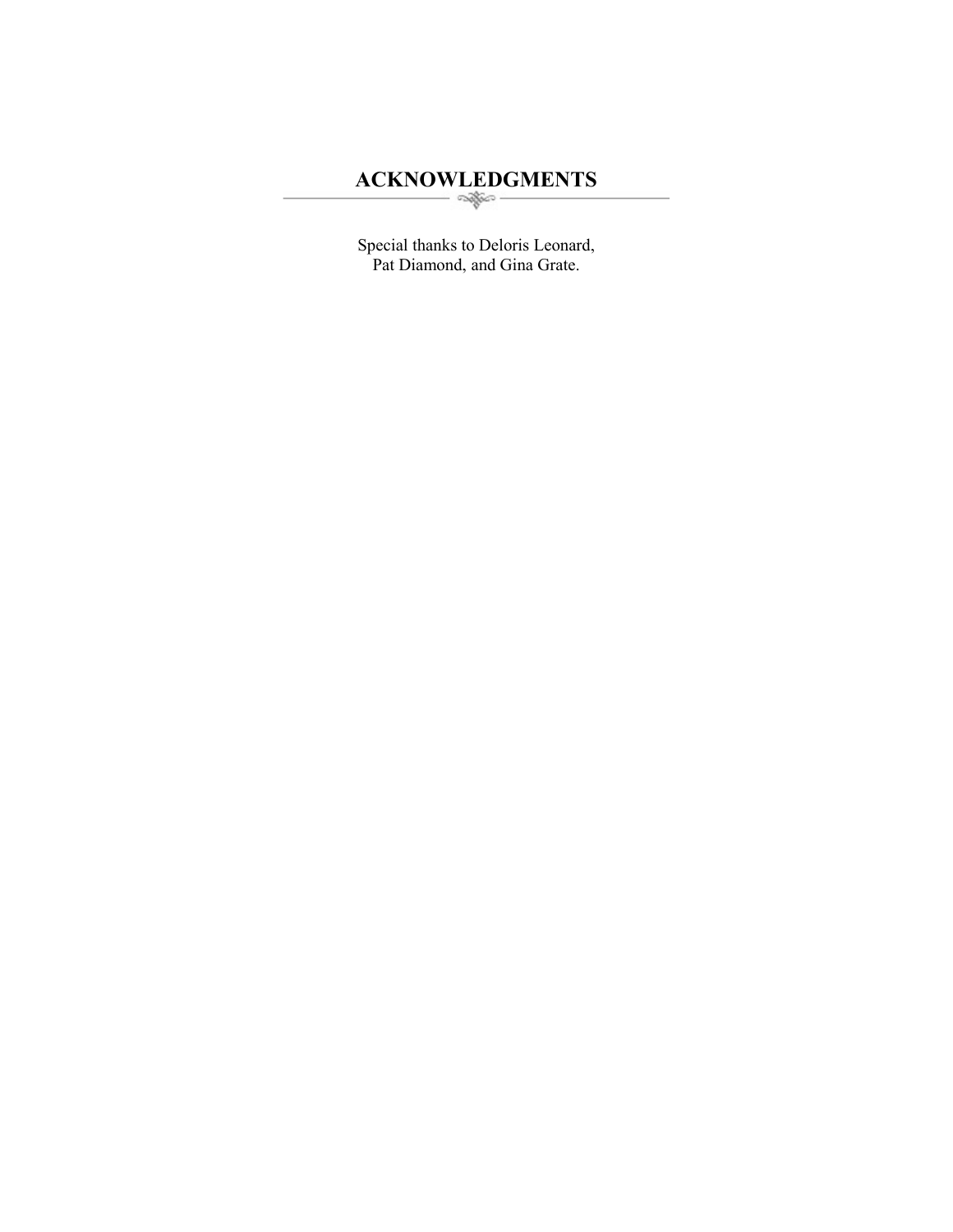# ACKNOWLEDGMENTS

Special thanks to Deloris Leonard,
Pat Diamond, and Gina Grate.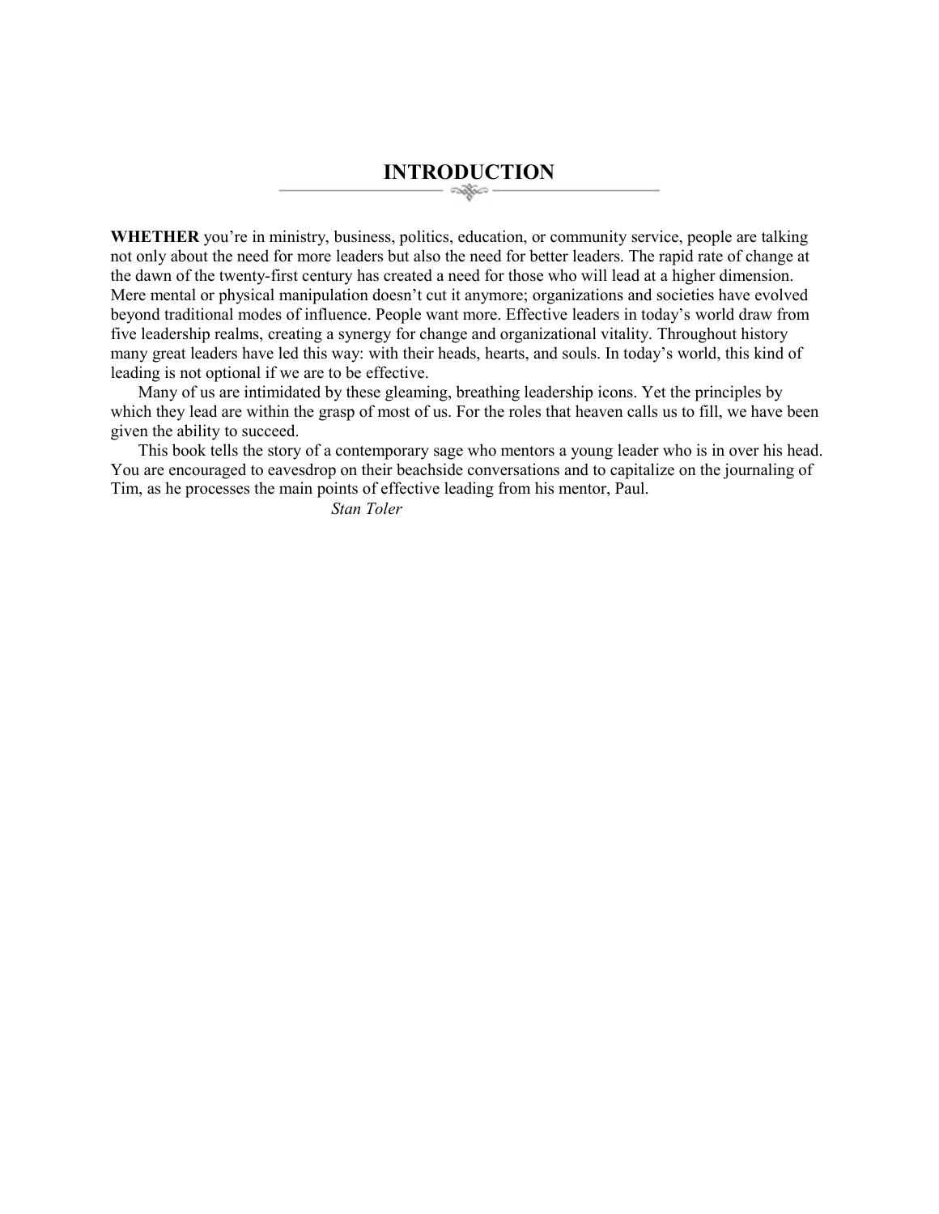# INTRODUCTION

**WHETHER** you're in ministry, business, politics, education, or community service, people are talking not only about the need for more leaders but also the need for better leaders. The rapid rate of change at the dawn of the twenty-first century has created a need for those who will lead at a higher dimension. Mere mental or physical manipulation doesn't cut it anymore; organizations and societies have evolved beyond traditional modes of influence. People want more. Effective leaders in today's world draw from five leadership realms, creating a synergy for change and organizational vitality. Throughout history many great leaders have led this way: with their heads, hearts, and souls. In today's world, this kind of leading is not optional if we are to be effective.

Many of us are intimidated by these gleaming, breathing leadership icons. Yet the principles by which they lead are within the grasp of most of us. For the roles that heaven calls us to fill, we have been given the ability to succeed.

This book tells the story of a contemporary sage who mentors a young leader who is in over his head. You are encouraged to eavesdrop on their beachside conversations and to capitalize on the journaling of Tim, as he processes the main points of effective leading from his mentor, Paul.

*Stan Toler*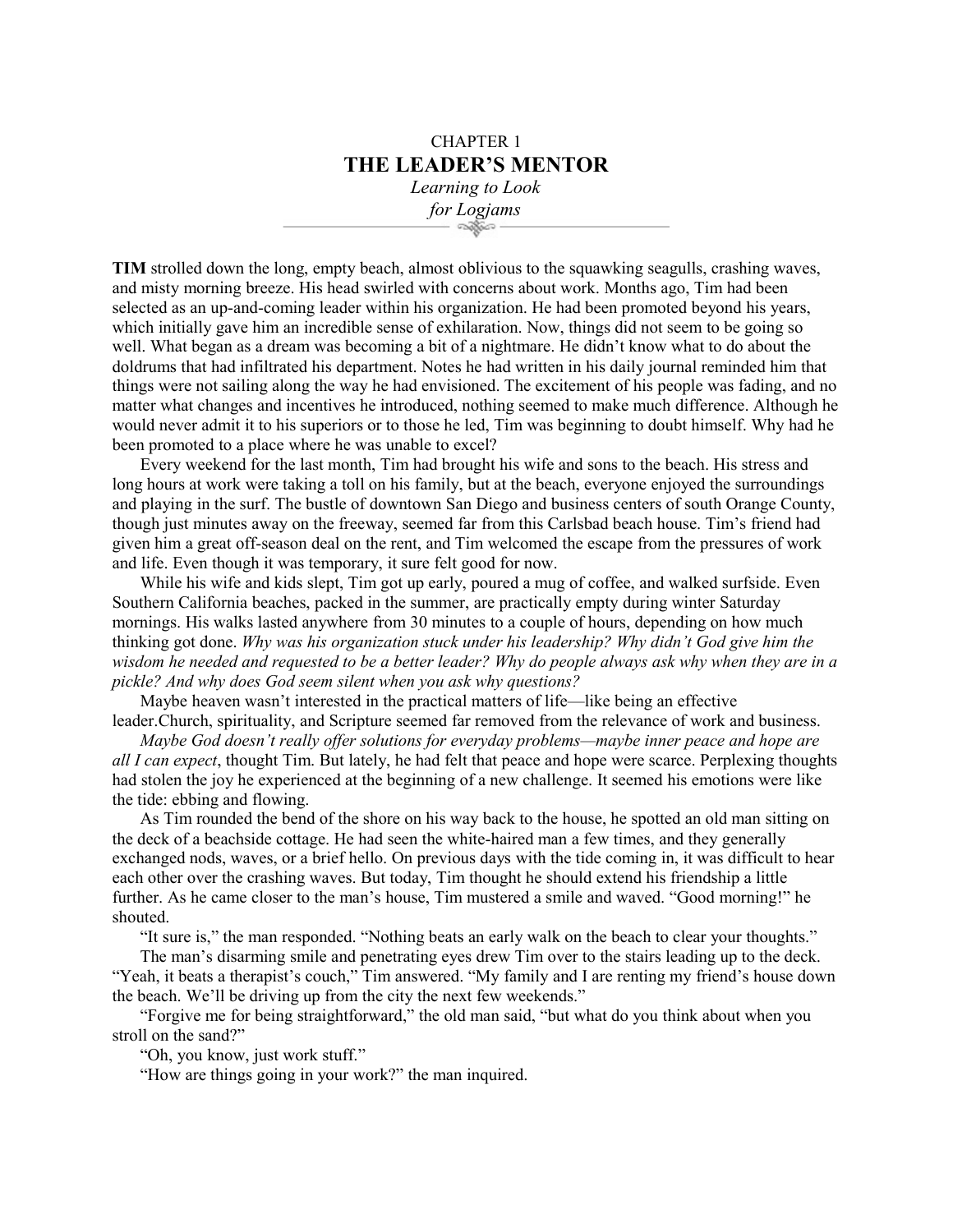CHAPTER 1

# THE LEADER'S MENTOR

*Learning to Look for Logjams*

**TIM** strolled down the long, empty beach, almost oblivious to the squawking seagulls, crashing waves, and misty morning breeze. His head swirled with concerns about work. Months ago, Tim had been selected as an up-and-coming leader within his organization. He had been promoted beyond his years, which initially gave him an incredible sense of exhilaration. Now, things did not seem to be going so well. What began as a dream was becoming a bit of a nightmare. He didn't know what to do about the doldrums that had infiltrated his department. Notes he had written in his daily journal reminded him that things were not sailing along the way he had envisioned. The excitement of his people was fading, and no matter what changes and incentives he introduced, nothing seemed to make much difference. Although he would never admit it to his superiors or to those he led, Tim was beginning to doubt himself. Why had he been promoted to a place where he was unable to excel?

Every weekend for the last month, Tim had brought his wife and sons to the beach. His stress and long hours at work were taking a toll on his family, but at the beach, everyone enjoyed the surroundings and playing in the surf. The bustle of downtown San Diego and business centers of south Orange County, though just minutes away on the freeway, seemed far from this Carlsbad beach house. Tim's friend had given him a great off-season deal on the rent, and Tim welcomed the escape from the pressures of work and life. Even though it was temporary, it sure felt good for now.

While his wife and kids slept, Tim got up early, poured a mug of coffee, and walked surfside. Even Southern California beaches, packed in the summer, are practically empty during winter Saturday mornings. His walks lasted anywhere from 30 minutes to a couple of hours, depending on how much thinking got done. *Why was his organization stuck under his leadership? Why didn't God give him the wisdom he needed and requested to be a better leader? Why do people always ask why when they are in a pickle? And why does God seem silent when you ask why questions?*

Maybe heaven wasn't interested in the practical matters of life—like being an effective leader.Church, spirituality, and Scripture seemed far removed from the relevance of work and business.

*Maybe God doesn't really offer solutions for everyday problems—maybe inner peace and hope are all I can expect*, thought Tim. But lately, he had felt that peace and hope were scarce. Perplexing thoughts had stolen the joy he experienced at the beginning of a new challenge. It seemed his emotions were like the tide: ebbing and flowing.

As Tim rounded the bend of the shore on his way back to the house, he spotted an old man sitting on the deck of a beachside cottage. He had seen the white-haired man a few times, and they generally exchanged nods, waves, or a brief hello. On previous days with the tide coming in, it was difficult to hear each other over the crashing waves. But today, Tim thought he should extend his friendship a little further. As he came closer to the man's house, Tim mustered a smile and waved. "Good morning!" he shouted.

"It sure is," the man responded. "Nothing beats an early walk on the beach to clear your thoughts."

The man's disarming smile and penetrating eyes drew Tim over to the stairs leading up to the deck. "Yeah, it beats a therapist's couch," Tim answered. "My family and I are renting my friend's house down the beach. We'll be driving up from the city the next few weekends."

"Forgive me for being straightforward," the old man said, "but what do you think about when you stroll on the sand?"

"Oh, you know, just work stuff."

"How are things going in your work?" the man inquired.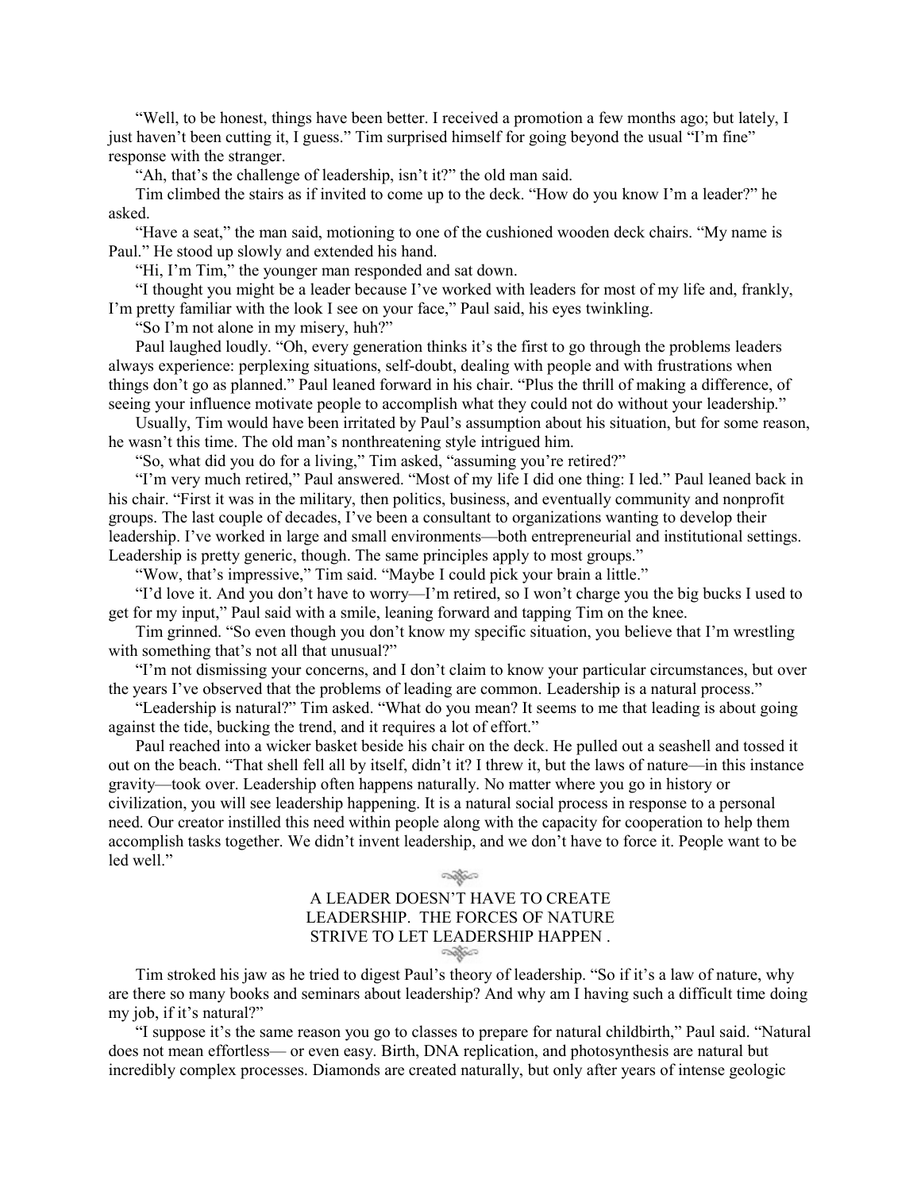"Well, to be honest, things have been better. I received a promotion a few months ago; but lately, I just haven't been cutting it, I guess." Tim surprised himself for going beyond the usual "I'm fine" response with the stranger.

"Ah, that's the challenge of leadership, isn't it?" the old man said.

Tim climbed the stairs as if invited to come up to the deck. "How do you know I'm a leader?" he asked.

"Have a seat," the man said, motioning to one of the cushioned wooden deck chairs. "My name is Paul." He stood up slowly and extended his hand.

"Hi, I'm Tim," the younger man responded and sat down.

"I thought you might be a leader because I've worked with leaders for most of my life and, frankly, I'm pretty familiar with the look I see on your face," Paul said, his eyes twinkling.

"So I'm not alone in my misery, huh?"

Paul laughed loudly. "Oh, every generation thinks it's the first to go through the problems leaders always experience: perplexing situations, self-doubt, dealing with people and with frustrations when things don't go as planned." Paul leaned forward in his chair. "Plus the thrill of making a difference, of seeing your influence motivate people to accomplish what they could not do without your leadership."

Usually, Tim would have been irritated by Paul's assumption about his situation, but for some reason, he wasn't this time. The old man's nonthreatening style intrigued him.

"So, what did you do for a living," Tim asked, "assuming you're retired?"

"I'm very much retired," Paul answered. "Most of my life I did one thing: I led." Paul leaned back in his chair. "First it was in the military, then politics, business, and eventually community and nonprofit groups. The last couple of decades, I've been a consultant to organizations wanting to develop their leadership. I've worked in large and small environments—both entrepreneurial and institutional settings. Leadership is pretty generic, though. The same principles apply to most groups."

"Wow, that's impressive," Tim said. "Maybe I could pick your brain a little."

"I'd love it. And you don't have to worry—I'm retired, so I won't charge you the big bucks I used to get for my input," Paul said with a smile, leaning forward and tapping Tim on the knee.

Tim grinned. "So even though you don't know my specific situation, you believe that I'm wrestling with something that's not all that unusual?"

"I'm not dismissing your concerns, and I don't claim to know your particular circumstances, but over the years I've observed that the problems of leading are common. Leadership is a natural process."

"Leadership is natural?" Tim asked. "What do you mean? It seems to me that leading is about going against the tide, bucking the trend, and it requires a lot of effort."

Paul reached into a wicker basket beside his chair on the deck. He pulled out a seashell and tossed it out on the beach. "That shell fell all by itself, didn't it? I threw it, but the laws of nature—in this instance gravity—took over. Leadership often happens naturally. No matter where you go in history or civilization, you will see leadership happening. It is a natural social process in response to a personal need. Our creator instilled this need within people along with the capacity for cooperation to help them accomplish tasks together. We didn't invent leadership, and we don't have to force it. People want to be led well."

A LEADER DOESN'T HAVE TO CREATE LEADERSHIP. THE FORCES OF NATURE STRIVE TO LET LEADERSHIP HAPPEN .

Tim stroked his jaw as he tried to digest Paul's theory of leadership. "So if it's a law of nature, why are there so many books and seminars about leadership? And why am I having such a difficult time doing my job, if it's natural?"

"I suppose it's the same reason you go to classes to prepare for natural childbirth," Paul said. "Natural does not mean effortless— or even easy. Birth, DNA replication, and photosynthesis are natural but incredibly complex processes. Diamonds are created naturally, but only after years of intense geologic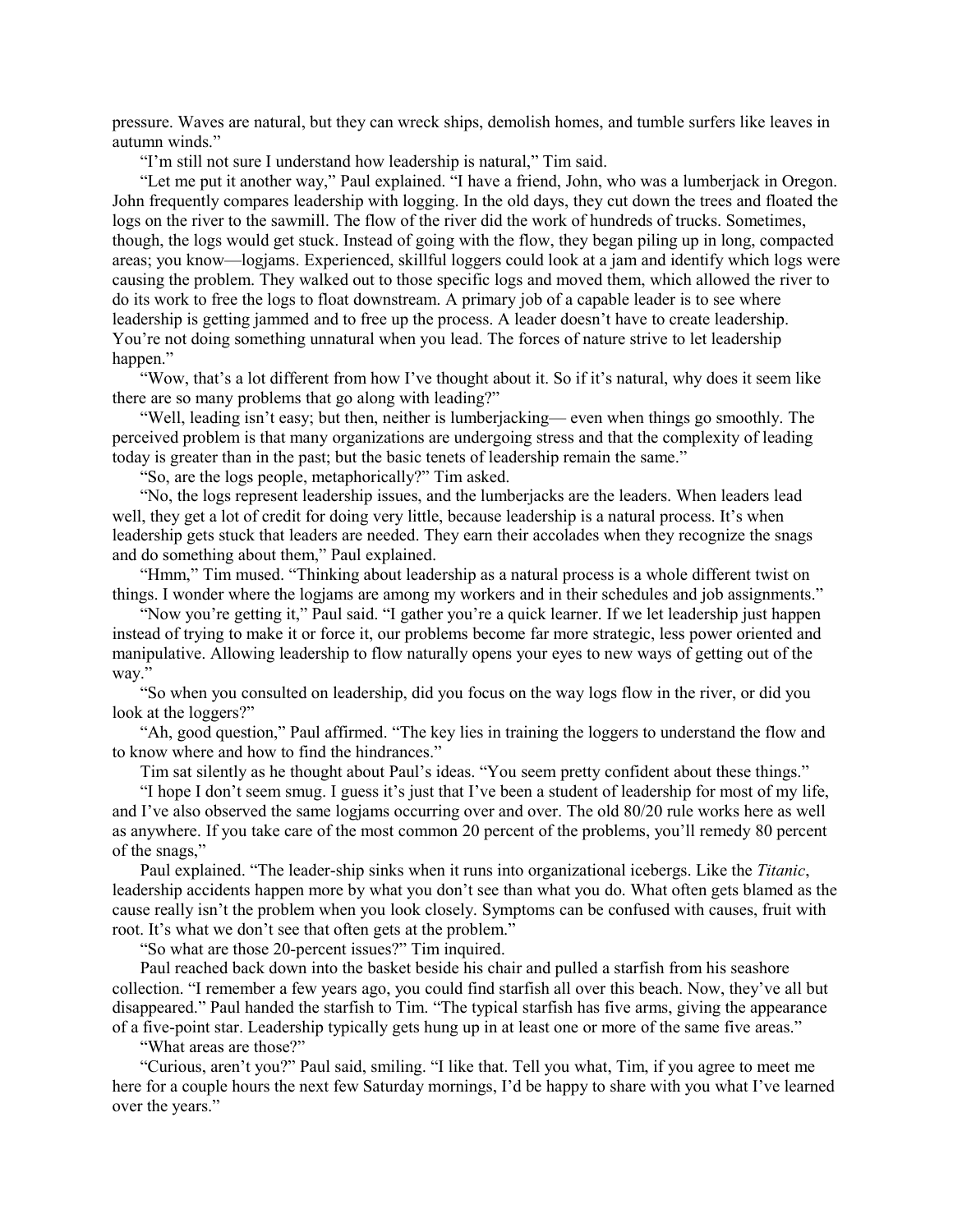pressure. Waves are natural, but they can wreck ships, demolish homes, and tumble surfers like leaves in autumn winds."

"I'm still not sure I understand how leadership is natural," Tim said.

"Let me put it another way," Paul explained. "I have a friend, John, who was a lumberjack in Oregon. John frequently compares leadership with logging. In the old days, they cut down the trees and floated the logs on the river to the sawmill. The flow of the river did the work of hundreds of trucks. Sometimes, though, the logs would get stuck. Instead of going with the flow, they began piling up in long, compacted areas; you know—logjams. Experienced, skillful loggers could look at a jam and identify which logs were causing the problem. They walked out to those specific logs and moved them, which allowed the river to do its work to free the logs to float downstream. A primary job of a capable leader is to see where leadership is getting jammed and to free up the process. A leader doesn't have to create leadership. You're not doing something unnatural when you lead. The forces of nature strive to let leadership happen."

"Wow, that's a lot different from how I've thought about it. So if it's natural, why does it seem like there are so many problems that go along with leading?"

"Well, leading isn't easy; but then, neither is lumberjacking— even when things go smoothly. The perceived problem is that many organizations are undergoing stress and that the complexity of leading today is greater than in the past; but the basic tenets of leadership remain the same."

"So, are the logs people, metaphorically?" Tim asked.

"No, the logs represent leadership issues, and the lumberjacks are the leaders. When leaders lead well, they get a lot of credit for doing very little, because leadership is a natural process. It's when leadership gets stuck that leaders are needed. They earn their accolades when they recognize the snags and do something about them," Paul explained.

"Hmm," Tim mused. "Thinking about leadership as a natural process is a whole different twist on things. I wonder where the logjams are among my workers and in their schedules and job assignments."

"Now you're getting it," Paul said. "I gather you're a quick learner. If we let leadership just happen instead of trying to make it or force it, our problems become far more strategic, less power oriented and manipulative. Allowing leadership to flow naturally opens your eyes to new ways of getting out of the way."

"So when you consulted on leadership, did you focus on the way logs flow in the river, or did you look at the loggers?"

"Ah, good question," Paul affirmed. "The key lies in training the loggers to understand the flow and to know where and how to find the hindrances."

Tim sat silently as he thought about Paul's ideas. "You seem pretty confident about these things."

"I hope I don't seem smug. I guess it's just that I've been a student of leadership for most of my life, and I've also observed the same logjams occurring over and over. The old 80/20 rule works here as well as anywhere. If you take care of the most common 20 percent of the problems, you'll remedy 80 percent of the snags,"

Paul explained. "The leader-ship sinks when it runs into organizational icebergs. Like the *Titanic*, leadership accidents happen more by what you don't see than what you do. What often gets blamed as the cause really isn't the problem when you look closely. Symptoms can be confused with causes, fruit with root. It's what we don't see that often gets at the problem."

"So what are those 20-percent issues?" Tim inquired.

Paul reached back down into the basket beside his chair and pulled a starfish from his seashore collection. "I remember a few years ago, you could find starfish all over this beach. Now, they've all but disappeared." Paul handed the starfish to Tim. "The typical starfish has five arms, giving the appearance of a five-point star. Leadership typically gets hung up in at least one or more of the same five areas."

"What areas are those?"

"Curious, aren't you?" Paul said, smiling. "I like that. Tell you what, Tim, if you agree to meet me here for a couple hours the next few Saturday mornings, I'd be happy to share with you what I've learned over the years."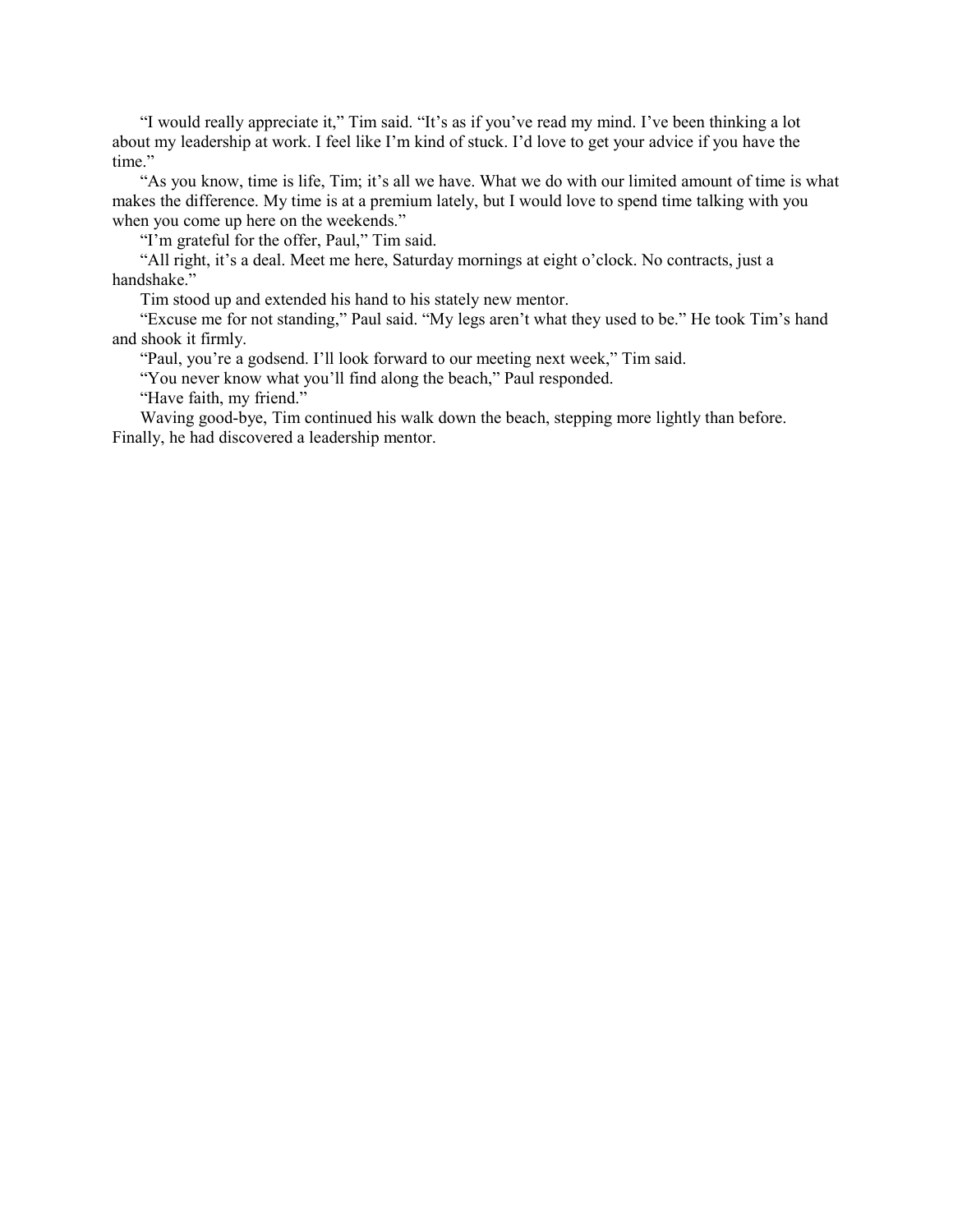"I would really appreciate it," Tim said. "It's as if you've read my mind. I've been thinking a lot about my leadership at work. I feel like I'm kind of stuck. I'd love to get your advice if you have the time."

"As you know, time is life, Tim; it's all we have. What we do with our limited amount of time is what makes the difference. My time is at a premium lately, but I would love to spend time talking with you when you come up here on the weekends."

"I'm grateful for the offer, Paul," Tim said.

"All right, it's a deal. Meet me here, Saturday mornings at eight o'clock. No contracts, just a handshake."

Tim stood up and extended his hand to his stately new mentor.

"Excuse me for not standing," Paul said. "My legs aren't what they used to be." He took Tim's hand and shook it firmly.

"Paul, you're a godsend. I'll look forward to our meeting next week," Tim said.

"You never know what you'll find along the beach," Paul responded.

"Have faith, my friend."

Waving good-bye, Tim continued his walk down the beach, stepping more lightly than before. Finally, he had discovered a leadership mentor.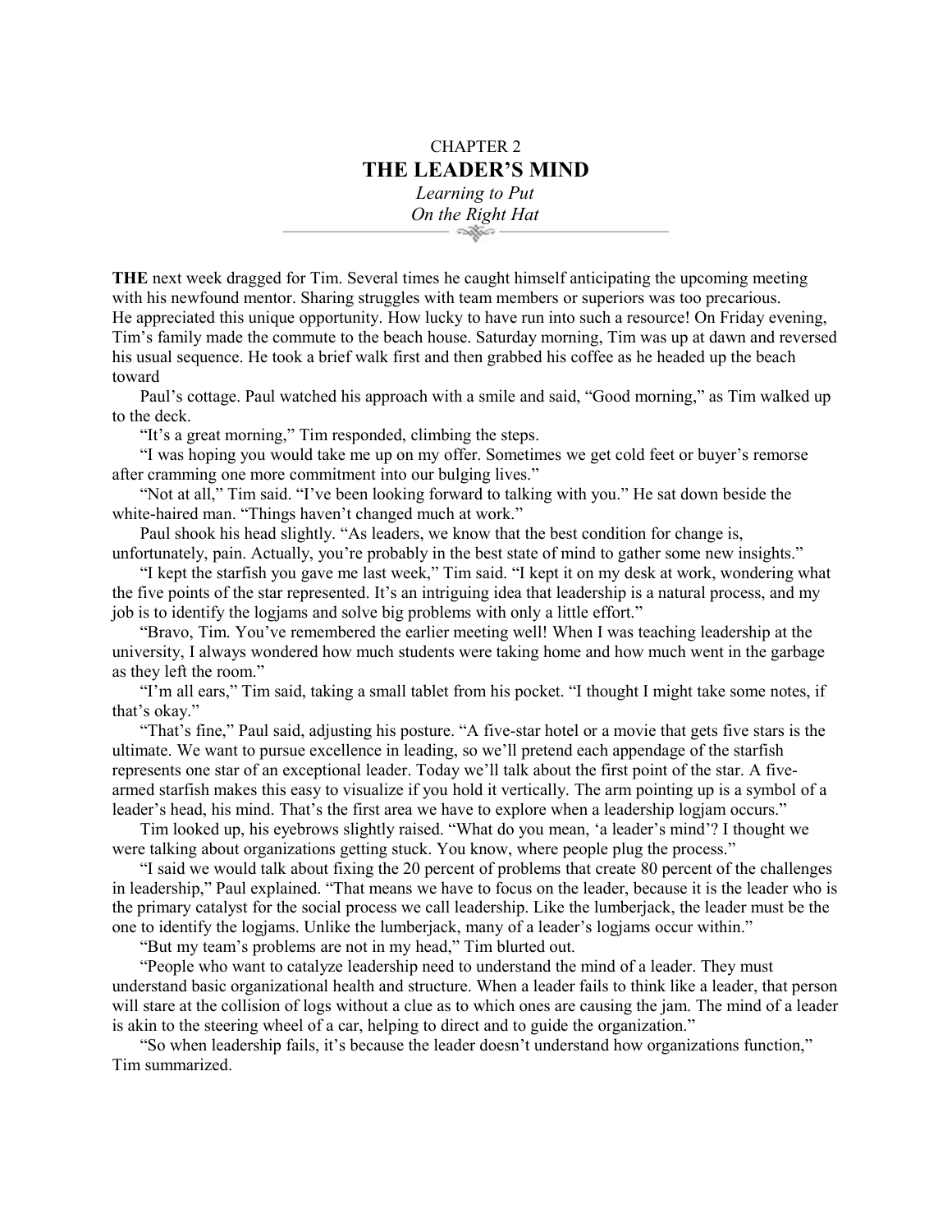CHAPTER 2

# THE LEADER'S MIND

*Learning to Put*
*On the Right Hat*

**THE** next week dragged for Tim. Several times he caught himself anticipating the upcoming meeting with his newfound mentor. Sharing struggles with team members or superiors was too precarious. He appreciated this unique opportunity. How lucky to have run into such a resource! On Friday evening, Tim's family made the commute to the beach house. Saturday morning, Tim was up at dawn and reversed his usual sequence. He took a brief walk first and then grabbed his coffee as he headed up the beach toward

Paul's cottage. Paul watched his approach with a smile and said, "Good morning," as Tim walked up to the deck.

"It's a great morning," Tim responded, climbing the steps.

"I was hoping you would take me up on my offer. Sometimes we get cold feet or buyer's remorse after cramming one more commitment into our bulging lives."

"Not at all," Tim said. "I've been looking forward to talking with you." He sat down beside the white-haired man. "Things haven't changed much at work."

Paul shook his head slightly. "As leaders, we know that the best condition for change is, unfortunately, pain. Actually, you're probably in the best state of mind to gather some new insights."

"I kept the starfish you gave me last week," Tim said. "I kept it on my desk at work, wondering what the five points of the star represented. It's an intriguing idea that leadership is a natural process, and my job is to identify the logjams and solve big problems with only a little effort."

"Bravo, Tim. You've remembered the earlier meeting well! When I was teaching leadership at the university, I always wondered how much students were taking home and how much went in the garbage as they left the room."

"I'm all ears," Tim said, taking a small tablet from his pocket. "I thought I might take some notes, if that's okay."

"That's fine," Paul said, adjusting his posture. "A five-star hotel or a movie that gets five stars is the ultimate. We want to pursue excellence in leading, so we'll pretend each appendage of the starfish represents one star of an exceptional leader. Today we'll talk about the first point of the star. A five-armed starfish makes this easy to visualize if you hold it vertically. The arm pointing up is a symbol of a leader's head, his mind. That's the first area we have to explore when a leadership logjam occurs."

Tim looked up, his eyebrows slightly raised. "What do you mean, 'a leader's mind'? I thought we were talking about organizations getting stuck. You know, where people plug the process."

"I said we would talk about fixing the 20 percent of problems that create 80 percent of the challenges in leadership," Paul explained. "That means we have to focus on the leader, because it is the leader who is the primary catalyst for the social process we call leadership. Like the lumberjack, the leader must be the one to identify the logjams. Unlike the lumberjack, many of a leader's logjams occur within."

"But my team's problems are not in my head," Tim blurted out.

"People who want to catalyze leadership need to understand the mind of a leader. They must understand basic organizational health and structure. When a leader fails to think like a leader, that person will stare at the collision of logs without a clue as to which ones are causing the jam. The mind of a leader is akin to the steering wheel of a car, helping to direct and to guide the organization."

"So when leadership fails, it's because the leader doesn't understand how organizations function," Tim summarized.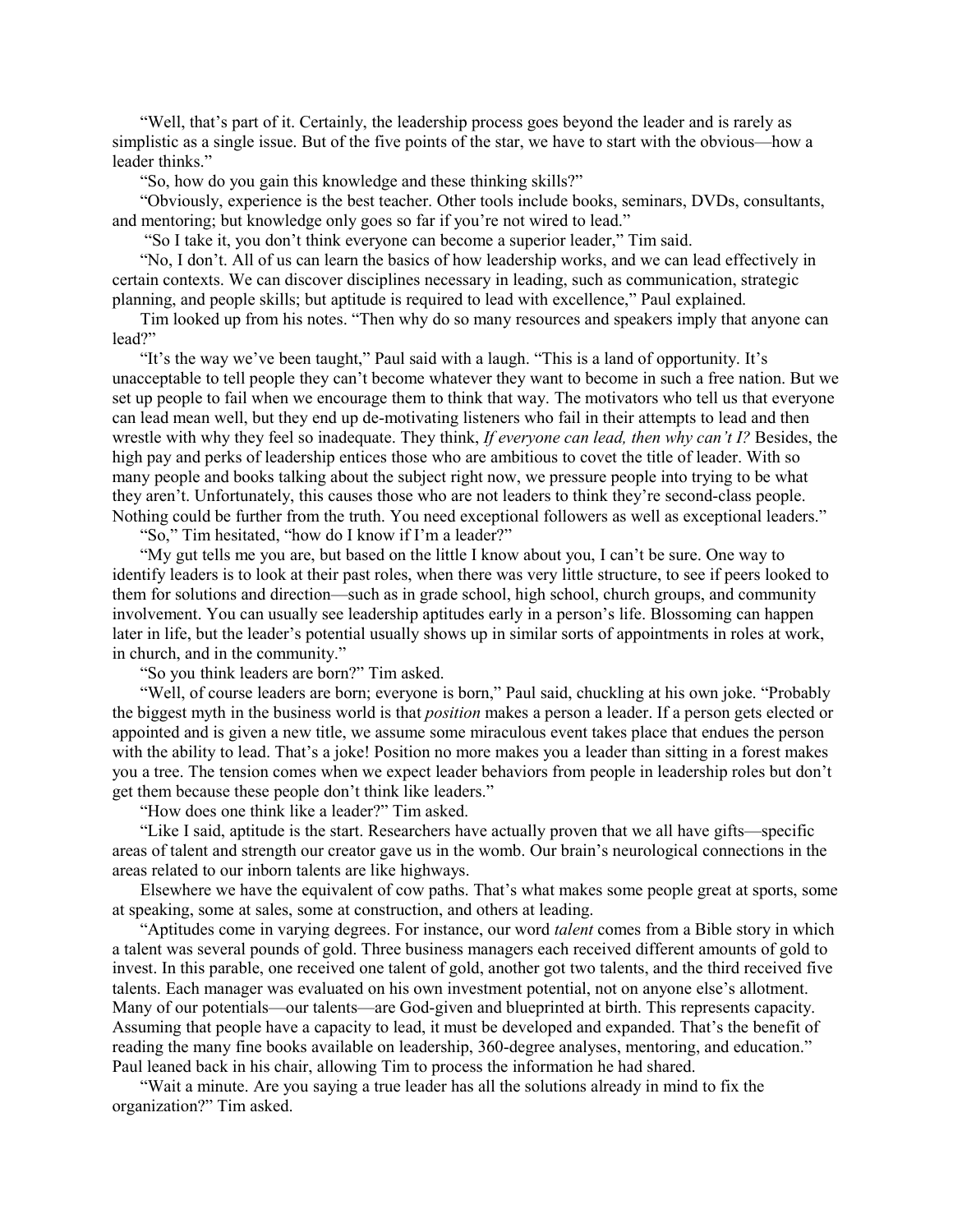"Well, that's part of it. Certainly, the leadership process goes beyond the leader and is rarely as simplistic as a single issue. But of the five points of the star, we have to start with the obvious—how a leader thinks."

"So, how do you gain this knowledge and these thinking skills?"

"Obviously, experience is the best teacher. Other tools include books, seminars, DVDs, consultants, and mentoring; but knowledge only goes so far if you're not wired to lead."

"So I take it, you don't think everyone can become a superior leader," Tim said.

"No, I don't. All of us can learn the basics of how leadership works, and we can lead effectively in certain contexts. We can discover disciplines necessary in leading, such as communication, strategic planning, and people skills; but aptitude is required to lead with excellence," Paul explained.

Tim looked up from his notes. "Then why do so many resources and speakers imply that anyone can lead?"

"It's the way we've been taught," Paul said with a laugh. "This is a land of opportunity. It's unacceptable to tell people they can't become whatever they want to become in such a free nation. But we set up people to fail when we encourage them to think that way. The motivators who tell us that everyone can lead mean well, but they end up de-motivating listeners who fail in their attempts to lead and then wrestle with why they feel so inadequate. They think, *If everyone can lead, then why can't I?* Besides, the high pay and perks of leadership entices those who are ambitious to covet the title of leader. With so many people and books talking about the subject right now, we pressure people into trying to be what they aren't. Unfortunately, this causes those who are not leaders to think they're second-class people. Nothing could be further from the truth. You need exceptional followers as well as exceptional leaders."

"So," Tim hesitated, "how do I know if I'm a leader?"

"My gut tells me you are, but based on the little I know about you, I can't be sure. One way to identify leaders is to look at their past roles, when there was very little structure, to see if peers looked to them for solutions and direction—such as in grade school, high school, church groups, and community involvement. You can usually see leadership aptitudes early in a person's life. Blossoming can happen later in life, but the leader's potential usually shows up in similar sorts of appointments in roles at work, in church, and in the community."

"So you think leaders are born?" Tim asked.

"Well, of course leaders are born; everyone is born," Paul said, chuckling at his own joke. "Probably the biggest myth in the business world is that *position* makes a person a leader. If a person gets elected or appointed and is given a new title, we assume some miraculous event takes place that endues the person with the ability to lead. That's a joke! Position no more makes you a leader than sitting in a forest makes you a tree. The tension comes when we expect leader behaviors from people in leadership roles but don't get them because these people don't think like leaders."

"How does one think like a leader?" Tim asked.

"Like I said, aptitude is the start. Researchers have actually proven that we all have gifts—specific areas of talent and strength our creator gave us in the womb. Our brain's neurological connections in the areas related to our inborn talents are like highways.

Elsewhere we have the equivalent of cow paths. That's what makes some people great at sports, some at speaking, some at sales, some at construction, and others at leading.

"Aptitudes come in varying degrees. For instance, our word *talent* comes from a Bible story in which a talent was several pounds of gold. Three business managers each received different amounts of gold to invest. In this parable, one received one talent of gold, another got two talents, and the third received five talents. Each manager was evaluated on his own investment potential, not on anyone else's allotment. Many of our potentials—our talents—are God-given and blueprinted at birth. This represents capacity. Assuming that people have a capacity to lead, it must be developed and expanded. That's the benefit of reading the many fine books available on leadership, 360-degree analyses, mentoring, and education." Paul leaned back in his chair, allowing Tim to process the information he had shared.

"Wait a minute. Are you saying a true leader has all the solutions already in mind to fix the organization?" Tim asked.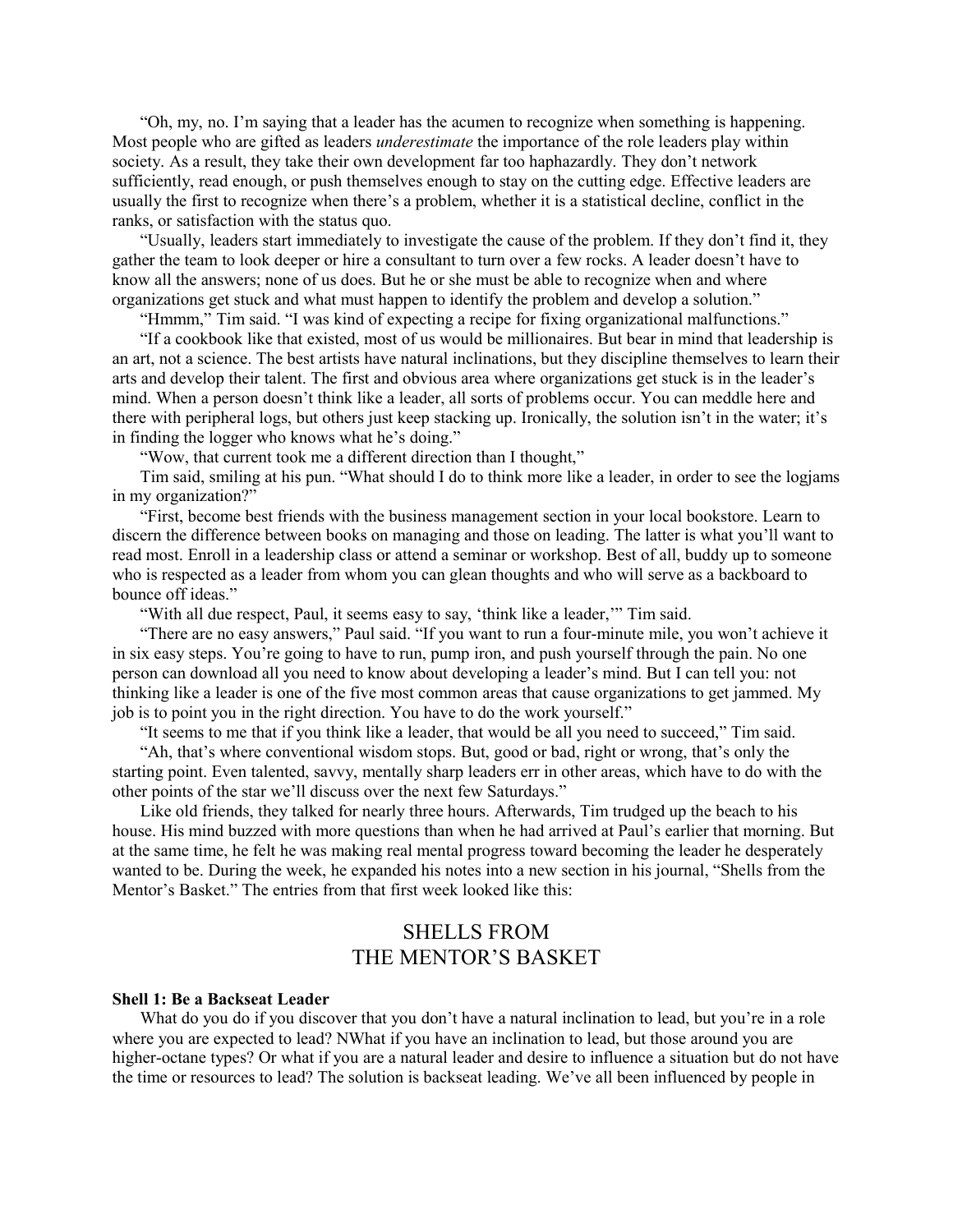"Oh, my, no. I'm saying that a leader has the acumen to recognize when something is happening. Most people who are gifted as leaders *underestimate* the importance of the role leaders play within society. As a result, they take their own development far too haphazardly. They don't network sufficiently, read enough, or push themselves enough to stay on the cutting edge. Effective leaders are usually the first to recognize when there's a problem, whether it is a statistical decline, conflict in the ranks, or satisfaction with the status quo.

"Usually, leaders start immediately to investigate the cause of the problem. If they don't find it, they gather the team to look deeper or hire a consultant to turn over a few rocks. A leader doesn't have to know all the answers; none of us does. But he or she must be able to recognize when and where organizations get stuck and what must happen to identify the problem and develop a solution."

"Hmmm," Tim said. "I was kind of expecting a recipe for fixing organizational malfunctions."

"If a cookbook like that existed, most of us would be millionaires. But bear in mind that leadership is an art, not a science. The best artists have natural inclinations, but they discipline themselves to learn their arts and develop their talent. The first and obvious area where organizations get stuck is in the leader's mind. When a person doesn't think like a leader, all sorts of problems occur. You can meddle here and there with peripheral logs, but others just keep stacking up. Ironically, the solution isn't in the water; it's in finding the logger who knows what he's doing."

"Wow, that current took me a different direction than I thought,"

Tim said, smiling at his pun. "What should I do to think more like a leader, in order to see the logjams in my organization?"

"First, become best friends with the business management section in your local bookstore. Learn to discern the difference between books on managing and those on leading. The latter is what you'll want to read most. Enroll in a leadership class or attend a seminar or workshop. Best of all, buddy up to someone who is respected as a leader from whom you can glean thoughts and who will serve as a backboard to bounce off ideas."

"With all due respect, Paul, it seems easy to say, 'think like a leader,'" Tim said.

"There are no easy answers," Paul said. "If you want to run a four-minute mile, you won't achieve it in six easy steps. You're going to have to run, pump iron, and push yourself through the pain. No one person can download all you need to know about developing a leader's mind. But I can tell you: not thinking like a leader is one of the five most common areas that cause organizations to get jammed. My job is to point you in the right direction. You have to do the work yourself."

"It seems to me that if you think like a leader, that would be all you need to succeed," Tim said.

"Ah, that's where conventional wisdom stops. But, good or bad, right or wrong, that's only the starting point. Even talented, savvy, mentally sharp leaders err in other areas, which have to do with the other points of the star we'll discuss over the next few Saturdays."

Like old friends, they talked for nearly three hours. Afterwards, Tim trudged up the beach to his house. His mind buzzed with more questions than when he had arrived at Paul's earlier that morning. But at the same time, he felt he was making real mental progress toward becoming the leader he desperately wanted to be. During the week, he expanded his notes into a new section in his journal, "Shells from the Mentor's Basket." The entries from that first week looked like this:

## SHELLS FROM THE MENTOR'S BASKET

**Shell 1: Be a Backseat Leader**

What do you do if you discover that you don't have a natural inclination to lead, but you're in a role where you are expected to lead? NWhat if you have an inclination to lead, but those around you are higher-octane types? Or what if you are a natural leader and desire to influence a situation but do not have the time or resources to lead? The solution is backseat leading. We've all been influenced by people in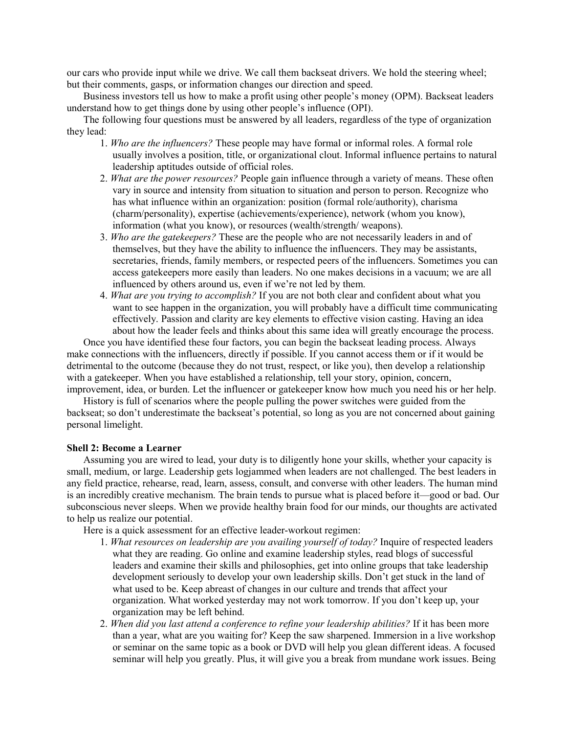our cars who provide input while we drive. We call them backseat drivers. We hold the steering wheel; but their comments, gasps, or information changes our direction and speed.

Business investors tell us how to make a profit using other people's money (OPM). Backseat leaders understand how to get things done by using other people's influence (OPI).

The following four questions must be answered by all leaders, regardless of the type of organization they lead:

1. *Who are the influencers?* These people may have formal or informal roles. A formal role usually involves a position, title, or organizational clout. Informal influence pertains to natural leadership aptitudes outside of official roles.
2. *What are the power resources?* People gain influence through a variety of means. These often vary in source and intensity from situation to situation and person to person. Recognize who has what influence within an organization: position (formal role/authority), charisma (charm/personality), expertise (achievements/experience), network (whom you know), information (what you know), or resources (wealth/strength/ weapons).
3. *Who are the gatekeepers?* These are the people who are not necessarily leaders in and of themselves, but they have the ability to influence the influencers. They may be assistants, secretaries, friends, family members, or respected peers of the influencers. Sometimes you can access gatekeepers more easily than leaders. No one makes decisions in a vacuum; we are all influenced by others around us, even if we're not led by them.
4. *What are you trying to accomplish?* If you are not both clear and confident about what you want to see happen in the organization, you will probably have a difficult time communicating effectively. Passion and clarity are key elements to effective vision casting. Having an idea about how the leader feels and thinks about this same idea will greatly encourage the process.

Once you have identified these four factors, you can begin the backseat leading process. Always make connections with the influencers, directly if possible. If you cannot access them or if it would be detrimental to the outcome (because they do not trust, respect, or like you), then develop a relationship with a gatekeeper. When you have established a relationship, tell your story, opinion, concern, improvement, idea, or burden. Let the influencer or gatekeeper know how much you need his or her help.

History is full of scenarios where the people pulling the power switches were guided from the backseat; so don't underestimate the backseat's potential, so long as you are not concerned about gaining personal limelight.

**Shell 2: Become a Learner**

Assuming you are wired to lead, your duty is to diligently hone your skills, whether your capacity is small, medium, or large. Leadership gets logjammed when leaders are not challenged. The best leaders in any field practice, rehearse, read, learn, assess, consult, and converse with other leaders. The human mind is an incredibly creative mechanism. The brain tends to pursue what is placed before it—good or bad. Our subconscious never sleeps. When we provide healthy brain food for our minds, our thoughts are activated to help us realize our potential.

Here is a quick assessment for an effective leader-workout regimen:

1. *What resources on leadership are you availing yourself of today?* Inquire of respected leaders what they are reading. Go online and examine leadership styles, read blogs of successful leaders and examine their skills and philosophies, get into online groups that take leadership development seriously to develop your own leadership skills. Don't get stuck in the land of what used to be. Keep abreast of changes in our culture and trends that affect your organization. What worked yesterday may not work tomorrow. If you don't keep up, your organization may be left behind.
2. *When did you last attend a conference to refine your leadership abilities?* If it has been more than a year, what are you waiting for? Keep the saw sharpened. Immersion in a live workshop or seminar on the same topic as a book or DVD will help you glean different ideas. A focused seminar will help you greatly. Plus, it will give you a break from mundane work issues. Being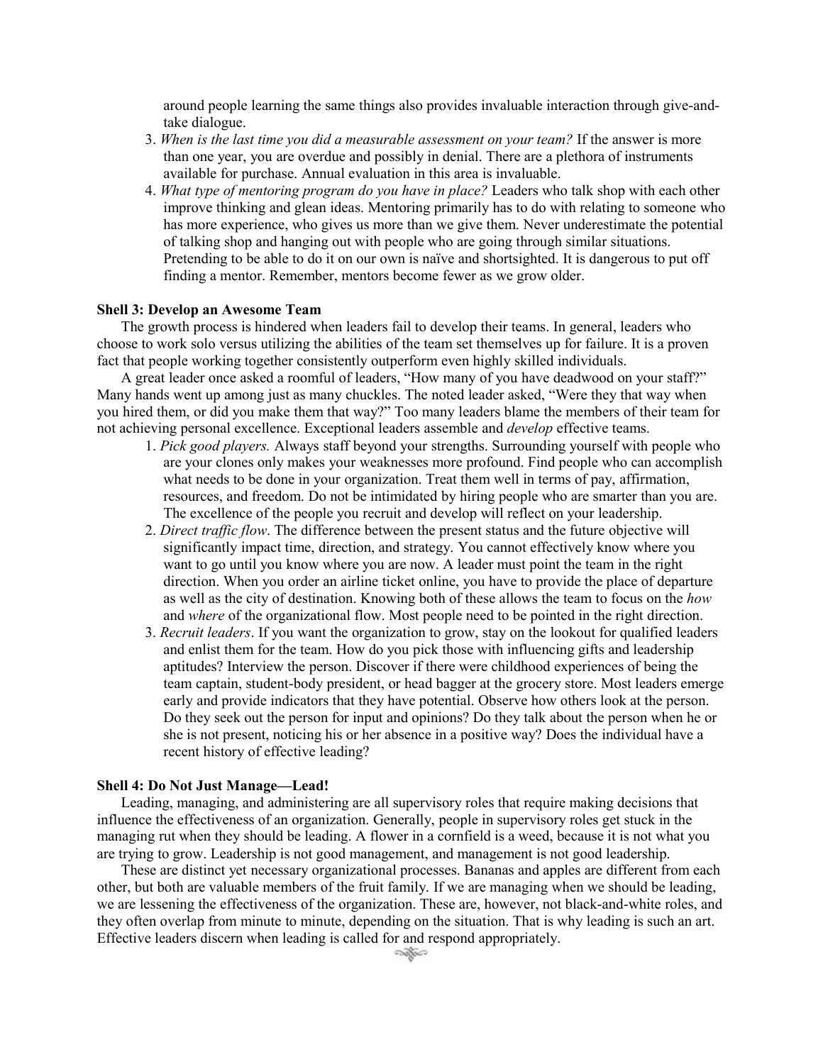around people learning the same things also provides invaluable interaction through give-and-take dialogue.

3. *When is the last time you did a measurable assessment on your team?* If the answer is more than one year, you are overdue and possibly in denial. There are a plethora of instruments available for purchase. Annual evaluation in this area is invaluable.
4. *What type of mentoring program do you have in place?* Leaders who talk shop with each other improve thinking and glean ideas. Mentoring primarily has to do with relating to someone who has more experience, who gives us more than we give them. Never underestimate the potential of talking shop and hanging out with people who are going through similar situations. Pretending to be able to do it on our own is naïve and shortsighted. It is dangerous to put off finding a mentor. Remember, mentors become fewer as we grow older.

**Shell 3: Develop an Awesome Team**

The growth process is hindered when leaders fail to develop their teams. In general, leaders who choose to work solo versus utilizing the abilities of the team set themselves up for failure. It is a proven fact that people working together consistently outperform even highly skilled individuals.

A great leader once asked a roomful of leaders, "How many of you have deadwood on your staff?" Many hands went up among just as many chuckles. The noted leader asked, "Were they that way when you hired them, or did you make them that way?" Too many leaders blame the members of their team for not achieving personal excellence. Exceptional leaders assemble and *develop* effective teams.

1. *Pick good players.* Always staff beyond your strengths. Surrounding yourself with people who are your clones only makes your weaknesses more profound. Find people who can accomplish what needs to be done in your organization. Treat them well in terms of pay, affirmation, resources, and freedom. Do not be intimidated by hiring people who are smarter than you are. The excellence of the people you recruit and develop will reflect on your leadership.
2. *Direct traffic flow*. The difference between the present status and the future objective will significantly impact time, direction, and strategy. You cannot effectively know where you want to go until you know where you are now. A leader must point the team in the right direction. When you order an airline ticket online, you have to provide the place of departure as well as the city of destination. Knowing both of these allows the team to focus on the *how* and *where* of the organizational flow. Most people need to be pointed in the right direction.
3. *Recruit leaders*. If you want the organization to grow, stay on the lookout for qualified leaders and enlist them for the team. How do you pick those with influencing gifts and leadership aptitudes? Interview the person. Discover if there were childhood experiences of being the team captain, student-body president, or head bagger at the grocery store. Most leaders emerge early and provide indicators that they have potential. Observe how others look at the person. Do they seek out the person for input and opinions? Do they talk about the person when he or she is not present, noticing his or her absence in a positive way? Does the individual have a recent history of effective leading?

**Shell 4: Do Not Just Manage—Lead!**

Leading, managing, and administering are all supervisory roles that require making decisions that influence the effectiveness of an organization. Generally, people in supervisory roles get stuck in the managing rut when they should be leading. A flower in a cornfield is a weed, because it is not what you are trying to grow. Leadership is not good management, and management is not good leadership.

These are distinct yet necessary organizational processes. Bananas and apples are different from each other, but both are valuable members of the fruit family. If we are managing when we should be leading, we are lessening the effectiveness of the organization. These are, however, not black-and-white roles, and they often overlap from minute to minute, depending on the situation. That is why leading is such an art. Effective leaders discern when leading is called for and respond appropriately.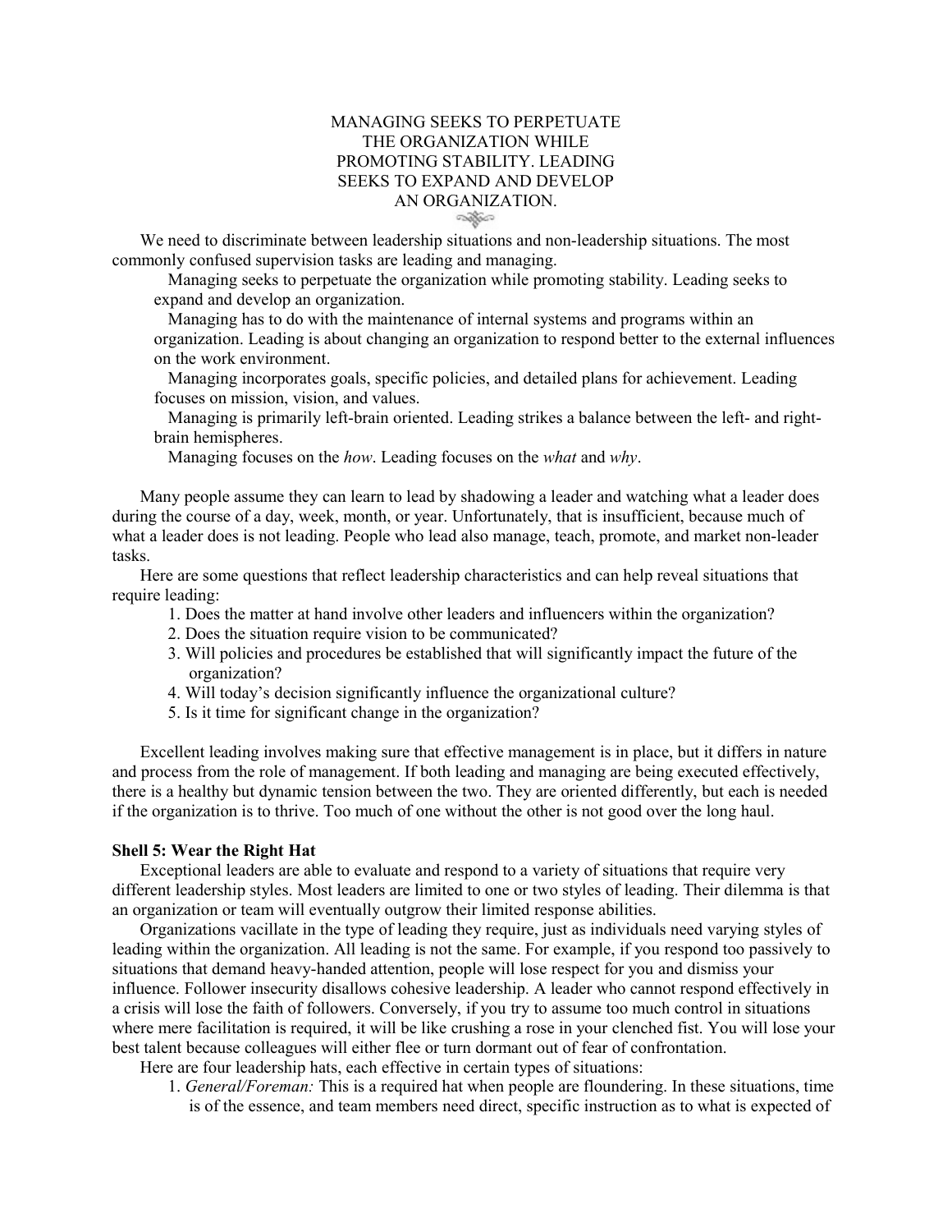MANAGING SEEKS TO PERPETUATE THE ORGANIZATION WHILE PROMOTING STABILITY. LEADING SEEKS TO EXPAND AND DEVELOP AN ORGANIZATION.

We need to discriminate between leadership situations and non-leadership situations. The most commonly confused supervision tasks are leading and managing.

Managing seeks to perpetuate the organization while promoting stability. Leading seeks to expand and develop an organization.

Managing has to do with the maintenance of internal systems and programs within an organization. Leading is about changing an organization to respond better to the external influences on the work environment.

Managing incorporates goals, specific policies, and detailed plans for achievement. Leading focuses on mission, vision, and values.

Managing is primarily left-brain oriented. Leading strikes a balance between the left- and right-brain hemispheres.

Managing focuses on the *how*. Leading focuses on the *what* and *why*.

Many people assume they can learn to lead by shadowing a leader and watching what a leader does during the course of a day, week, month, or year. Unfortunately, that is insufficient, because much of what a leader does is not leading. People who lead also manage, teach, promote, and market non-leader tasks.

Here are some questions that reflect leadership characteristics and can help reveal situations that require leading:

1. Does the matter at hand involve other leaders and influencers within the organization?
2. Does the situation require vision to be communicated?
3. Will policies and procedures be established that will significantly impact the future of the organization?
4. Will today's decision significantly influence the organizational culture?
5. Is it time for significant change in the organization?

Excellent leading involves making sure that effective management is in place, but it differs in nature and process from the role of management. If both leading and managing are being executed effectively, there is a healthy but dynamic tension between the two. They are oriented differently, but each is needed if the organization is to thrive. Too much of one without the other is not good over the long haul.

**Shell 5: Wear the Right Hat**

Exceptional leaders are able to evaluate and respond to a variety of situations that require very different leadership styles. Most leaders are limited to one or two styles of leading. Their dilemma is that an organization or team will eventually outgrow their limited response abilities.

Organizations vacillate in the type of leading they require, just as individuals need varying styles of leading within the organization. All leading is not the same. For example, if you respond too passively to situations that demand heavy-handed attention, people will lose respect for you and dismiss your influence. Follower insecurity disallows cohesive leadership. A leader who cannot respond effectively in a crisis will lose the faith of followers. Conversely, if you try to assume too much control in situations where mere facilitation is required, it will be like crushing a rose in your clenched fist. You will lose your best talent because colleagues will either flee or turn dormant out of fear of confrontation.

Here are four leadership hats, each effective in certain types of situations:

1. *General/Foreman:* This is a required hat when people are floundering. In these situations, time is of the essence, and team members need direct, specific instruction as to what is expected of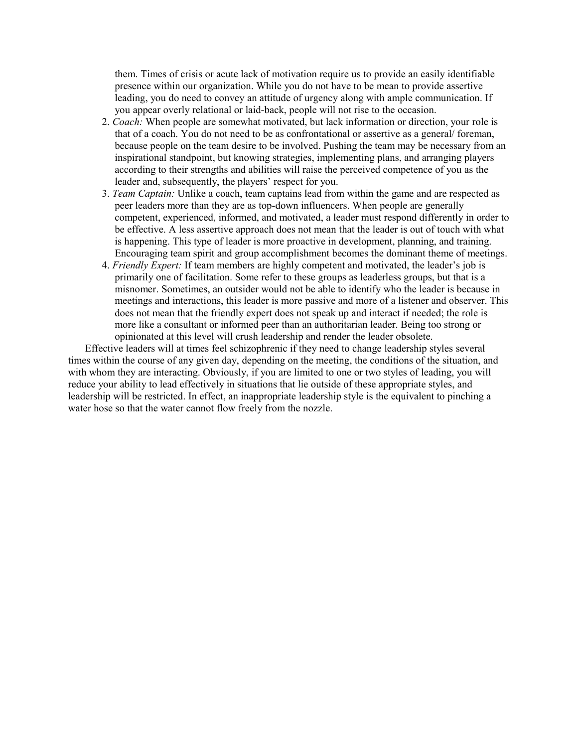them. Times of crisis or acute lack of motivation require us to provide an easily identifiable presence within our organization. While you do not have to be mean to provide assertive leading, you do need to convey an attitude of urgency along with ample communication. If you appear overly relational or laid-back, people will not rise to the occasion.

2. *Coach:* When people are somewhat motivated, but lack information or direction, your role is that of a coach. You do not need to be as confrontational or assertive as a general/ foreman, because people on the team desire to be involved. Pushing the team may be necessary from an inspirational standpoint, but knowing strategies, implementing plans, and arranging players according to their strengths and abilities will raise the perceived competence of you as the leader and, subsequently, the players' respect for you.
3. *Team Captain:* Unlike a coach, team captains lead from within the game and are respected as peer leaders more than they are as top-down influencers. When people are generally competent, experienced, informed, and motivated, a leader must respond differently in order to be effective. A less assertive approach does not mean that the leader is out of touch with what is happening. This type of leader is more proactive in development, planning, and training. Encouraging team spirit and group accomplishment becomes the dominant theme of meetings.
4. *Friendly Expert:* If team members are highly competent and motivated, the leader's job is primarily one of facilitation. Some refer to these groups as leaderless groups, but that is a misnomer. Sometimes, an outsider would not be able to identify who the leader is because in meetings and interactions, this leader is more passive and more of a listener and observer. This does not mean that the friendly expert does not speak up and interact if needed; the role is more like a consultant or informed peer than an authoritarian leader. Being too strong or opinionated at this level will crush leadership and render the leader obsolete.

Effective leaders will at times feel schizophrenic if they need to change leadership styles several times within the course of any given day, depending on the meeting, the conditions of the situation, and with whom they are interacting. Obviously, if you are limited to one or two styles of leading, you will reduce your ability to lead effectively in situations that lie outside of these appropriate styles, and leadership will be restricted. In effect, an inappropriate leadership style is the equivalent to pinching a water hose so that the water cannot flow freely from the nozzle.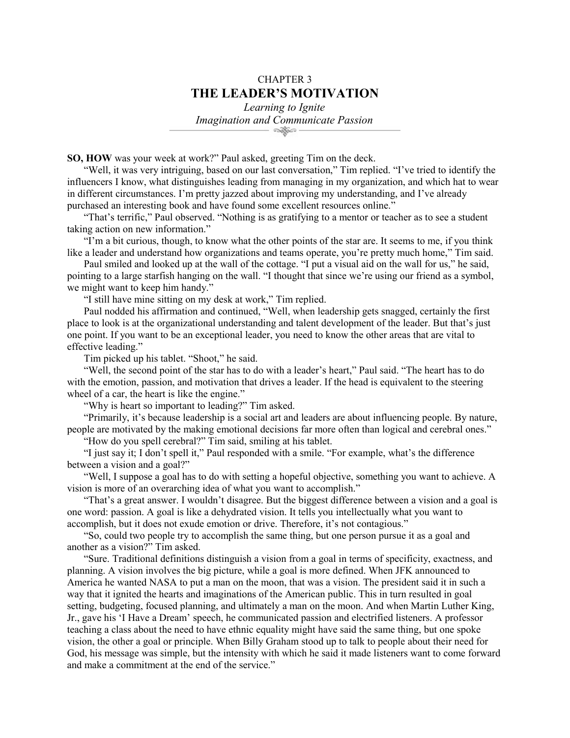# CHAPTER 3
## THE LEADER'S MOTIVATION

*Learning to Ignite Imagination and Communicate Passion*

**SO, HOW** was your week at work?" Paul asked, greeting Tim on the deck.

"Well, it was very intriguing, based on our last conversation," Tim replied. "I've tried to identify the influencers I know, what distinguishes leading from managing in my organization, and which hat to wear in different circumstances. I'm pretty jazzed about improving my understanding, and I've already purchased an interesting book and have found some excellent resources online."

"That's terrific," Paul observed. "Nothing is as gratifying to a mentor or teacher as to see a student taking action on new information."

"I'm a bit curious, though, to know what the other points of the star are. It seems to me, if you think like a leader and understand how organizations and teams operate, you're pretty much home," Tim said.

Paul smiled and looked up at the wall of the cottage. "I put a visual aid on the wall for us," he said, pointing to a large starfish hanging on the wall. "I thought that since we're using our friend as a symbol, we might want to keep him handy."

"I still have mine sitting on my desk at work," Tim replied.

Paul nodded his affirmation and continued, "Well, when leadership gets snagged, certainly the first place to look is at the organizational understanding and talent development of the leader. But that's just one point. If you want to be an exceptional leader, you need to know the other areas that are vital to effective leading."

Tim picked up his tablet. "Shoot," he said.

"Well, the second point of the star has to do with a leader's heart," Paul said. "The heart has to do with the emotion, passion, and motivation that drives a leader. If the head is equivalent to the steering wheel of a car, the heart is like the engine."

"Why is heart so important to leading?" Tim asked.

"Primarily, it's because leadership is a social art and leaders are about influencing people. By nature, people are motivated by the making emotional decisions far more often than logical and cerebral ones."

"How do you spell cerebral?" Tim said, smiling at his tablet.

"I just say it; I don't spell it," Paul responded with a smile. "For example, what's the difference between a vision and a goal?"

"Well, I suppose a goal has to do with setting a hopeful objective, something you want to achieve. A vision is more of an overarching idea of what you want to accomplish."

"That's a great answer. I wouldn't disagree. But the biggest difference between a vision and a goal is one word: passion. A goal is like a dehydrated vision. It tells you intellectually what you want to accomplish, but it does not exude emotion or drive. Therefore, it's not contagious."

"So, could two people try to accomplish the same thing, but one person pursue it as a goal and another as a vision?" Tim asked.

"Sure. Traditional definitions distinguish a vision from a goal in terms of specificity, exactness, and planning. A vision involves the big picture, while a goal is more defined. When JFK announced to America he wanted NASA to put a man on the moon, that was a vision. The president said it in such a way that it ignited the hearts and imaginations of the American public. This in turn resulted in goal setting, budgeting, focused planning, and ultimately a man on the moon. And when Martin Luther King, Jr., gave his 'I Have a Dream' speech, he communicated passion and electrified listeners. A professor teaching a class about the need to have ethnic equality might have said the same thing, but one spoke vision, the other a goal or principle. When Billy Graham stood up to talk to people about their need for God, his message was simple, but the intensity with which he said it made listeners want to come forward and make a commitment at the end of the service."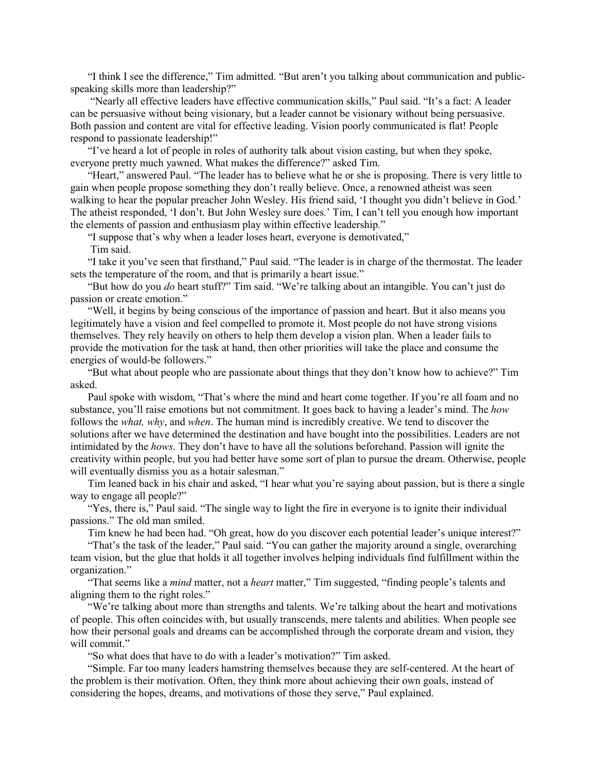"I think I see the difference," Tim admitted. "But aren't you talking about communication and public-speaking skills more than leadership?"

"Nearly all effective leaders have effective communication skills," Paul said. "It's a fact: A leader can be persuasive without being visionary, but a leader cannot be visionary without being persuasive. Both passion and content are vital for effective leading. Vision poorly communicated is flat! People respond to passionate leadership!"

"I've heard a lot of people in roles of authority talk about vision casting, but when they spoke, everyone pretty much yawned. What makes the difference?" asked Tim.

"Heart," answered Paul. "The leader has to believe what he or she is proposing. There is very little to gain when people propose something they don't really believe. Once, a renowned atheist was seen walking to hear the popular preacher John Wesley. His friend said, 'I thought you didn't believe in God.' The atheist responded, 'I don't. But John Wesley sure does.' Tim, I can't tell you enough how important the elements of passion and enthusiasm play within effective leadership."

"I suppose that's why when a leader loses heart, everyone is demotivated," Tim said.

"I take it you've seen that firsthand," Paul said. "The leader is in charge of the thermostat. The leader sets the temperature of the room, and that is primarily a heart issue."

"But how do you *do* heart stuff?" Tim said. "We're talking about an intangible. You can't just do passion or create emotion."

"Well, it begins by being conscious of the importance of passion and heart. But it also means you legitimately have a vision and feel compelled to promote it. Most people do not have strong visions themselves. They rely heavily on others to help them develop a vision plan. When a leader fails to provide the motivation for the task at hand, then other priorities will take the place and consume the energies of would-be followers."

"But what about people who are passionate about things that they don't know how to achieve?" Tim asked.

Paul spoke with wisdom, "That's where the mind and heart come together. If you're all foam and no substance, you'll raise emotions but not commitment. It goes back to having a leader's mind. The *how* follows the *what, why*, and *when*. The human mind is incredibly creative. We tend to discover the solutions after we have determined the destination and have bought into the possibilities. Leaders are not intimidated by the *hows*. They don't have to have all the solutions beforehand. Passion will ignite the creativity within people, but you had better have some sort of plan to pursue the dream. Otherwise, people will eventually dismiss you as a hotair salesman."

Tim leaned back in his chair and asked, "I hear what you're saying about passion, but is there a single way to engage all people?"

"Yes, there is," Paul said. "The single way to light the fire in everyone is to ignite their individual passions." The old man smiled.

Tim knew he had been had. "Oh great, how do you discover each potential leader's unique interest?"

"That's the task of the leader," Paul said. "You can gather the majority around a single, overarching team vision, but the glue that holds it all together involves helping individuals find fulfillment within the organization."

"That seems like a *mind* matter, not a *heart* matter," Tim suggested, "finding people's talents and aligning them to the right roles."

"We're talking about more than strengths and talents. We're talking about the heart and motivations of people. This often coincides with, but usually transcends, mere talents and abilities. When people see how their personal goals and dreams can be accomplished through the corporate dream and vision, they will commit."

"So what does that have to do with a leader's motivation?" Tim asked.

"Simple. Far too many leaders hamstring themselves because they are self-centered. At the heart of the problem is their motivation. Often, they think more about achieving their own goals, instead of considering the hopes, dreams, and motivations of those they serve," Paul explained.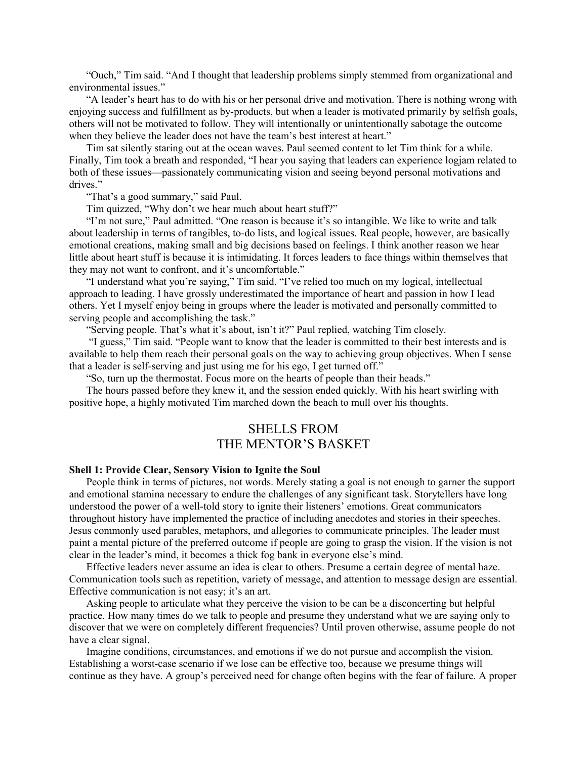"Ouch," Tim said. "And I thought that leadership problems simply stemmed from organizational and environmental issues."

"A leader's heart has to do with his or her personal drive and motivation. There is nothing wrong with enjoying success and fulfillment as by-products, but when a leader is motivated primarily by selfish goals, others will not be motivated to follow. They will intentionally or unintentionally sabotage the outcome when they believe the leader does not have the team's best interest at heart."

Tim sat silently staring out at the ocean waves. Paul seemed content to let Tim think for a while. Finally, Tim took a breath and responded, "I hear you saying that leaders can experience logjam related to both of these issues—passionately communicating vision and seeing beyond personal motivations and drives."

"That's a good summary," said Paul.

Tim quizzed, "Why don't we hear much about heart stuff?"

"I'm not sure," Paul admitted. "One reason is because it's so intangible. We like to write and talk about leadership in terms of tangibles, to-do lists, and logical issues. Real people, however, are basically emotional creations, making small and big decisions based on feelings. I think another reason we hear little about heart stuff is because it is intimidating. It forces leaders to face things within themselves that they may not want to confront, and it's uncomfortable."

"I understand what you're saying," Tim said. "I've relied too much on my logical, intellectual approach to leading. I have grossly underestimated the importance of heart and passion in how I lead others. Yet I myself enjoy being in groups where the leader is motivated and personally committed to serving people and accomplishing the task."

"Serving people. That's what it's about, isn't it?" Paul replied, watching Tim closely.

"I guess," Tim said. "People want to know that the leader is committed to their best interests and is available to help them reach their personal goals on the way to achieving group objectives. When I sense that a leader is self-serving and just using me for his ego, I get turned off."

"So, turn up the thermostat. Focus more on the hearts of people than their heads."

The hours passed before they knew it, and the session ended quickly. With his heart swirling with positive hope, a highly motivated Tim marched down the beach to mull over his thoughts.

## SHELLS FROM THE MENTOR'S BASKET

**Shell 1: Provide Clear, Sensory Vision to Ignite the Soul**

People think in terms of pictures, not words. Merely stating a goal is not enough to garner the support and emotional stamina necessary to endure the challenges of any significant task. Storytellers have long understood the power of a well-told story to ignite their listeners' emotions. Great communicators throughout history have implemented the practice of including anecdotes and stories in their speeches. Jesus commonly used parables, metaphors, and allegories to communicate principles. The leader must paint a mental picture of the preferred outcome if people are going to grasp the vision. If the vision is not clear in the leader's mind, it becomes a thick fog bank in everyone else's mind.

Effective leaders never assume an idea is clear to others. Presume a certain degree of mental haze. Communication tools such as repetition, variety of message, and attention to message design are essential. Effective communication is not easy; it's an art.

Asking people to articulate what they perceive the vision to be can be a disconcerting but helpful practice. How many times do we talk to people and presume they understand what we are saying only to discover that we were on completely different frequencies? Until proven otherwise, assume people do not have a clear signal.

Imagine conditions, circumstances, and emotions if we do not pursue and accomplish the vision. Establishing a worst-case scenario if we lose can be effective too, because we presume things will continue as they have. A group's perceived need for change often begins with the fear of failure. A proper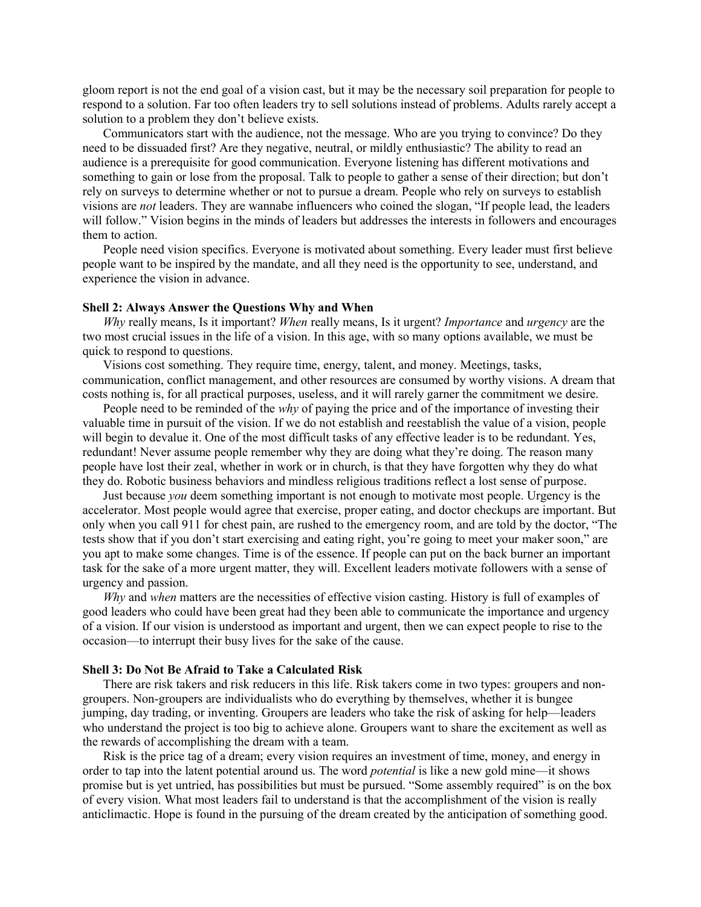gloom report is not the end goal of a vision cast, but it may be the necessary soil preparation for people to respond to a solution. Far too often leaders try to sell solutions instead of problems. Adults rarely accept a solution to a problem they don't believe exists.

Communicators start with the audience, not the message. Who are you trying to convince? Do they need to be dissuaded first? Are they negative, neutral, or mildly enthusiastic? The ability to read an audience is a prerequisite for good communication. Everyone listening has different motivations and something to gain or lose from the proposal. Talk to people to gather a sense of their direction; but don't rely on surveys to determine whether or not to pursue a dream. People who rely on surveys to establish visions are *not* leaders. They are wannabe influencers who coined the slogan, "If people lead, the leaders will follow." Vision begins in the minds of leaders but addresses the interests in followers and encourages them to action.

People need vision specifics. Everyone is motivated about something. Every leader must first believe people want to be inspired by the mandate, and all they need is the opportunity to see, understand, and experience the vision in advance.

**Shell 2: Always Answer the Questions Why and When**

*Why* really means, Is it important? *When* really means, Is it urgent? *Importance* and *urgency* are the two most crucial issues in the life of a vision. In this age, with so many options available, we must be quick to respond to questions.

Visions cost something. They require time, energy, talent, and money. Meetings, tasks, communication, conflict management, and other resources are consumed by worthy visions. A dream that costs nothing is, for all practical purposes, useless, and it will rarely garner the commitment we desire.

People need to be reminded of the *why* of paying the price and of the importance of investing their valuable time in pursuit of the vision. If we do not establish and reestablish the value of a vision, people will begin to devalue it. One of the most difficult tasks of any effective leader is to be redundant. Yes, redundant! Never assume people remember why they are doing what they're doing. The reason many people have lost their zeal, whether in work or in church, is that they have forgotten why they do what they do. Robotic business behaviors and mindless religious traditions reflect a lost sense of purpose.

Just because *you* deem something important is not enough to motivate most people. Urgency is the accelerator. Most people would agree that exercise, proper eating, and doctor checkups are important. But only when you call 911 for chest pain, are rushed to the emergency room, and are told by the doctor, "The tests show that if you don't start exercising and eating right, you're going to meet your maker soon," are you apt to make some changes. Time is of the essence. If people can put on the back burner an important task for the sake of a more urgent matter, they will. Excellent leaders motivate followers with a sense of urgency and passion.

*Why* and *when* matters are the necessities of effective vision casting. History is full of examples of good leaders who could have been great had they been able to communicate the importance and urgency of a vision. If our vision is understood as important and urgent, then we can expect people to rise to the occasion—to interrupt their busy lives for the sake of the cause.

**Shell 3: Do Not Be Afraid to Take a Calculated Risk**

There are risk takers and risk reducers in this life. Risk takers come in two types: groupers and non-groupers. Non-groupers are individualists who do everything by themselves, whether it is bungee jumping, day trading, or inventing. Groupers are leaders who take the risk of asking for help—leaders who understand the project is too big to achieve alone. Groupers want to share the excitement as well as the rewards of accomplishing the dream with a team.

Risk is the price tag of a dream; every vision requires an investment of time, money, and energy in order to tap into the latent potential around us. The word *potential* is like a new gold mine—it shows promise but is yet untried, has possibilities but must be pursued. "Some assembly required" is on the box of every vision. What most leaders fail to understand is that the accomplishment of the vision is really anticlimactic. Hope is found in the pursuing of the dream created by the anticipation of something good.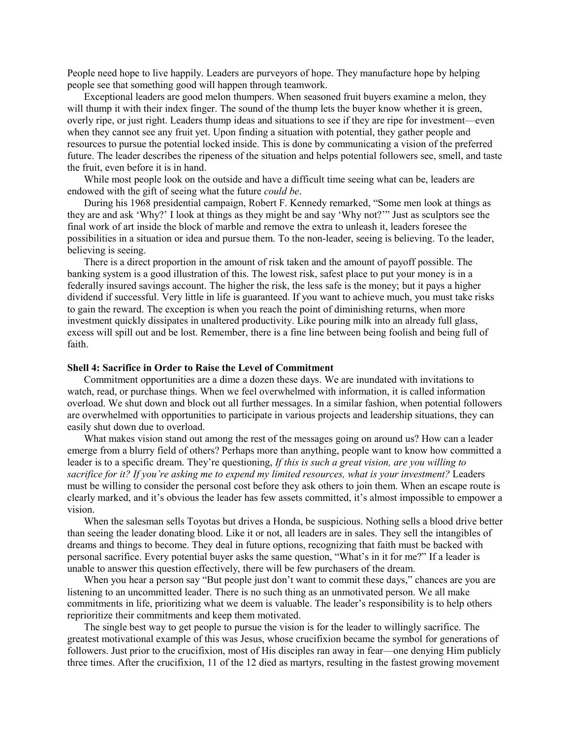People need hope to live happily. Leaders are purveyors of hope. They manufacture hope by helping people see that something good will happen through teamwork.

Exceptional leaders are good melon thumpers. When seasoned fruit buyers examine a melon, they will thump it with their index finger. The sound of the thump lets the buyer know whether it is green, overly ripe, or just right. Leaders thump ideas and situations to see if they are ripe for investment—even when they cannot see any fruit yet. Upon finding a situation with potential, they gather people and resources to pursue the potential locked inside. This is done by communicating a vision of the preferred future. The leader describes the ripeness of the situation and helps potential followers see, smell, and taste the fruit, even before it is in hand.

While most people look on the outside and have a difficult time seeing what can be, leaders are endowed with the gift of seeing what the future *could be*.

During his 1968 presidential campaign, Robert F. Kennedy remarked, "Some men look at things as they are and ask 'Why?' I look at things as they might be and say 'Why not?'" Just as sculptors see the final work of art inside the block of marble and remove the extra to unleash it, leaders foresee the possibilities in a situation or idea and pursue them. To the non-leader, seeing is believing. To the leader, believing is seeing.

There is a direct proportion in the amount of risk taken and the amount of payoff possible. The banking system is a good illustration of this. The lowest risk, safest place to put your money is in a federally insured savings account. The higher the risk, the less safe is the money; but it pays a higher dividend if successful. Very little in life is guaranteed. If you want to achieve much, you must take risks to gain the reward. The exception is when you reach the point of diminishing returns, when more investment quickly dissipates in unaltered productivity. Like pouring milk into an already full glass, excess will spill out and be lost. Remember, there is a fine line between being foolish and being full of faith.

**Shell 4: Sacrifice in Order to Raise the Level of Commitment**

Commitment opportunities are a dime a dozen these days. We are inundated with invitations to watch, read, or purchase things. When we feel overwhelmed with information, it is called information overload. We shut down and block out all further messages. In a similar fashion, when potential followers are overwhelmed with opportunities to participate in various projects and leadership situations, they can easily shut down due to overload.

What makes vision stand out among the rest of the messages going on around us? How can a leader emerge from a blurry field of others? Perhaps more than anything, people want to know how committed a leader is to a specific dream. They're questioning, *If this is such a great vision, are you willing to sacrifice for it? If you're asking me to expend my limited resources, what is your investment?* Leaders must be willing to consider the personal cost before they ask others to join them. When an escape route is clearly marked, and it's obvious the leader has few assets committed, it's almost impossible to empower a vision.

When the salesman sells Toyotas but drives a Honda, be suspicious. Nothing sells a blood drive better than seeing the leader donating blood. Like it or not, all leaders are in sales. They sell the intangibles of dreams and things to become. They deal in future options, recognizing that faith must be backed with personal sacrifice. Every potential buyer asks the same question, "What's in it for me?" If a leader is unable to answer this question effectively, there will be few purchasers of the dream.

When you hear a person say "But people just don't want to commit these days," chances are you are listening to an uncommitted leader. There is no such thing as an unmotivated person. We all make commitments in life, prioritizing what we deem is valuable. The leader's responsibility is to help others reprioritize their commitments and keep them motivated.

The single best way to get people to pursue the vision is for the leader to willingly sacrifice. The greatest motivational example of this was Jesus, whose crucifixion became the symbol for generations of followers. Just prior to the crucifixion, most of His disciples ran away in fear—one denying Him publicly three times. After the crucifixion, 11 of the 12 died as martyrs, resulting in the fastest growing movement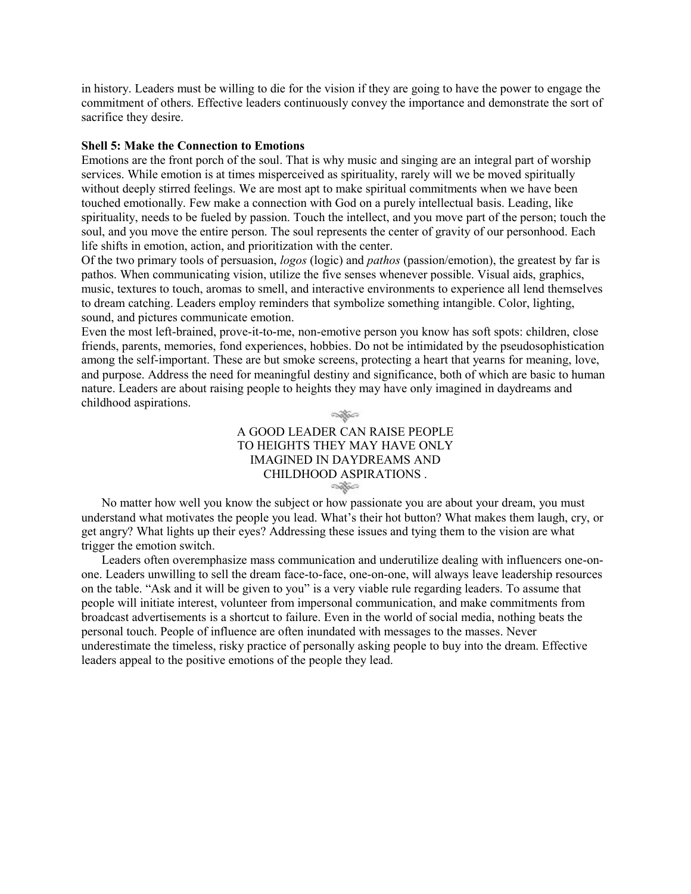in history. Leaders must be willing to die for the vision if they are going to have the power to engage the commitment of others. Effective leaders continuously convey the importance and demonstrate the sort of sacrifice they desire.

**Shell 5: Make the Connection to Emotions**

Emotions are the front porch of the soul. That is why music and singing are an integral part of worship services. While emotion is at times misperceived as spirituality, rarely will we be moved spiritually without deeply stirred feelings. We are most apt to make spiritual commitments when we have been touched emotionally. Few make a connection with God on a purely intellectual basis. Leading, like spirituality, needs to be fueled by passion. Touch the intellect, and you move part of the person; touch the soul, and you move the entire person. The soul represents the center of gravity of our personhood. Each life shifts in emotion, action, and prioritization with the center.

Of the two primary tools of persuasion, *logos* (logic) and *pathos* (passion/emotion), the greatest by far is pathos. When communicating vision, utilize the five senses whenever possible. Visual aids, graphics, music, textures to touch, aromas to smell, and interactive environments to experience all lend themselves to dream catching. Leaders employ reminders that symbolize something intangible. Color, lighting, sound, and pictures communicate emotion.

Even the most left-brained, prove-it-to-me, non-emotive person you know has soft spots: children, close friends, parents, memories, fond experiences, hobbies. Do not be intimidated by the pseudosophistication among the self-important. These are but smoke screens, protecting a heart that yearns for meaning, love, and purpose. Address the need for meaningful destiny and significance, both of which are basic to human nature. Leaders are about raising people to heights they may have only imagined in daydreams and childhood aspirations.

A GOOD LEADER CAN RAISE PEOPLE TO HEIGHTS THEY MAY HAVE ONLY IMAGINED IN DAYDREAMS AND CHILDHOOD ASPIRATIONS .

No matter how well you know the subject or how passionate you are about your dream, you must understand what motivates the people you lead. What's their hot button? What makes them laugh, cry, or get angry? What lights up their eyes? Addressing these issues and tying them to the vision are what trigger the emotion switch.

Leaders often overemphasize mass communication and underutilize dealing with influencers one-on-one. Leaders unwilling to sell the dream face-to-face, one-on-one, will always leave leadership resources on the table. "Ask and it will be given to you" is a very viable rule regarding leaders. To assume that people will initiate interest, volunteer from impersonal communication, and make commitments from broadcast advertisements is a shortcut to failure. Even in the world of social media, nothing beats the personal touch. People of influence are often inundated with messages to the masses. Never underestimate the timeless, risky practice of personally asking people to buy into the dream. Effective leaders appeal to the positive emotions of the people they lead.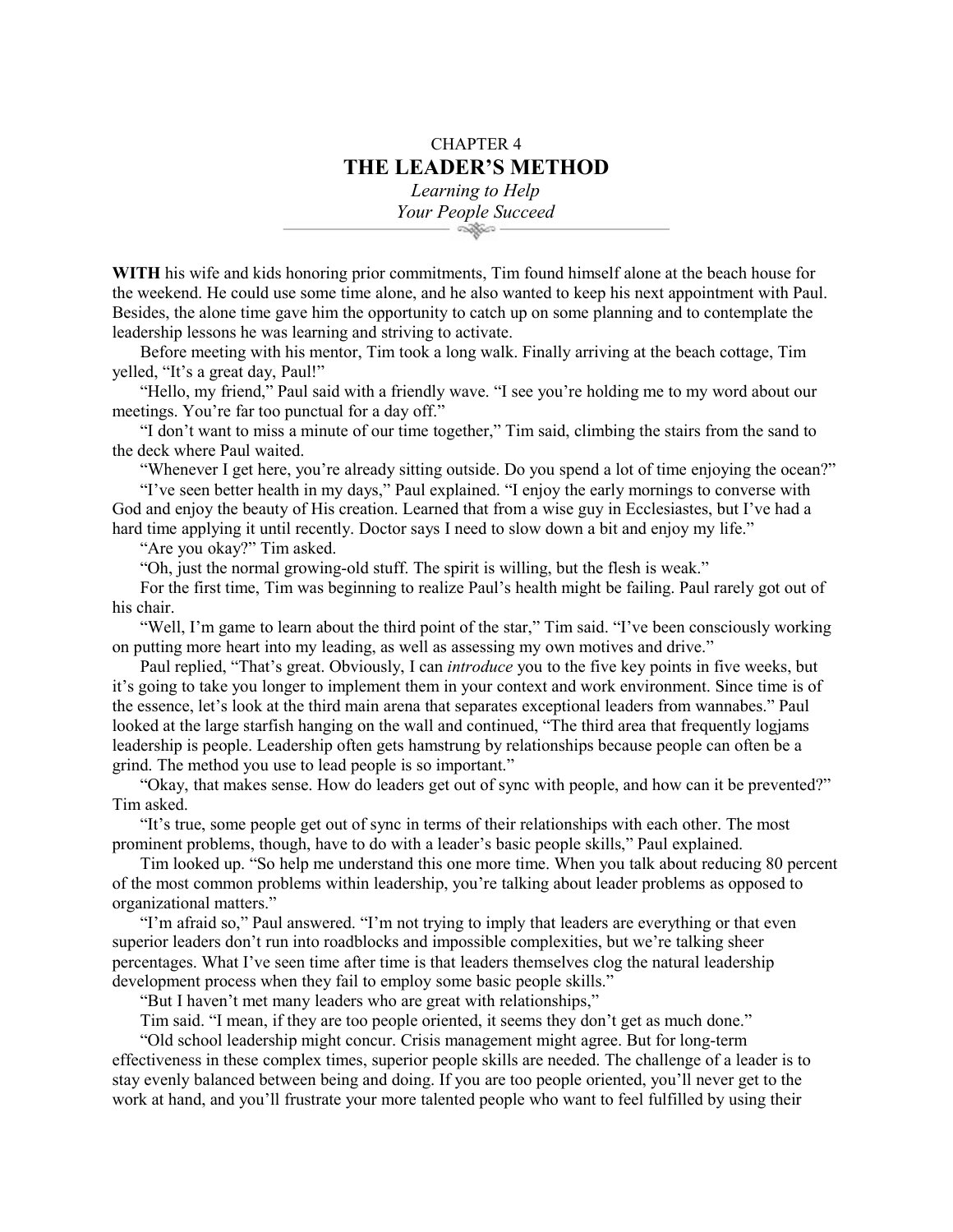CHAPTER 4

# THE LEADER'S METHOD

*Learning to Help Your People Succeed*

**WITH** his wife and kids honoring prior commitments, Tim found himself alone at the beach house for the weekend. He could use some time alone, and he also wanted to keep his next appointment with Paul. Besides, the alone time gave him the opportunity to catch up on some planning and to contemplate the leadership lessons he was learning and striving to activate.

Before meeting with his mentor, Tim took a long walk. Finally arriving at the beach cottage, Tim yelled, "It's a great day, Paul!"

"Hello, my friend," Paul said with a friendly wave. "I see you're holding me to my word about our meetings. You're far too punctual for a day off."

"I don't want to miss a minute of our time together," Tim said, climbing the stairs from the sand to the deck where Paul waited.

"Whenever I get here, you're already sitting outside. Do you spend a lot of time enjoying the ocean?"

"I've seen better health in my days," Paul explained. "I enjoy the early mornings to converse with God and enjoy the beauty of His creation. Learned that from a wise guy in Ecclesiastes, but I've had a hard time applying it until recently. Doctor says I need to slow down a bit and enjoy my life."

"Are you okay?" Tim asked.

"Oh, just the normal growing-old stuff. The spirit is willing, but the flesh is weak."

For the first time, Tim was beginning to realize Paul's health might be failing. Paul rarely got out of his chair.

"Well, I'm game to learn about the third point of the star," Tim said. "I've been consciously working on putting more heart into my leading, as well as assessing my own motives and drive."

Paul replied, "That's great. Obviously, I can *introduce* you to the five key points in five weeks, but it's going to take you longer to implement them in your context and work environment. Since time is of the essence, let's look at the third main arena that separates exceptional leaders from wannabes." Paul looked at the large starfish hanging on the wall and continued, "The third area that frequently logjams leadership is people. Leadership often gets hamstrung by relationships because people can often be a grind. The method you use to lead people is so important."

"Okay, that makes sense. How do leaders get out of sync with people, and how can it be prevented?" Tim asked.

"It's true, some people get out of sync in terms of their relationships with each other. The most prominent problems, though, have to do with a leader's basic people skills," Paul explained.

Tim looked up. "So help me understand this one more time. When you talk about reducing 80 percent of the most common problems within leadership, you're talking about leader problems as opposed to organizational matters."

"I'm afraid so," Paul answered. "I'm not trying to imply that leaders are everything or that even superior leaders don't run into roadblocks and impossible complexities, but we're talking sheer percentages. What I've seen time after time is that leaders themselves clog the natural leadership development process when they fail to employ some basic people skills."

"But I haven't met many leaders who are great with relationships," Tim said. "I mean, if they are too people oriented, it seems they don't get as much done."

"Old school leadership might concur. Crisis management might agree. But for long-term effectiveness in these complex times, superior people skills are needed. The challenge of a leader is to stay evenly balanced between being and doing. If you are too people oriented, you'll never get to the work at hand, and you'll frustrate your more talented people who want to feel fulfilled by using their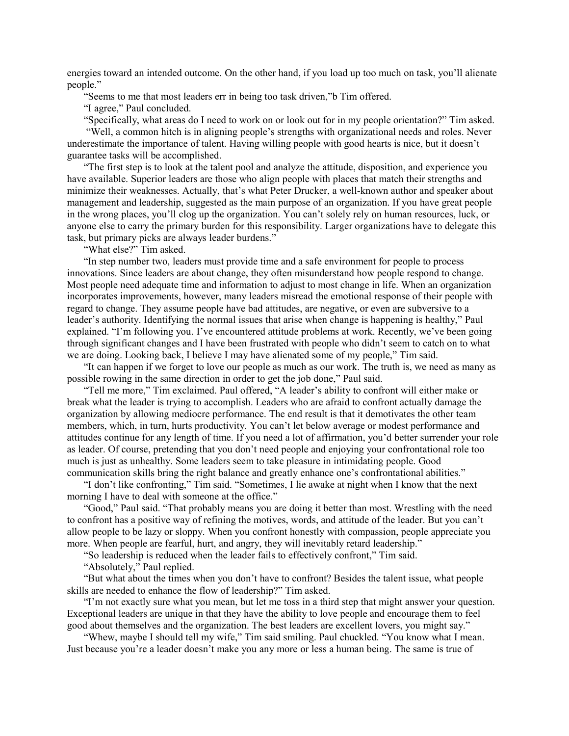energies toward an intended outcome. On the other hand, if you load up too much on task, you'll alienate people."

"Seems to me that most leaders err in being too task driven,"b Tim offered.

"I agree," Paul concluded.

"Specifically, what areas do I need to work on or look out for in my people orientation?" Tim asked.

"Well, a common hitch is in aligning people's strengths with organizational needs and roles. Never underestimate the importance of talent. Having willing people with good hearts is nice, but it doesn't guarantee tasks will be accomplished.

"The first step is to look at the talent pool and analyze the attitude, disposition, and experience you have available. Superior leaders are those who align people with places that match their strengths and minimize their weaknesses. Actually, that's what Peter Drucker, a well-known author and speaker about management and leadership, suggested as the main purpose of an organization. If you have great people in the wrong places, you'll clog up the organization. You can't solely rely on human resources, luck, or anyone else to carry the primary burden for this responsibility. Larger organizations have to delegate this task, but primary picks are always leader burdens."

"What else?" Tim asked.

"In step number two, leaders must provide time and a safe environment for people to process innovations. Since leaders are about change, they often misunderstand how people respond to change. Most people need adequate time and information to adjust to most change in life. When an organization incorporates improvements, however, many leaders misread the emotional response of their people with regard to change. They assume people have bad attitudes, are negative, or even are subversive to a leader's authority. Identifying the normal issues that arise when change is happening is healthy," Paul explained. "I'm following you. I've encountered attitude problems at work. Recently, we've been going through significant changes and I have been frustrated with people who didn't seem to catch on to what we are doing. Looking back, I believe I may have alienated some of my people," Tim said.

"It can happen if we forget to love our people as much as our work. The truth is, we need as many as possible rowing in the same direction in order to get the job done," Paul said.

"Tell me more," Tim exclaimed. Paul offered, "A leader's ability to confront will either make or break what the leader is trying to accomplish. Leaders who are afraid to confront actually damage the organization by allowing mediocre performance. The end result is that it demotivates the other team members, which, in turn, hurts productivity. You can't let below average or modest performance and attitudes continue for any length of time. If you need a lot of affirmation, you'd better surrender your role as leader. Of course, pretending that you don't need people and enjoying your confrontational role too much is just as unhealthy. Some leaders seem to take pleasure in intimidating people. Good communication skills bring the right balance and greatly enhance one's confrontational abilities."

"I don't like confronting," Tim said. "Sometimes, I lie awake at night when I know that the next morning I have to deal with someone at the office."

"Good," Paul said. "That probably means you are doing it better than most. Wrestling with the need to confront has a positive way of refining the motives, words, and attitude of the leader. But you can't allow people to be lazy or sloppy. When you confront honestly with compassion, people appreciate you more. When people are fearful, hurt, and angry, they will inevitably retard leadership."

"So leadership is reduced when the leader fails to effectively confront," Tim said.

"Absolutely," Paul replied.

"But what about the times when you don't have to confront? Besides the talent issue, what people skills are needed to enhance the flow of leadership?" Tim asked.

"I'm not exactly sure what you mean, but let me toss in a third step that might answer your question. Exceptional leaders are unique in that they have the ability to love people and encourage them to feel good about themselves and the organization. The best leaders are excellent lovers, you might say."

"Whew, maybe I should tell my wife," Tim said smiling. Paul chuckled. "You know what I mean. Just because you're a leader doesn't make you any more or less a human being. The same is true of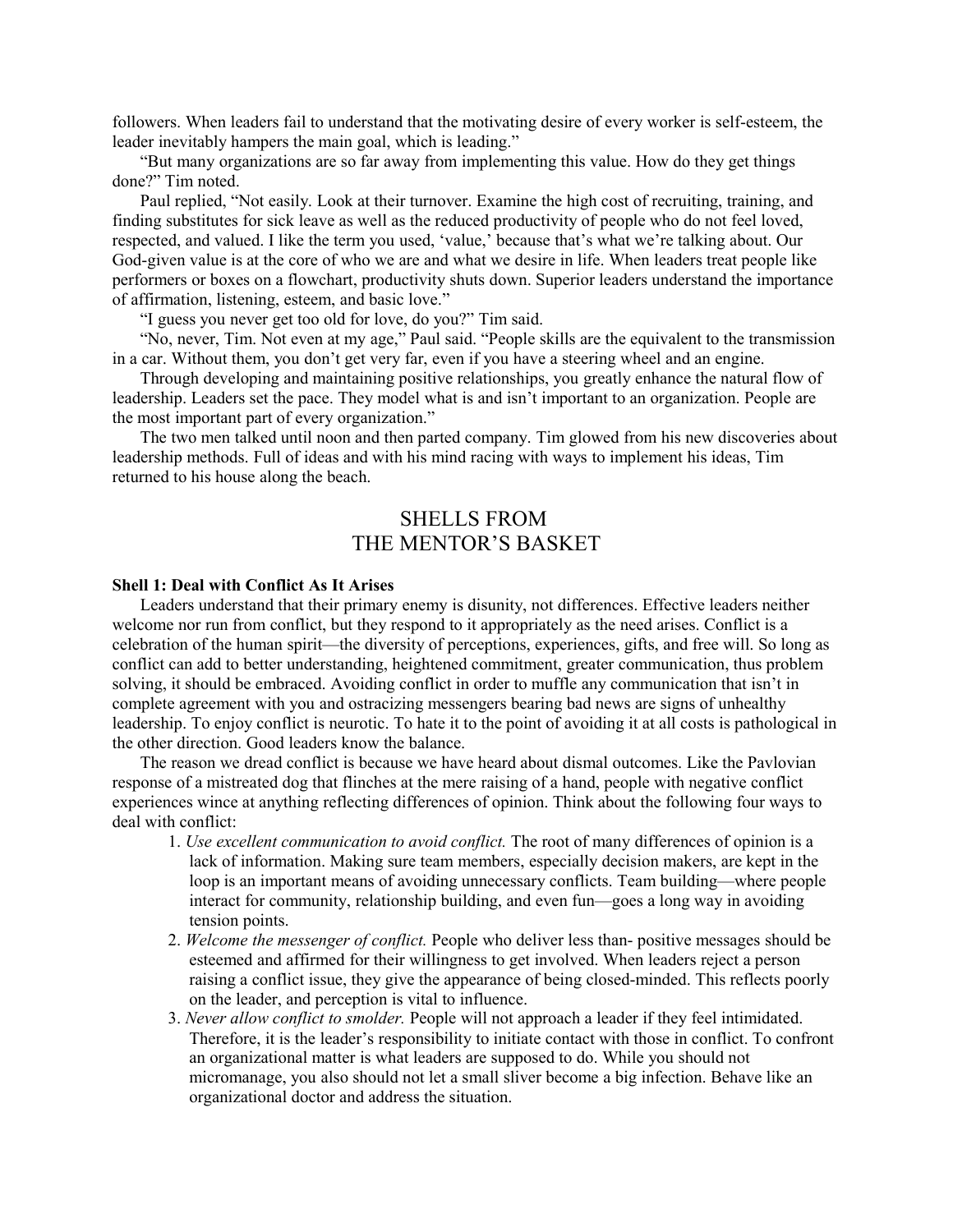followers. When leaders fail to understand that the motivating desire of every worker is self-esteem, the leader inevitably hampers the main goal, which is leading."

"But many organizations are so far away from implementing this value. How do they get things done?" Tim noted.

Paul replied, "Not easily. Look at their turnover. Examine the high cost of recruiting, training, and finding substitutes for sick leave as well as the reduced productivity of people who do not feel loved, respected, and valued. I like the term you used, 'value,' because that's what we're talking about. Our God-given value is at the core of who we are and what we desire in life. When leaders treat people like performers or boxes on a flowchart, productivity shuts down. Superior leaders understand the importance of affirmation, listening, esteem, and basic love."

"I guess you never get too old for love, do you?" Tim said.

"No, never, Tim. Not even at my age," Paul said. "People skills are the equivalent to the transmission in a car. Without them, you don't get very far, even if you have a steering wheel and an engine.

Through developing and maintaining positive relationships, you greatly enhance the natural flow of leadership. Leaders set the pace. They model what is and isn't important to an organization. People are the most important part of every organization."

The two men talked until noon and then parted company. Tim glowed from his new discoveries about leadership methods. Full of ideas and with his mind racing with ways to implement his ideas, Tim returned to his house along the beach.

## SHELLS FROM THE MENTOR'S BASKET

**Shell 1: Deal with Conflict As It Arises**

Leaders understand that their primary enemy is disunity, not differences. Effective leaders neither welcome nor run from conflict, but they respond to it appropriately as the need arises. Conflict is a celebration of the human spirit—the diversity of perceptions, experiences, gifts, and free will. So long as conflict can add to better understanding, heightened commitment, greater communication, thus problem solving, it should be embraced. Avoiding conflict in order to muffle any communication that isn't in complete agreement with you and ostracizing messengers bearing bad news are signs of unhealthy leadership. To enjoy conflict is neurotic. To hate it to the point of avoiding it at all costs is pathological in the other direction. Good leaders know the balance.

The reason we dread conflict is because we have heard about dismal outcomes. Like the Pavlovian response of a mistreated dog that flinches at the mere raising of a hand, people with negative conflict experiences wince at anything reflecting differences of opinion. Think about the following four ways to deal with conflict:

1. *Use excellent communication to avoid conflict.* The root of many differences of opinion is a lack of information. Making sure team members, especially decision makers, are kept in the loop is an important means of avoiding unnecessary conflicts. Team building—where people interact for community, relationship building, and even fun—goes a long way in avoiding tension points.
2. *Welcome the messenger of conflict.* People who deliver less than- positive messages should be esteemed and affirmed for their willingness to get involved. When leaders reject a person raising a conflict issue, they give the appearance of being closed-minded. This reflects poorly on the leader, and perception is vital to influence.
3. *Never allow conflict to smolder.* People will not approach a leader if they feel intimidated. Therefore, it is the leader's responsibility to initiate contact with those in conflict. To confront an organizational matter is what leaders are supposed to do. While you should not micromanage, you also should not let a small sliver become a big infection. Behave like an organizational doctor and address the situation.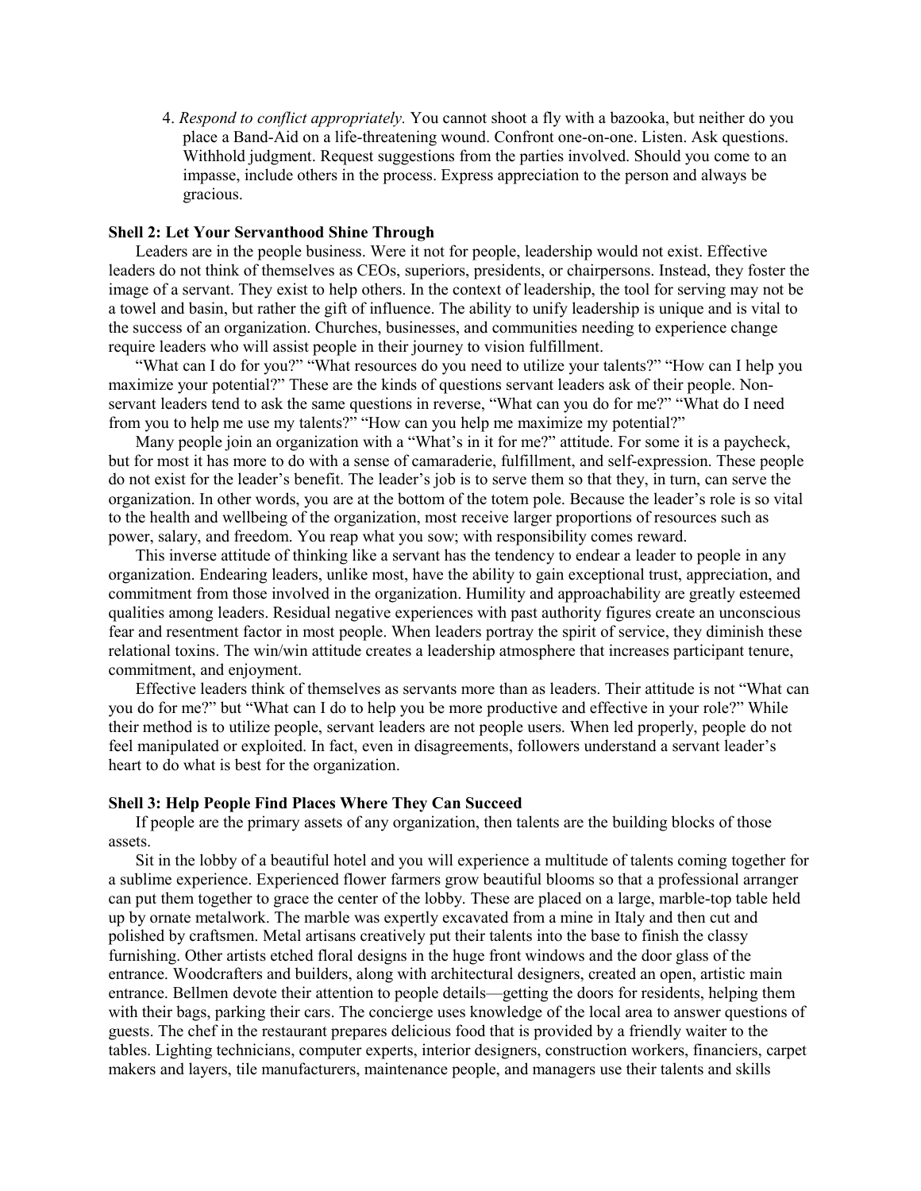4. *Respond to conflict appropriately.* You cannot shoot a fly with a bazooka, but neither do you place a Band-Aid on a life-threatening wound. Confront one-on-one. Listen. Ask questions. Withhold judgment. Request suggestions from the parties involved. Should you come to an impasse, include others in the process. Express appreciation to the person and always be gracious.

**Shell 2: Let Your Servanthood Shine Through**

Leaders are in the people business. Were it not for people, leadership would not exist. Effective leaders do not think of themselves as CEOs, superiors, presidents, or chairpersons. Instead, they foster the image of a servant. They exist to help others. In the context of leadership, the tool for serving may not be a towel and basin, but rather the gift of influence. The ability to unify leadership is unique and is vital to the success of an organization. Churches, businesses, and communities needing to experience change require leaders who will assist people in their journey to vision fulfillment.

"What can I do for you?" "What resources do you need to utilize your talents?" "How can I help you maximize your potential?" These are the kinds of questions servant leaders ask of their people. Non-servant leaders tend to ask the same questions in reverse, "What can you do for me?" "What do I need from you to help me use my talents?" "How can you help me maximize my potential?"

Many people join an organization with a "What's in it for me?" attitude. For some it is a paycheck, but for most it has more to do with a sense of camaraderie, fulfillment, and self-expression. These people do not exist for the leader's benefit. The leader's job is to serve them so that they, in turn, can serve the organization. In other words, you are at the bottom of the totem pole. Because the leader's role is so vital to the health and wellbeing of the organization, most receive larger proportions of resources such as power, salary, and freedom. You reap what you sow; with responsibility comes reward.

This inverse attitude of thinking like a servant has the tendency to endear a leader to people in any organization. Endearing leaders, unlike most, have the ability to gain exceptional trust, appreciation, and commitment from those involved in the organization. Humility and approachability are greatly esteemed qualities among leaders. Residual negative experiences with past authority figures create an unconscious fear and resentment factor in most people. When leaders portray the spirit of service, they diminish these relational toxins. The win/win attitude creates a leadership atmosphere that increases participant tenure, commitment, and enjoyment.

Effective leaders think of themselves as servants more than as leaders. Their attitude is not "What can you do for me?" but "What can I do to help you be more productive and effective in your role?" While their method is to utilize people, servant leaders are not people users. When led properly, people do not feel manipulated or exploited. In fact, even in disagreements, followers understand a servant leader's heart to do what is best for the organization.

**Shell 3: Help People Find Places Where They Can Succeed**

If people are the primary assets of any organization, then talents are the building blocks of those assets.

Sit in the lobby of a beautiful hotel and you will experience a multitude of talents coming together for a sublime experience. Experienced flower farmers grow beautiful blooms so that a professional arranger can put them together to grace the center of the lobby. These are placed on a large, marble-top table held up by ornate metalwork. The marble was expertly excavated from a mine in Italy and then cut and polished by craftsmen. Metal artisans creatively put their talents into the base to finish the classy furnishing. Other artists etched floral designs in the huge front windows and the door glass of the entrance. Woodcrafters and builders, along with architectural designers, created an open, artistic main entrance. Bellmen devote their attention to people details—getting the doors for residents, helping them with their bags, parking their cars. The concierge uses knowledge of the local area to answer questions of guests. The chef in the restaurant prepares delicious food that is provided by a friendly waiter to the tables. Lighting technicians, computer experts, interior designers, construction workers, financiers, carpet makers and layers, tile manufacturers, maintenance people, and managers use their talents and skills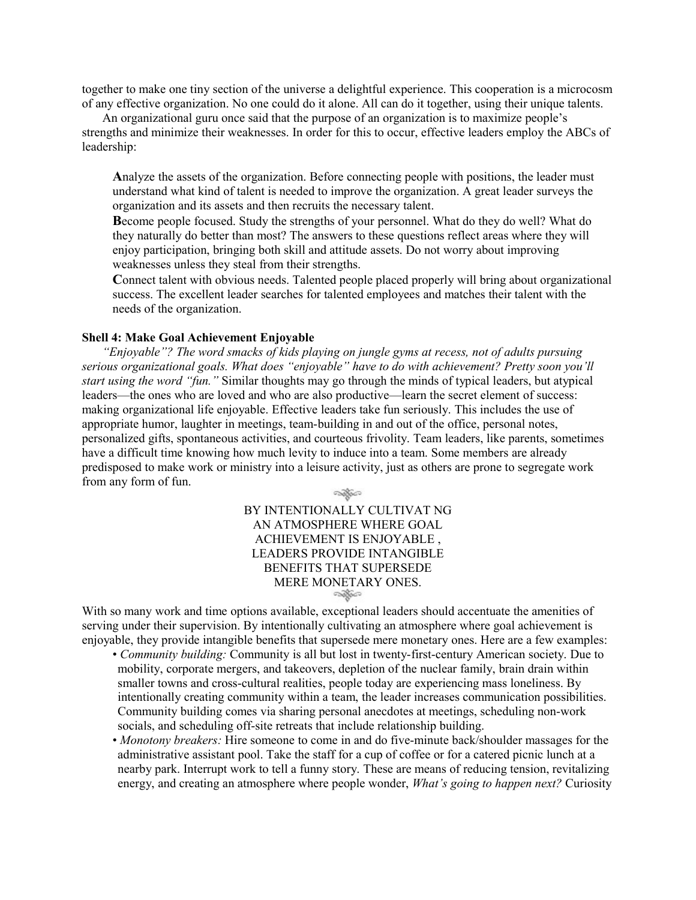together to make one tiny section of the universe a delightful experience. This cooperation is a microcosm of any effective organization. No one could do it alone. All can do it together, using their unique talents.

An organizational guru once said that the purpose of an organization is to maximize people's strengths and minimize their weaknesses. In order for this to occur, effective leaders employ the ABCs of leadership:

> **A**nalyze the assets of the organization. Before connecting people with positions, the leader must understand what kind of talent is needed to improve the organization. A great leader surveys the organization and its assets and then recruits the necessary talent.
>
> **B**ecome people focused. Study the strengths of your personnel. What do they do well? What do they naturally do better than most? The answers to these questions reflect areas where they will enjoy participation, bringing both skill and attitude assets. Do not worry about improving weaknesses unless they steal from their strengths.
>
> **C**onnect talent with obvious needs. Talented people placed properly will bring about organizational success. The excellent leader searches for talented employees and matches their talent with the needs of the organization.

### Shell 4: Make Goal Achievement Enjoyable

*"Enjoyable"? The word smacks of kids playing on jungle gyms at recess, not of adults pursuing serious organizational goals. What does "enjoyable" have to do with achievement? Pretty soon you'll start using the word "fun."* Similar thoughts may go through the minds of typical leaders, but atypical leaders—the ones who are loved and who are also productive—learn the secret element of success: making organizational life enjoyable. Effective leaders take fun seriously. This includes the use of appropriate humor, laughter in meetings, team-building in and out of the office, personal notes, personalized gifts, spontaneous activities, and courteous frivolity. Team leaders, like parents, sometimes have a difficult time knowing how much levity to induce into a team. Some members are already predisposed to make work or ministry into a leisure activity, just as others are prone to segregate work from any form of fun.

BY INTENTIONALLY CULTIVAT NG AN ATMOSPHERE WHERE GOAL ACHIEVEMENT IS ENJOYABLE , LEADERS PROVIDE INTANGIBLE BENEFITS THAT SUPERSEDE MERE MONETARY ONES.

With so many work and time options available, exceptional leaders should accentuate the amenities of serving under their supervision. By intentionally cultivating an atmosphere where goal achievement is enjoyable, they provide intangible benefits that supersede mere monetary ones. Here are a few examples:

- *Community building:* Community is all but lost in twenty-first-century American society. Due to mobility, corporate mergers, and takeovers, depletion of the nuclear family, brain drain within smaller towns and cross-cultural realities, people today are experiencing mass loneliness. By intentionally creating community within a team, the leader increases communication possibilities. Community building comes via sharing personal anecdotes at meetings, scheduling non-work socials, and scheduling off-site retreats that include relationship building.
- *Monotony breakers:* Hire someone to come in and do five-minute back/shoulder massages for the administrative assistant pool. Take the staff for a cup of coffee or for a catered picnic lunch at a nearby park. Interrupt work to tell a funny story. These are means of reducing tension, revitalizing energy, and creating an atmosphere where people wonder, *What's going to happen next?* Curiosity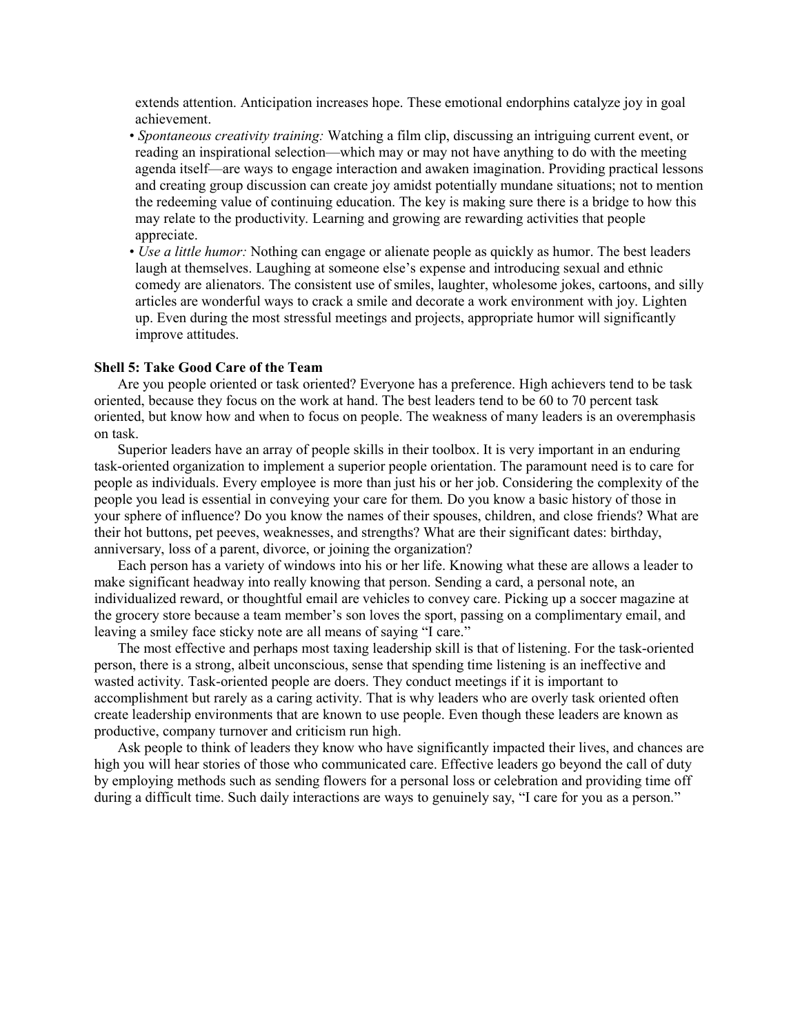extends attention. Anticipation increases hope. These emotional endorphins catalyze joy in goal achievement.

- *Spontaneous creativity training:* Watching a film clip, discussing an intriguing current event, or reading an inspirational selection—which may or may not have anything to do with the meeting agenda itself—are ways to engage interaction and awaken imagination. Providing practical lessons and creating group discussion can create joy amidst potentially mundane situations; not to mention the redeeming value of continuing education. The key is making sure there is a bridge to how this may relate to the productivity. Learning and growing are rewarding activities that people appreciate.
- *Use a little humor:* Nothing can engage or alienate people as quickly as humor. The best leaders laugh at themselves. Laughing at someone else's expense and introducing sexual and ethnic comedy are alienators. The consistent use of smiles, laughter, wholesome jokes, cartoons, and silly articles are wonderful ways to crack a smile and decorate a work environment with joy. Lighten up. Even during the most stressful meetings and projects, appropriate humor will significantly improve attitudes.

**Shell 5: Take Good Care of the Team**

Are you people oriented or task oriented? Everyone has a preference. High achievers tend to be task oriented, because they focus on the work at hand. The best leaders tend to be 60 to 70 percent task oriented, but know how and when to focus on people. The weakness of many leaders is an overemphasis on task.

Superior leaders have an array of people skills in their toolbox. It is very important in an enduring task-oriented organization to implement a superior people orientation. The paramount need is to care for people as individuals. Every employee is more than just his or her job. Considering the complexity of the people you lead is essential in conveying your care for them. Do you know a basic history of those in your sphere of influence? Do you know the names of their spouses, children, and close friends? What are their hot buttons, pet peeves, weaknesses, and strengths? What are their significant dates: birthday, anniversary, loss of a parent, divorce, or joining the organization?

Each person has a variety of windows into his or her life. Knowing what these are allows a leader to make significant headway into really knowing that person. Sending a card, a personal note, an individualized reward, or thoughtful email are vehicles to convey care. Picking up a soccer magazine at the grocery store because a team member's son loves the sport, passing on a complimentary email, and leaving a smiley face sticky note are all means of saying "I care."

The most effective and perhaps most taxing leadership skill is that of listening. For the task-oriented person, there is a strong, albeit unconscious, sense that spending time listening is an ineffective and wasted activity. Task-oriented people are doers. They conduct meetings if it is important to accomplishment but rarely as a caring activity. That is why leaders who are overly task oriented often create leadership environments that are known to use people. Even though these leaders are known as productive, company turnover and criticism run high.

Ask people to think of leaders they know who have significantly impacted their lives, and chances are high you will hear stories of those who communicated care. Effective leaders go beyond the call of duty by employing methods such as sending flowers for a personal loss or celebration and providing time off during a difficult time. Such daily interactions are ways to genuinely say, "I care for you as a person."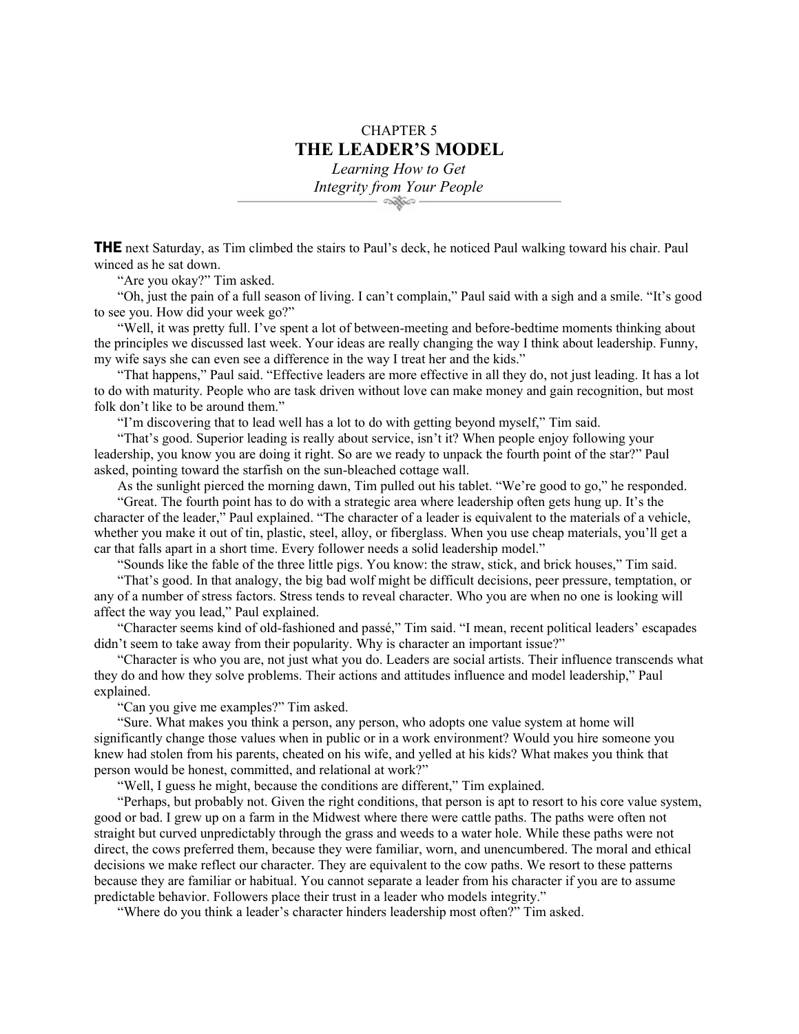CHAPTER 5

# THE LEADER'S MODEL

*Learning How to Get Integrity from Your People*

**THE** next Saturday, as Tim climbed the stairs to Paul's deck, he noticed Paul walking toward his chair. Paul winced as he sat down.

"Are you okay?" Tim asked.

"Oh, just the pain of a full season of living. I can't complain," Paul said with a sigh and a smile. "It's good to see you. How did your week go?"

"Well, it was pretty full. I've spent a lot of between-meeting and before-bedtime moments thinking about the principles we discussed last week. Your ideas are really changing the way I think about leadership. Funny, my wife says she can even see a difference in the way I treat her and the kids."

"That happens," Paul said. "Effective leaders are more effective in all they do, not just leading. It has a lot to do with maturity. People who are task driven without love can make money and gain recognition, but most folk don't like to be around them."

"I'm discovering that to lead well has a lot to do with getting beyond myself," Tim said.

"That's good. Superior leading is really about service, isn't it? When people enjoy following your leadership, you know you are doing it right. So are we ready to unpack the fourth point of the star?" Paul asked, pointing toward the starfish on the sun-bleached cottage wall.

As the sunlight pierced the morning dawn, Tim pulled out his tablet. "We're good to go," he responded.

"Great. The fourth point has to do with a strategic area where leadership often gets hung up. It's the character of the leader," Paul explained. "The character of a leader is equivalent to the materials of a vehicle, whether you make it out of tin, plastic, steel, alloy, or fiberglass. When you use cheap materials, you'll get a car that falls apart in a short time. Every follower needs a solid leadership model."

"Sounds like the fable of the three little pigs. You know: the straw, stick, and brick houses," Tim said.

"That's good. In that analogy, the big bad wolf might be difficult decisions, peer pressure, temptation, or any of a number of stress factors. Stress tends to reveal character. Who you are when no one is looking will affect the way you lead," Paul explained.

"Character seems kind of old-fashioned and passé," Tim said. "I mean, recent political leaders' escapades didn't seem to take away from their popularity. Why is character an important issue?"

"Character is who you are, not just what you do. Leaders are social artists. Their influence transcends what they do and how they solve problems. Their actions and attitudes influence and model leadership," Paul explained.

"Can you give me examples?" Tim asked.

"Sure. What makes you think a person, any person, who adopts one value system at home will significantly change those values when in public or in a work environment? Would you hire someone you knew had stolen from his parents, cheated on his wife, and yelled at his kids? What makes you think that person would be honest, committed, and relational at work?"

"Well, I guess he might, because the conditions are different," Tim explained.

"Perhaps, but probably not. Given the right conditions, that person is apt to resort to his core value system, good or bad. I grew up on a farm in the Midwest where there were cattle paths. The paths were often not straight but curved unpredictably through the grass and weeds to a water hole. While these paths were not direct, the cows preferred them, because they were familiar, worn, and unencumbered. The moral and ethical decisions we make reflect our character. They are equivalent to the cow paths. We resort to these patterns because they are familiar or habitual. You cannot separate a leader from his character if you are to assume predictable behavior. Followers place their trust in a leader who models integrity."

"Where do you think a leader's character hinders leadership most often?" Tim asked.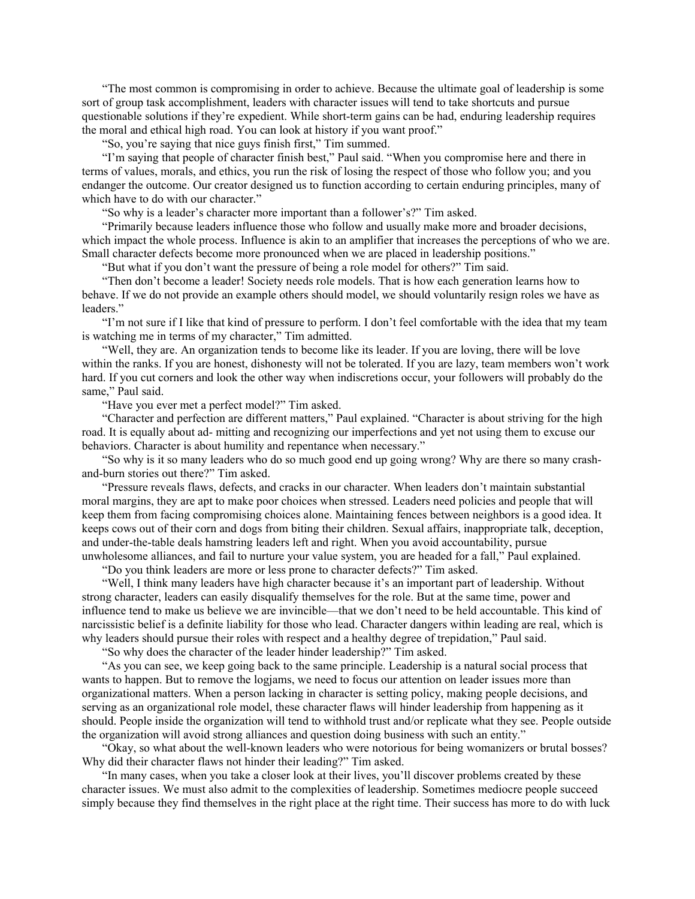"The most common is compromising in order to achieve. Because the ultimate goal of leadership is some sort of group task accomplishment, leaders with character issues will tend to take shortcuts and pursue questionable solutions if they're expedient. While short-term gains can be had, enduring leadership requires the moral and ethical high road. You can look at history if you want proof."

"So, you're saying that nice guys finish first," Tim summed.

"I'm saying that people of character finish best," Paul said. "When you compromise here and there in terms of values, morals, and ethics, you run the risk of losing the respect of those who follow you; and you endanger the outcome. Our creator designed us to function according to certain enduring principles, many of which have to do with our character."

"So why is a leader's character more important than a follower's?" Tim asked.

"Primarily because leaders influence those who follow and usually make more and broader decisions, which impact the whole process. Influence is akin to an amplifier that increases the perceptions of who we are. Small character defects become more pronounced when we are placed in leadership positions."

"But what if you don't want the pressure of being a role model for others?" Tim said.

"Then don't become a leader! Society needs role models. That is how each generation learns how to behave. If we do not provide an example others should model, we should voluntarily resign roles we have as leaders."

"I'm not sure if I like that kind of pressure to perform. I don't feel comfortable with the idea that my team is watching me in terms of my character," Tim admitted.

"Well, they are. An organization tends to become like its leader. If you are loving, there will be love within the ranks. If you are honest, dishonesty will not be tolerated. If you are lazy, team members won't work hard. If you cut corners and look the other way when indiscretions occur, your followers will probably do the same," Paul said.

"Have you ever met a perfect model?" Tim asked.

"Character and perfection are different matters," Paul explained. "Character is about striving for the high road. It is equally about ad- mitting and recognizing our imperfections and yet not using them to excuse our behaviors. Character is about humility and repentance when necessary."

"So why is it so many leaders who do so much good end up going wrong? Why are there so many crash-and-burn stories out there?" Tim asked.

"Pressure reveals flaws, defects, and cracks in our character. When leaders don't maintain substantial moral margins, they are apt to make poor choices when stressed. Leaders need policies and people that will keep them from facing compromising choices alone. Maintaining fences between neighbors is a good idea. It keeps cows out of their corn and dogs from biting their children. Sexual affairs, inappropriate talk, deception, and under-the-table deals hamstring leaders left and right. When you avoid accountability, pursue unwholesome alliances, and fail to nurture your value system, you are headed for a fall," Paul explained.

"Do you think leaders are more or less prone to character defects?" Tim asked.

"Well, I think many leaders have high character because it's an important part of leadership. Without strong character, leaders can easily disqualify themselves for the role. But at the same time, power and influence tend to make us believe we are invincible—that we don't need to be held accountable. This kind of narcissistic belief is a definite liability for those who lead. Character dangers within leading are real, which is why leaders should pursue their roles with respect and a healthy degree of trepidation," Paul said.

"So why does the character of the leader hinder leadership?" Tim asked.

"As you can see, we keep going back to the same principle. Leadership is a natural social process that wants to happen. But to remove the logjams, we need to focus our attention on leader issues more than organizational matters. When a person lacking in character is setting policy, making people decisions, and serving as an organizational role model, these character flaws will hinder leadership from happening as it should. People inside the organization will tend to withhold trust and/or replicate what they see. People outside the organization will avoid strong alliances and question doing business with such an entity."

"Okay, so what about the well-known leaders who were notorious for being womanizers or brutal bosses? Why did their character flaws not hinder their leading?" Tim asked.

"In many cases, when you take a closer look at their lives, you'll discover problems created by these character issues. We must also admit to the complexities of leadership. Sometimes mediocre people succeed simply because they find themselves in the right place at the right time. Their success has more to do with luck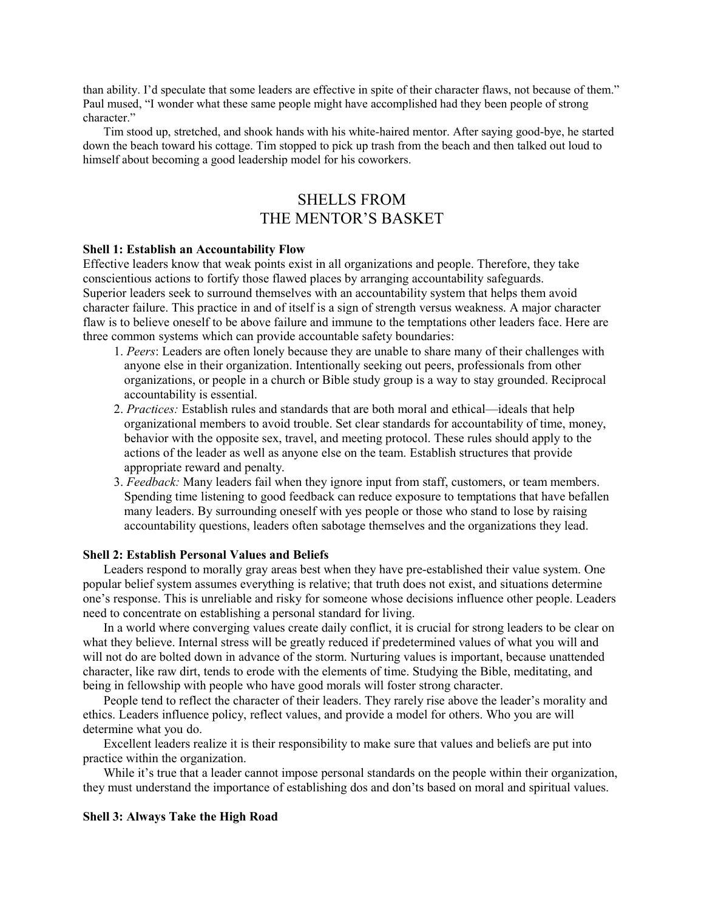than ability. I'd speculate that some leaders are effective in spite of their character flaws, not because of them." Paul mused, "I wonder what these same people might have accomplished had they been people of strong character."

Tim stood up, stretched, and shook hands with his white-haired mentor. After saying good-bye, he started down the beach toward his cottage. Tim stopped to pick up trash from the beach and then talked out loud to himself about becoming a good leadership model for his coworkers.

## SHELLS FROM THE MENTOR'S BASKET

**Shell 1: Establish an Accountability Flow**

Effective leaders know that weak points exist in all organizations and people. Therefore, they take conscientious actions to fortify those flawed places by arranging accountability safeguards. Superior leaders seek to surround themselves with an accountability system that helps them avoid character failure. This practice in and of itself is a sign of strength versus weakness. A major character flaw is to believe oneself to be above failure and immune to the temptations other leaders face. Here are three common systems which can provide accountable safety boundaries:

1. *Peers*: Leaders are often lonely because they are unable to share many of their challenges with anyone else in their organization. Intentionally seeking out peers, professionals from other organizations, or people in a church or Bible study group is a way to stay grounded. Reciprocal accountability is essential.
2. *Practices:* Establish rules and standards that are both moral and ethical—ideals that help organizational members to avoid trouble. Set clear standards for accountability of time, money, behavior with the opposite sex, travel, and meeting protocol. These rules should apply to the actions of the leader as well as anyone else on the team. Establish structures that provide appropriate reward and penalty.
3. *Feedback:* Many leaders fail when they ignore input from staff, customers, or team members. Spending time listening to good feedback can reduce exposure to temptations that have befallen many leaders. By surrounding oneself with yes people or those who stand to lose by raising accountability questions, leaders often sabotage themselves and the organizations they lead.

**Shell 2: Establish Personal Values and Beliefs**

Leaders respond to morally gray areas best when they have pre-established their value system. One popular belief system assumes everything is relative; that truth does not exist, and situations determine one's response. This is unreliable and risky for someone whose decisions influence other people. Leaders need to concentrate on establishing a personal standard for living.

In a world where converging values create daily conflict, it is crucial for strong leaders to be clear on what they believe. Internal stress will be greatly reduced if predetermined values of what you will and will not do are bolted down in advance of the storm. Nurturing values is important, because unattended character, like raw dirt, tends to erode with the elements of time. Studying the Bible, meditating, and being in fellowship with people who have good morals will foster strong character.

People tend to reflect the character of their leaders. They rarely rise above the leader's morality and ethics. Leaders influence policy, reflect values, and provide a model for others. Who you are will determine what you do.

Excellent leaders realize it is their responsibility to make sure that values and beliefs are put into practice within the organization.

While it's true that a leader cannot impose personal standards on the people within their organization, they must understand the importance of establishing dos and don'ts based on moral and spiritual values.

**Shell 3: Always Take the High Road**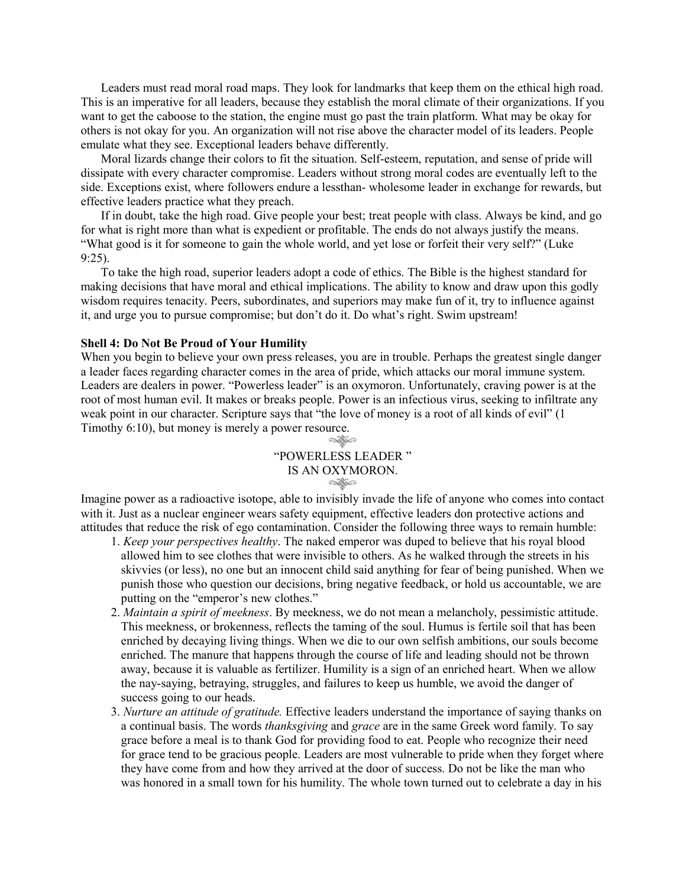Leaders must read moral road maps. They look for landmarks that keep them on the ethical high road. This is an imperative for all leaders, because they establish the moral climate of their organizations. If you want to get the caboose to the station, the engine must go past the train platform. What may be okay for others is not okay for you. An organization will not rise above the character model of its leaders. People emulate what they see. Exceptional leaders behave differently.

Moral lizards change their colors to fit the situation. Self-esteem, reputation, and sense of pride will dissipate with every character compromise. Leaders without strong moral codes are eventually left to the side. Exceptions exist, where followers endure a lessthan- wholesome leader in exchange for rewards, but effective leaders practice what they preach.

If in doubt, take the high road. Give people your best; treat people with class. Always be kind, and go for what is right more than what is expedient or profitable. The ends do not always justify the means. "What good is it for someone to gain the whole world, and yet lose or forfeit their very self?" (Luke 9:25).

To take the high road, superior leaders adopt a code of ethics. The Bible is the highest standard for making decisions that have moral and ethical implications. The ability to know and draw upon this godly wisdom requires tenacity. Peers, subordinates, and superiors may make fun of it, try to influence against it, and urge you to pursue compromise; but don't do it. Do what's right. Swim upstream!

**Shell 4: Do Not Be Proud of Your Humility**

When you begin to believe your own press releases, you are in trouble. Perhaps the greatest single danger a leader faces regarding character comes in the area of pride, which attacks our moral immune system. Leaders are dealers in power. "Powerless leader" is an oxymoron. Unfortunately, craving power is at the root of most human evil. It makes or breaks people. Power is an infectious virus, seeking to infiltrate any weak point in our character. Scripture says that "the love of money is a root of all kinds of evil" (1 Timothy 6:10), but money is merely a power resource.

"POWERLESS LEADER "
IS AN OXYMORON.

Imagine power as a radioactive isotope, able to invisibly invade the life of anyone who comes into contact with it. Just as a nuclear engineer wears safety equipment, effective leaders don protective actions and attitudes that reduce the risk of ego contamination. Consider the following three ways to remain humble:

1. *Keep your perspectives healthy*. The naked emperor was duped to believe that his royal blood allowed him to see clothes that were invisible to others. As he walked through the streets in his skivvies (or less), no one but an innocent child said anything for fear of being punished. When we punish those who question our decisions, bring negative feedback, or hold us accountable, we are putting on the "emperor's new clothes."
2. *Maintain a spirit of meekness*. By meekness, we do not mean a melancholy, pessimistic attitude. This meekness, or brokenness, reflects the taming of the soul. Humus is fertile soil that has been enriched by decaying living things. When we die to our own selfish ambitions, our souls become enriched. The manure that happens through the course of life and leading should not be thrown away, because it is valuable as fertilizer. Humility is a sign of an enriched heart. When we allow the nay-saying, betraying, struggles, and failures to keep us humble, we avoid the danger of success going to our heads.
3. *Nurture an attitude of gratitude.* Effective leaders understand the importance of saying thanks on a continual basis. The words *thanksgiving* and *grace* are in the same Greek word family. To say grace before a meal is to thank God for providing food to eat. People who recognize their need for grace tend to be gracious people. Leaders are most vulnerable to pride when they forget where they have come from and how they arrived at the door of success. Do not be like the man who was honored in a small town for his humility. The whole town turned out to celebrate a day in his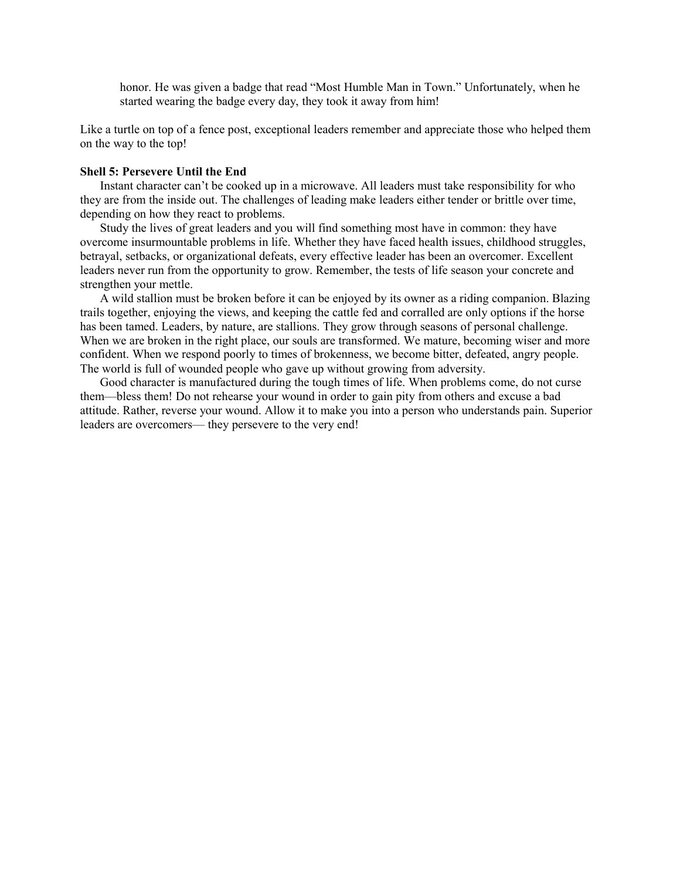> honor. He was given a badge that read "Most Humble Man in Town." Unfortunately, when he started wearing the badge every day, they took it away from him!

Like a turtle on top of a fence post, exceptional leaders remember and appreciate those who helped them on the way to the top!

**Shell 5: Persevere Until the End**

Instant character can't be cooked up in a microwave. All leaders must take responsibility for who they are from the inside out. The challenges of leading make leaders either tender or brittle over time, depending on how they react to problems.

Study the lives of great leaders and you will find something most have in common: they have overcome insurmountable problems in life. Whether they have faced health issues, childhood struggles, betrayal, setbacks, or organizational defeats, every effective leader has been an overcomer. Excellent leaders never run from the opportunity to grow. Remember, the tests of life season your concrete and strengthen your mettle.

A wild stallion must be broken before it can be enjoyed by its owner as a riding companion. Blazing trails together, enjoying the views, and keeping the cattle fed and corralled are only options if the horse has been tamed. Leaders, by nature, are stallions. They grow through seasons of personal challenge. When we are broken in the right place, our souls are transformed. We mature, becoming wiser and more confident. When we respond poorly to times of brokenness, we become bitter, defeated, angry people. The world is full of wounded people who gave up without growing from adversity.

Good character is manufactured during the tough times of life. When problems come, do not curse them—bless them! Do not rehearse your wound in order to gain pity from others and excuse a bad attitude. Rather, reverse your wound. Allow it to make you into a person who understands pain. Superior leaders are overcomers— they persevere to the very end!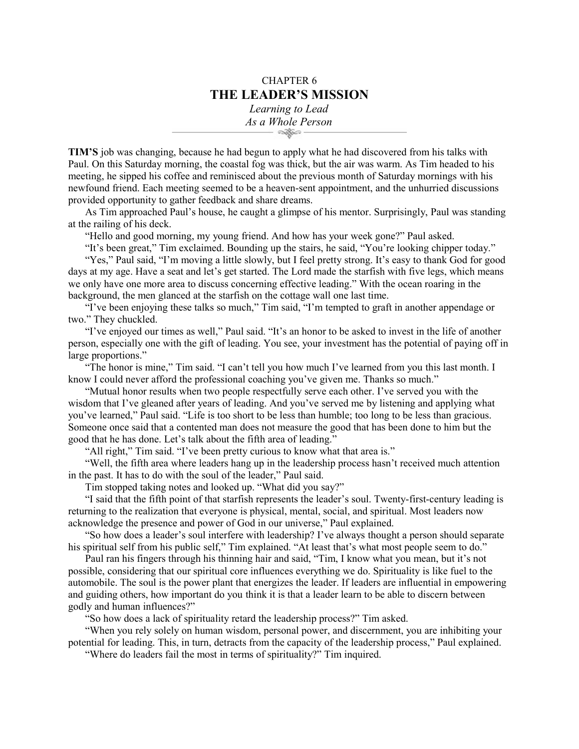# CHAPTER 6
# THE LEADER'S MISSION
### *Learning to Lead As a Whole Person*

**TIM'S** job was changing, because he had begun to apply what he had discovered from his talks with Paul. On this Saturday morning, the coastal fog was thick, but the air was warm. As Tim headed to his meeting, he sipped his coffee and reminisced about the previous month of Saturday mornings with his newfound friend. Each meeting seemed to be a heaven-sent appointment, and the unhurried discussions provided opportunity to gather feedback and share dreams.

As Tim approached Paul's house, he caught a glimpse of his mentor. Surprisingly, Paul was standing at the railing of his deck.

"Hello and good morning, my young friend. And how has your week gone?" Paul asked.

"It's been great," Tim exclaimed. Bounding up the stairs, he said, "You're looking chipper today."

"Yes," Paul said, "I'm moving a little slowly, but I feel pretty strong. It's easy to thank God for good days at my age. Have a seat and let's get started. The Lord made the starfish with five legs, which means we only have one more area to discuss concerning effective leading." With the ocean roaring in the background, the men glanced at the starfish on the cottage wall one last time.

"I've been enjoying these talks so much," Tim said, "I'm tempted to graft in another appendage or two." They chuckled.

"I've enjoyed our times as well," Paul said. "It's an honor to be asked to invest in the life of another person, especially one with the gift of leading. You see, your investment has the potential of paying off in large proportions."

"The honor is mine," Tim said. "I can't tell you how much I've learned from you this last month. I know I could never afford the professional coaching you've given me. Thanks so much."

"Mutual honor results when two people respectfully serve each other. I've served you with the wisdom that I've gleaned after years of leading. And you've served me by listening and applying what you've learned," Paul said. "Life is too short to be less than humble; too long to be less than gracious. Someone once said that a contented man does not measure the good that has been done to him but the good that he has done. Let's talk about the fifth area of leading."

"All right," Tim said. "I've been pretty curious to know what that area is."

"Well, the fifth area where leaders hang up in the leadership process hasn't received much attention in the past. It has to do with the soul of the leader," Paul said.

Tim stopped taking notes and looked up. "What did you say?"

"I said that the fifth point of that starfish represents the leader's soul. Twenty-first-century leading is returning to the realization that everyone is physical, mental, social, and spiritual. Most leaders now acknowledge the presence and power of God in our universe," Paul explained.

"So how does a leader's soul interfere with leadership? I've always thought a person should separate his spiritual self from his public self," Tim explained. "At least that's what most people seem to do."

Paul ran his fingers through his thinning hair and said, "Tim, I know what you mean, but it's not possible, considering that our spiritual core influences everything we do. Spirituality is like fuel to the automobile. The soul is the power plant that energizes the leader. If leaders are influential in empowering and guiding others, how important do you think it is that a leader learn to be able to discern between godly and human influences?"

"So how does a lack of spirituality retard the leadership process?" Tim asked.

"When you rely solely on human wisdom, personal power, and discernment, you are inhibiting your potential for leading. This, in turn, detracts from the capacity of the leadership process," Paul explained.

"Where do leaders fail the most in terms of spirituality?" Tim inquired.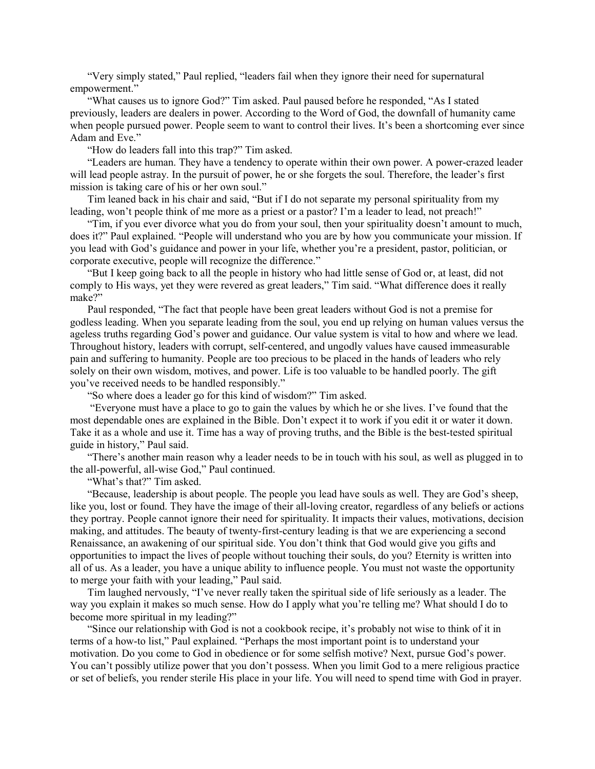"Very simply stated," Paul replied, "leaders fail when they ignore their need for supernatural empowerment."

"What causes us to ignore God?" Tim asked. Paul paused before he responded, "As I stated previously, leaders are dealers in power. According to the Word of God, the downfall of humanity came when people pursued power. People seem to want to control their lives. It's been a shortcoming ever since Adam and Eve."

"How do leaders fall into this trap?" Tim asked.

"Leaders are human. They have a tendency to operate within their own power. A power-crazed leader will lead people astray. In the pursuit of power, he or she forgets the soul. Therefore, the leader's first mission is taking care of his or her own soul."

Tim leaned back in his chair and said, "But if I do not separate my personal spirituality from my leading, won't people think of me more as a priest or a pastor? I'm a leader to lead, not preach!"

"Tim, if you ever divorce what you do from your soul, then your spirituality doesn't amount to much, does it?" Paul explained. "People will understand who you are by how you communicate your mission. If you lead with God's guidance and power in your life, whether you're a president, pastor, politician, or corporate executive, people will recognize the difference."

"But I keep going back to all the people in history who had little sense of God or, at least, did not comply to His ways, yet they were revered as great leaders," Tim said. "What difference does it really make?"

Paul responded, "The fact that people have been great leaders without God is not a premise for godless leading. When you separate leading from the soul, you end up relying on human values versus the ageless truths regarding God's power and guidance. Our value system is vital to how and where we lead. Throughout history, leaders with corrupt, self-centered, and ungodly values have caused immeasurable pain and suffering to humanity. People are too precious to be placed in the hands of leaders who rely solely on their own wisdom, motives, and power. Life is too valuable to be handled poorly. The gift you've received needs to be handled responsibly."

"So where does a leader go for this kind of wisdom?" Tim asked.

"Everyone must have a place to go to gain the values by which he or she lives. I've found that the most dependable ones are explained in the Bible. Don't expect it to work if you edit it or water it down. Take it as a whole and use it. Time has a way of proving truths, and the Bible is the best-tested spiritual guide in history," Paul said.

"There's another main reason why a leader needs to be in touch with his soul, as well as plugged in to the all-powerful, all-wise God," Paul continued.

"What's that?" Tim asked.

"Because, leadership is about people. The people you lead have souls as well. They are God's sheep, like you, lost or found. They have the image of their all-loving creator, regardless of any beliefs or actions they portray. People cannot ignore their need for spirituality. It impacts their values, motivations, decision making, and attitudes. The beauty of twenty-first-century leading is that we are experiencing a second Renaissance, an awakening of our spiritual side. You don't think that God would give you gifts and opportunities to impact the lives of people without touching their souls, do you? Eternity is written into all of us. As a leader, you have a unique ability to influence people. You must not waste the opportunity to merge your faith with your leading," Paul said.

Tim laughed nervously, "I've never really taken the spiritual side of life seriously as a leader. The way you explain it makes so much sense. How do I apply what you're telling me? What should I do to become more spiritual in my leading?"

"Since our relationship with God is not a cookbook recipe, it's probably not wise to think of it in terms of a how-to list," Paul explained. "Perhaps the most important point is to understand your motivation. Do you come to God in obedience or for some selfish motive? Next, pursue God's power. You can't possibly utilize power that you don't possess. When you limit God to a mere religious practice or set of beliefs, you render sterile His place in your life. You will need to spend time with God in prayer.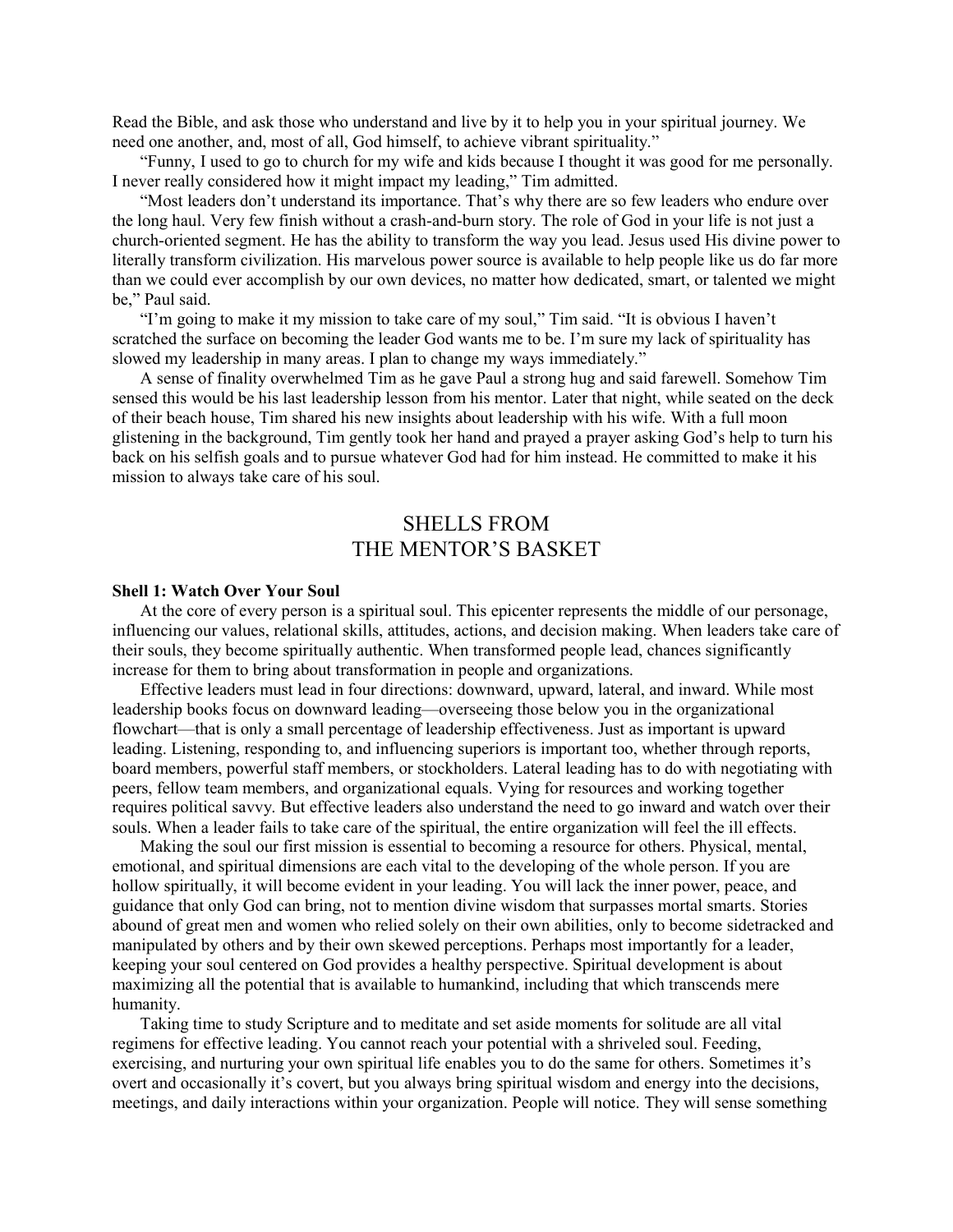Read the Bible, and ask those who understand and live by it to help you in your spiritual journey. We need one another, and, most of all, God himself, to achieve vibrant spirituality."

"Funny, I used to go to church for my wife and kids because I thought it was good for me personally. I never really considered how it might impact my leading," Tim admitted.

"Most leaders don't understand its importance. That's why there are so few leaders who endure over the long haul. Very few finish without a crash-and-burn story. The role of God in your life is not just a church-oriented segment. He has the ability to transform the way you lead. Jesus used His divine power to literally transform civilization. His marvelous power source is available to help people like us do far more than we could ever accomplish by our own devices, no matter how dedicated, smart, or talented we might be," Paul said.

"I'm going to make it my mission to take care of my soul," Tim said. "It is obvious I haven't scratched the surface on becoming the leader God wants me to be. I'm sure my lack of spirituality has slowed my leadership in many areas. I plan to change my ways immediately."

A sense of finality overwhelmed Tim as he gave Paul a strong hug and said farewell. Somehow Tim sensed this would be his last leadership lesson from his mentor. Later that night, while seated on the deck of their beach house, Tim shared his new insights about leadership with his wife. With a full moon glistening in the background, Tim gently took her hand and prayed a prayer asking God's help to turn his back on his selfish goals and to pursue whatever God had for him instead. He committed to make it his mission to always take care of his soul.

## SHELLS FROM THE MENTOR'S BASKET

**Shell 1: Watch Over Your Soul**

At the core of every person is a spiritual soul. This epicenter represents the middle of our personage, influencing our values, relational skills, attitudes, actions, and decision making. When leaders take care of their souls, they become spiritually authentic. When transformed people lead, chances significantly increase for them to bring about transformation in people and organizations.

Effective leaders must lead in four directions: downward, upward, lateral, and inward. While most leadership books focus on downward leading—overseeing those below you in the organizational flowchart—that is only a small percentage of leadership effectiveness. Just as important is upward leading. Listening, responding to, and influencing superiors is important too, whether through reports, board members, powerful staff members, or stockholders. Lateral leading has to do with negotiating with peers, fellow team members, and organizational equals. Vying for resources and working together requires political savvy. But effective leaders also understand the need to go inward and watch over their souls. When a leader fails to take care of the spiritual, the entire organization will feel the ill effects.

Making the soul our first mission is essential to becoming a resource for others. Physical, mental, emotional, and spiritual dimensions are each vital to the developing of the whole person. If you are hollow spiritually, it will become evident in your leading. You will lack the inner power, peace, and guidance that only God can bring, not to mention divine wisdom that surpasses mortal smarts. Stories abound of great men and women who relied solely on their own abilities, only to become sidetracked and manipulated by others and by their own skewed perceptions. Perhaps most importantly for a leader, keeping your soul centered on God provides a healthy perspective. Spiritual development is about maximizing all the potential that is available to humankind, including that which transcends mere humanity.

Taking time to study Scripture and to meditate and set aside moments for solitude are all vital regimens for effective leading. You cannot reach your potential with a shriveled soul. Feeding, exercising, and nurturing your own spiritual life enables you to do the same for others. Sometimes it's overt and occasionally it's covert, but you always bring spiritual wisdom and energy into the decisions, meetings, and daily interactions within your organization. People will notice. They will sense something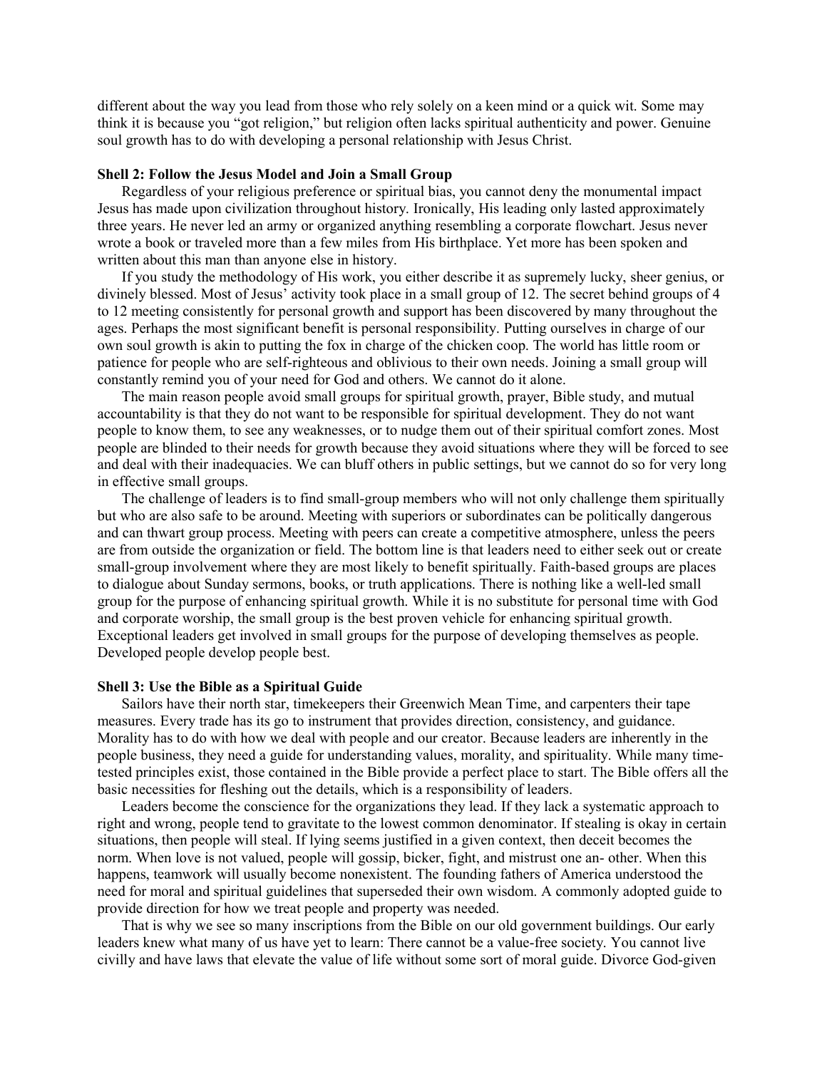different about the way you lead from those who rely solely on a keen mind or a quick wit. Some may think it is because you "got religion," but religion often lacks spiritual authenticity and power. Genuine soul growth has to do with developing a personal relationship with Jesus Christ.

**Shell 2: Follow the Jesus Model and Join a Small Group**

Regardless of your religious preference or spiritual bias, you cannot deny the monumental impact Jesus has made upon civilization throughout history. Ironically, His leading only lasted approximately three years. He never led an army or organized anything resembling a corporate flowchart. Jesus never wrote a book or traveled more than a few miles from His birthplace. Yet more has been spoken and written about this man than anyone else in history.

If you study the methodology of His work, you either describe it as supremely lucky, sheer genius, or divinely blessed. Most of Jesus' activity took place in a small group of 12. The secret behind groups of 4 to 12 meeting consistently for personal growth and support has been discovered by many throughout the ages. Perhaps the most significant benefit is personal responsibility. Putting ourselves in charge of our own soul growth is akin to putting the fox in charge of the chicken coop. The world has little room or patience for people who are self-righteous and oblivious to their own needs. Joining a small group will constantly remind you of your need for God and others. We cannot do it alone.

The main reason people avoid small groups for spiritual growth, prayer, Bible study, and mutual accountability is that they do not want to be responsible for spiritual development. They do not want people to know them, to see any weaknesses, or to nudge them out of their spiritual comfort zones. Most people are blinded to their needs for growth because they avoid situations where they will be forced to see and deal with their inadequacies. We can bluff others in public settings, but we cannot do so for very long in effective small groups.

The challenge of leaders is to find small-group members who will not only challenge them spiritually but who are also safe to be around. Meeting with superiors or subordinates can be politically dangerous and can thwart group process. Meeting with peers can create a competitive atmosphere, unless the peers are from outside the organization or field. The bottom line is that leaders need to either seek out or create small-group involvement where they are most likely to benefit spiritually. Faith-based groups are places to dialogue about Sunday sermons, books, or truth applications. There is nothing like a well-led small group for the purpose of enhancing spiritual growth. While it is no substitute for personal time with God and corporate worship, the small group is the best proven vehicle for enhancing spiritual growth. Exceptional leaders get involved in small groups for the purpose of developing themselves as people. Developed people develop people best.

**Shell 3: Use the Bible as a Spiritual Guide**

Sailors have their north star, timekeepers their Greenwich Mean Time, and carpenters their tape measures. Every trade has its go to instrument that provides direction, consistency, and guidance. Morality has to do with how we deal with people and our creator. Because leaders are inherently in the people business, they need a guide for understanding values, morality, and spirituality. While many time-tested principles exist, those contained in the Bible provide a perfect place to start. The Bible offers all the basic necessities for fleshing out the details, which is a responsibility of leaders.

Leaders become the conscience for the organizations they lead. If they lack a systematic approach to right and wrong, people tend to gravitate to the lowest common denominator. If stealing is okay in certain situations, then people will steal. If lying seems justified in a given context, then deceit becomes the norm. When love is not valued, people will gossip, bicker, fight, and mistrust one an- other. When this happens, teamwork will usually become nonexistent. The founding fathers of America understood the need for moral and spiritual guidelines that superseded their own wisdom. A commonly adopted guide to provide direction for how we treat people and property was needed.

That is why we see so many inscriptions from the Bible on our old government buildings. Our early leaders knew what many of us have yet to learn: There cannot be a value-free society. You cannot live civilly and have laws that elevate the value of life without some sort of moral guide. Divorce God-given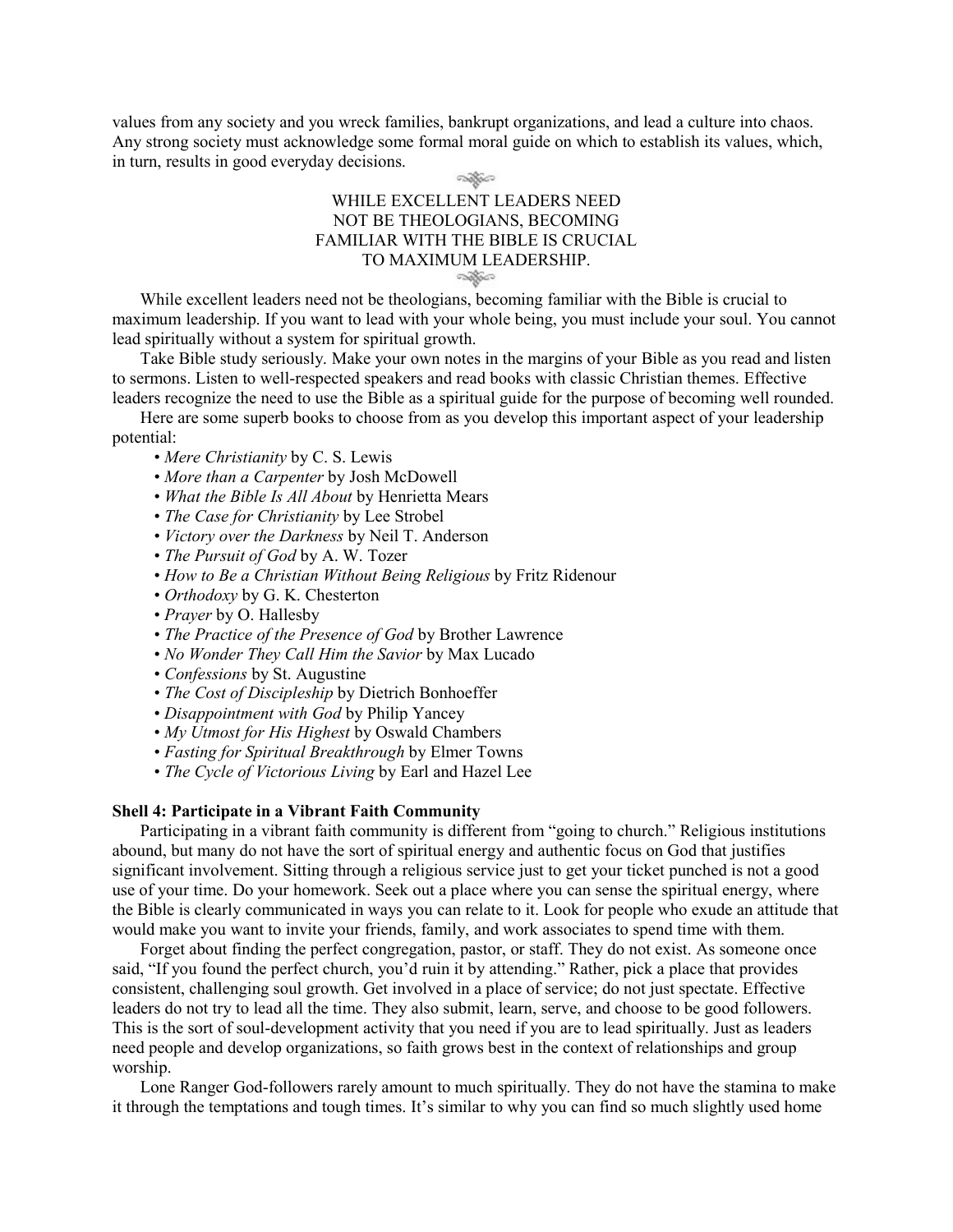values from any society and you wreck families, bankrupt organizations, and lead a culture into chaos. Any strong society must acknowledge some formal moral guide on which to establish its values, which, in turn, results in good everyday decisions.

WHILE EXCELLENT LEADERS NEED NOT BE THEOLOGIANS, BECOMING FAMILIAR WITH THE BIBLE IS CRUCIAL TO MAXIMUM LEADERSHIP.

While excellent leaders need not be theologians, becoming familiar with the Bible is crucial to maximum leadership. If you want to lead with your whole being, you must include your soul. You cannot lead spiritually without a system for spiritual growth.

Take Bible study seriously. Make your own notes in the margins of your Bible as you read and listen to sermons. Listen to well-respected speakers and read books with classic Christian themes. Effective leaders recognize the need to use the Bible as a spiritual guide for the purpose of becoming well rounded.

Here are some superb books to choose from as you develop this important aspect of your leadership potential:

- *Mere Christianity* by C. S. Lewis
- *More than a Carpenter* by Josh McDowell
- *What the Bible Is All About* by Henrietta Mears
- *The Case for Christianity* by Lee Strobel
- *Victory over the Darkness* by Neil T. Anderson
- *The Pursuit of God* by A. W. Tozer
- *How to Be a Christian Without Being Religious* by Fritz Ridenour
- *Orthodoxy* by G. K. Chesterton
- *Prayer* by O. Hallesby
- *The Practice of the Presence of God* by Brother Lawrence
- *No Wonder They Call Him the Savior* by Max Lucado
- *Confessions* by St. Augustine
- *The Cost of Discipleship* by Dietrich Bonhoeffer
- *Disappointment with God* by Philip Yancey
- *My Utmost for His Highest* by Oswald Chambers
- *Fasting for Spiritual Breakthrough* by Elmer Towns
- *The Cycle of Victorious Living* by Earl and Hazel Lee

**Shell 4: Participate in a Vibrant Faith Community**

Participating in a vibrant faith community is different from "going to church." Religious institutions abound, but many do not have the sort of spiritual energy and authentic focus on God that justifies significant involvement. Sitting through a religious service just to get your ticket punched is not a good use of your time. Do your homework. Seek out a place where you can sense the spiritual energy, where the Bible is clearly communicated in ways you can relate to it. Look for people who exude an attitude that would make you want to invite your friends, family, and work associates to spend time with them.

Forget about finding the perfect congregation, pastor, or staff. They do not exist. As someone once said, "If you found the perfect church, you'd ruin it by attending." Rather, pick a place that provides consistent, challenging soul growth. Get involved in a place of service; do not just spectate. Effective leaders do not try to lead all the time. They also submit, learn, serve, and choose to be good followers. This is the sort of soul-development activity that you need if you are to lead spiritually. Just as leaders need people and develop organizations, so faith grows best in the context of relationships and group worship.

Lone Ranger God-followers rarely amount to much spiritually. They do not have the stamina to make it through the temptations and tough times. It's similar to why you can find so much slightly used home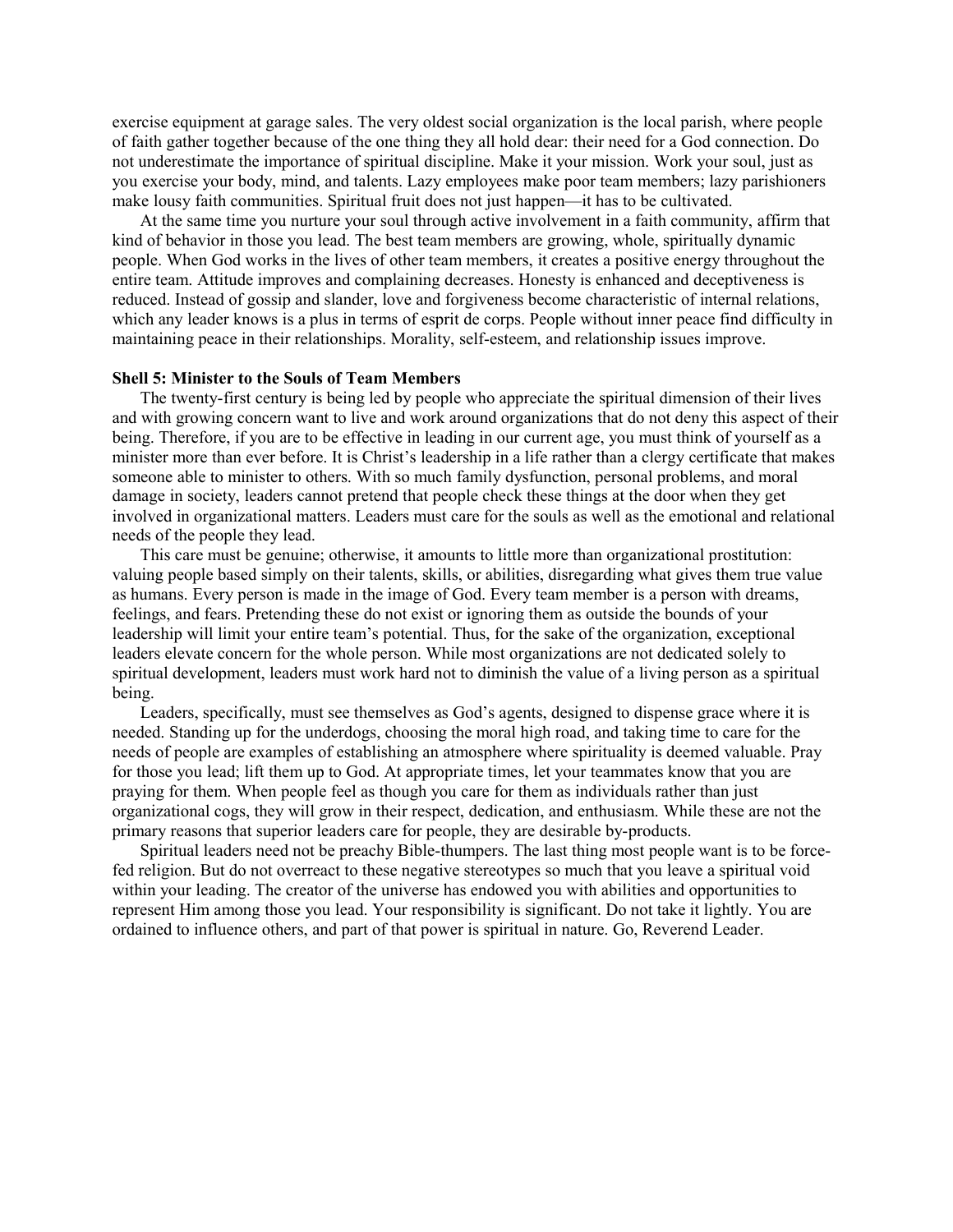exercise equipment at garage sales. The very oldest social organization is the local parish, where people of faith gather together because of the one thing they all hold dear: their need for a God connection. Do not underestimate the importance of spiritual discipline. Make it your mission. Work your soul, just as you exercise your body, mind, and talents. Lazy employees make poor team members; lazy parishioners make lousy faith communities. Spiritual fruit does not just happen—it has to be cultivated.

At the same time you nurture your soul through active involvement in a faith community, affirm that kind of behavior in those you lead. The best team members are growing, whole, spiritually dynamic people. When God works in the lives of other team members, it creates a positive energy throughout the entire team. Attitude improves and complaining decreases. Honesty is enhanced and deceptiveness is reduced. Instead of gossip and slander, love and forgiveness become characteristic of internal relations, which any leader knows is a plus in terms of esprit de corps. People without inner peace find difficulty in maintaining peace in their relationships. Morality, self-esteem, and relationship issues improve.

**Shell 5: Minister to the Souls of Team Members**

The twenty-first century is being led by people who appreciate the spiritual dimension of their lives and with growing concern want to live and work around organizations that do not deny this aspect of their being. Therefore, if you are to be effective in leading in our current age, you must think of yourself as a minister more than ever before. It is Christ's leadership in a life rather than a clergy certificate that makes someone able to minister to others. With so much family dysfunction, personal problems, and moral damage in society, leaders cannot pretend that people check these things at the door when they get involved in organizational matters. Leaders must care for the souls as well as the emotional and relational needs of the people they lead.

This care must be genuine; otherwise, it amounts to little more than organizational prostitution: valuing people based simply on their talents, skills, or abilities, disregarding what gives them true value as humans. Every person is made in the image of God. Every team member is a person with dreams, feelings, and fears. Pretending these do not exist or ignoring them as outside the bounds of your leadership will limit your entire team's potential. Thus, for the sake of the organization, exceptional leaders elevate concern for the whole person. While most organizations are not dedicated solely to spiritual development, leaders must work hard not to diminish the value of a living person as a spiritual being.

Leaders, specifically, must see themselves as God's agents, designed to dispense grace where it is needed. Standing up for the underdogs, choosing the moral high road, and taking time to care for the needs of people are examples of establishing an atmosphere where spirituality is deemed valuable. Pray for those you lead; lift them up to God. At appropriate times, let your teammates know that you are praying for them. When people feel as though you care for them as individuals rather than just organizational cogs, they will grow in their respect, dedication, and enthusiasm. While these are not the primary reasons that superior leaders care for people, they are desirable by-products.

Spiritual leaders need not be preachy Bible-thumpers. The last thing most people want is to be force-fed religion. But do not overreact to these negative stereotypes so much that you leave a spiritual void within your leading. The creator of the universe has endowed you with abilities and opportunities to represent Him among those you lead. Your responsibility is significant. Do not take it lightly. You are ordained to influence others, and part of that power is spiritual in nature. Go, Reverend Leader.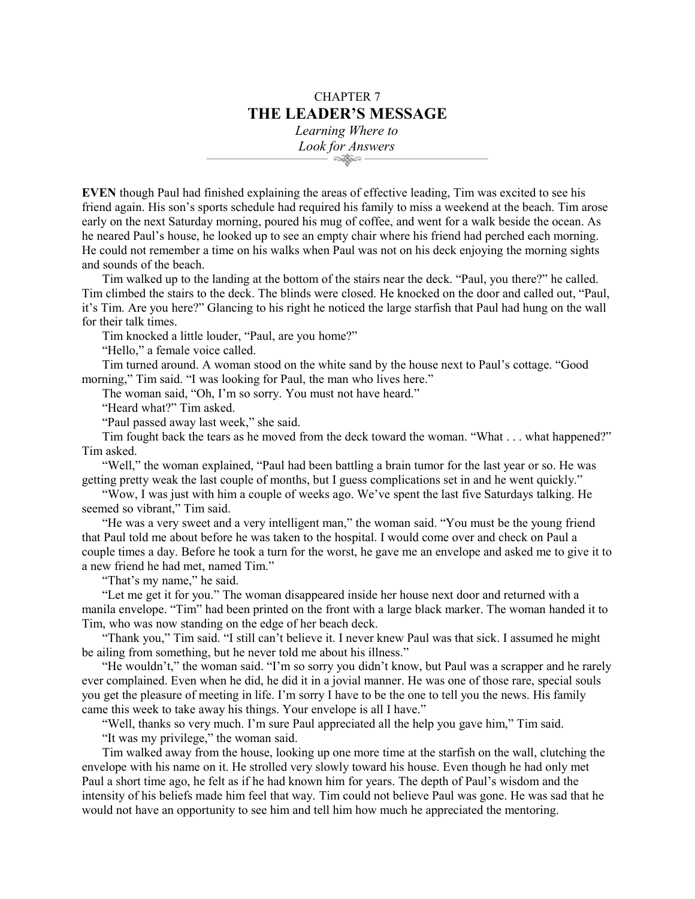CHAPTER 7

# THE LEADER'S MESSAGE

*Learning Where to Look for Answers*

**EVEN** though Paul had finished explaining the areas of effective leading, Tim was excited to see his friend again. His son's sports schedule had required his family to miss a weekend at the beach. Tim arose early on the next Saturday morning, poured his mug of coffee, and went for a walk beside the ocean. As he neared Paul's house, he looked up to see an empty chair where his friend had perched each morning. He could not remember a time on his walks when Paul was not on his deck enjoying the morning sights and sounds of the beach.

Tim walked up to the landing at the bottom of the stairs near the deck. "Paul, you there?" he called. Tim climbed the stairs to the deck. The blinds were closed. He knocked on the door and called out, "Paul, it's Tim. Are you here?" Glancing to his right he noticed the large starfish that Paul had hung on the wall for their talk times.

Tim knocked a little louder, "Paul, are you home?"

"Hello," a female voice called.

Tim turned around. A woman stood on the white sand by the house next to Paul's cottage. "Good morning," Tim said. "I was looking for Paul, the man who lives here."

The woman said, "Oh, I'm so sorry. You must not have heard."

"Heard what?" Tim asked.

"Paul passed away last week," she said.

Tim fought back the tears as he moved from the deck toward the woman. "What . . . what happened?" Tim asked.

"Well," the woman explained, "Paul had been battling a brain tumor for the last year or so. He was getting pretty weak the last couple of months, but I guess complications set in and he went quickly."

"Wow, I was just with him a couple of weeks ago. We've spent the last five Saturdays talking. He seemed so vibrant," Tim said.

"He was a very sweet and a very intelligent man," the woman said. "You must be the young friend that Paul told me about before he was taken to the hospital. I would come over and check on Paul a couple times a day. Before he took a turn for the worst, he gave me an envelope and asked me to give it to a new friend he had met, named Tim."

"That's my name," he said.

"Let me get it for you." The woman disappeared inside her house next door and returned with a manila envelope. "Tim" had been printed on the front with a large black marker. The woman handed it to Tim, who was now standing on the edge of her beach deck.

"Thank you," Tim said. "I still can't believe it. I never knew Paul was that sick. I assumed he might be ailing from something, but he never told me about his illness."

"He wouldn't," the woman said. "I'm so sorry you didn't know, but Paul was a scrapper and he rarely ever complained. Even when he did, he did it in a jovial manner. He was one of those rare, special souls you get the pleasure of meeting in life. I'm sorry I have to be the one to tell you the news. His family came this week to take away his things. Your envelope is all I have."

"Well, thanks so very much. I'm sure Paul appreciated all the help you gave him," Tim said.

"It was my privilege," the woman said.

Tim walked away from the house, looking up one more time at the starfish on the wall, clutching the envelope with his name on it. He strolled very slowly toward his house. Even though he had only met Paul a short time ago, he felt as if he had known him for years. The depth of Paul's wisdom and the intensity of his beliefs made him feel that way. Tim could not believe Paul was gone. He was sad that he would not have an opportunity to see him and tell him how much he appreciated the mentoring.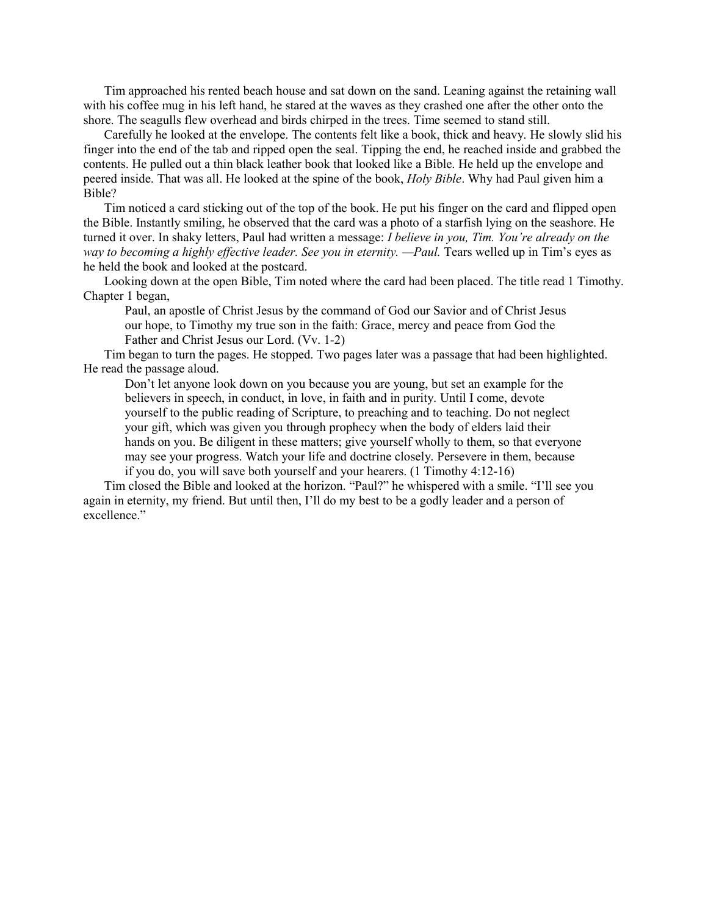Tim approached his rented beach house and sat down on the sand. Leaning against the retaining wall with his coffee mug in his left hand, he stared at the waves as they crashed one after the other onto the shore. The seagulls flew overhead and birds chirped in the trees. Time seemed to stand still.

Carefully he looked at the envelope. The contents felt like a book, thick and heavy. He slowly slid his finger into the end of the tab and ripped open the seal. Tipping the end, he reached inside and grabbed the contents. He pulled out a thin black leather book that looked like a Bible. He held up the envelope and peered inside. That was all. He looked at the spine of the book, *Holy Bible*. Why had Paul given him a Bible?

Tim noticed a card sticking out of the top of the book. He put his finger on the card and flipped open the Bible. Instantly smiling, he observed that the card was a photo of a starfish lying on the seashore. He turned it over. In shaky letters, Paul had written a message: *I believe in you, Tim. You're already on the way to becoming a highly effective leader. See you in eternity. —Paul.* Tears welled up in Tim's eyes as he held the book and looked at the postcard.

Looking down at the open Bible, Tim noted where the card had been placed. The title read 1 Timothy. Chapter 1 began,

> Paul, an apostle of Christ Jesus by the command of God our Savior and of Christ Jesus our hope, to Timothy my true son in the faith: Grace, mercy and peace from God the Father and Christ Jesus our Lord. (Vv. 1-2)

Tim began to turn the pages. He stopped. Two pages later was a passage that had been highlighted. He read the passage aloud.

> Don't let anyone look down on you because you are young, but set an example for the believers in speech, in conduct, in love, in faith and in purity. Until I come, devote yourself to the public reading of Scripture, to preaching and to teaching. Do not neglect your gift, which was given you through prophecy when the body of elders laid their hands on you. Be diligent in these matters; give yourself wholly to them, so that everyone may see your progress. Watch your life and doctrine closely. Persevere in them, because if you do, you will save both yourself and your hearers. (1 Timothy 4:12-16)

Tim closed the Bible and looked at the horizon. "Paul?" he whispered with a smile. "I'll see you again in eternity, my friend. But until then, I'll do my best to be a godly leader and a person of excellence."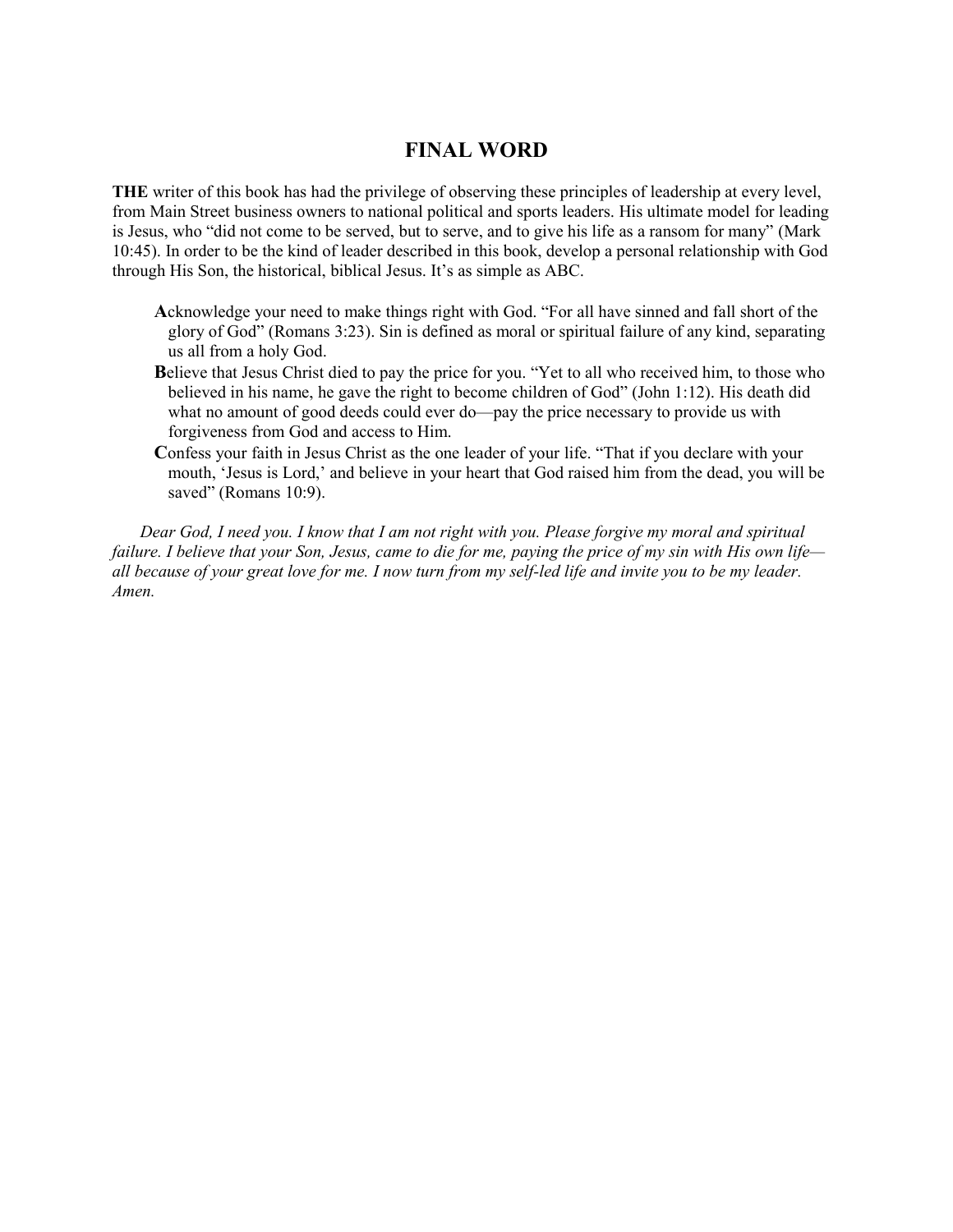# FINAL WORD

**THE** writer of this book has had the privilege of observing these principles of leadership at every level, from Main Street business owners to national political and sports leaders. His ultimate model for leading is Jesus, who "did not come to be served, but to serve, and to give his life as a ransom for many" (Mark 10:45). In order to be the kind of leader described in this book, develop a personal relationship with God through His Son, the historical, biblical Jesus. It's as simple as ABC.

**A**cknowledge your need to make things right with God. "For all have sinned and fall short of the glory of God" (Romans 3:23). Sin is defined as moral or spiritual failure of any kind, separating us all from a holy God.

**B**elieve that Jesus Christ died to pay the price for you. "Yet to all who received him, to those who believed in his name, he gave the right to become children of God" (John 1:12). His death did what no amount of good deeds could ever do—pay the price necessary to provide us with forgiveness from God and access to Him.

**C**onfess your faith in Jesus Christ as the one leader of your life. "That if you declare with your mouth, 'Jesus is Lord,' and believe in your heart that God raised him from the dead, you will be saved" (Romans 10:9).

*Dear God, I need you. I know that I am not right with you. Please forgive my moral and spiritual failure. I believe that your Son, Jesus, came to die for me, paying the price of my sin with His own life—all because of your great love for me. I now turn from my self-led life and invite you to be my leader. Amen.*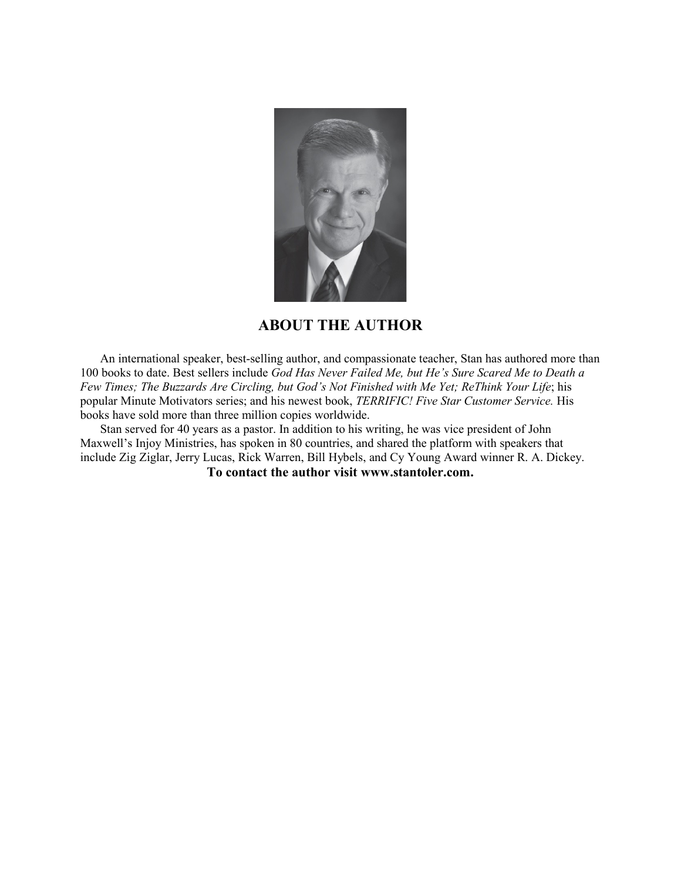## ABOUT THE AUTHOR

An international speaker, best-selling author, and compassionate teacher, Stan has authored more than 100 books to date. Best sellers include *God Has Never Failed Me, but He's Sure Scared Me to Death a Few Times; The Buzzards Are Circling, but God's Not Finished with Me Yet; ReThink Your Life*; his popular Minute Motivators series; and his newest book, *TERRIFIC! Five Star Customer Service.* His books have sold more than three million copies worldwide.

Stan served for 40 years as a pastor. In addition to his writing, he was vice president of John Maxwell's Injoy Ministries, has spoken in 80 countries, and shared the platform with speakers that include Zig Ziglar, Jerry Lucas, Rick Warren, Bill Hybels, and Cy Young Award winner R. A. Dickey.

**To contact the author visit www.stantoler.com.**